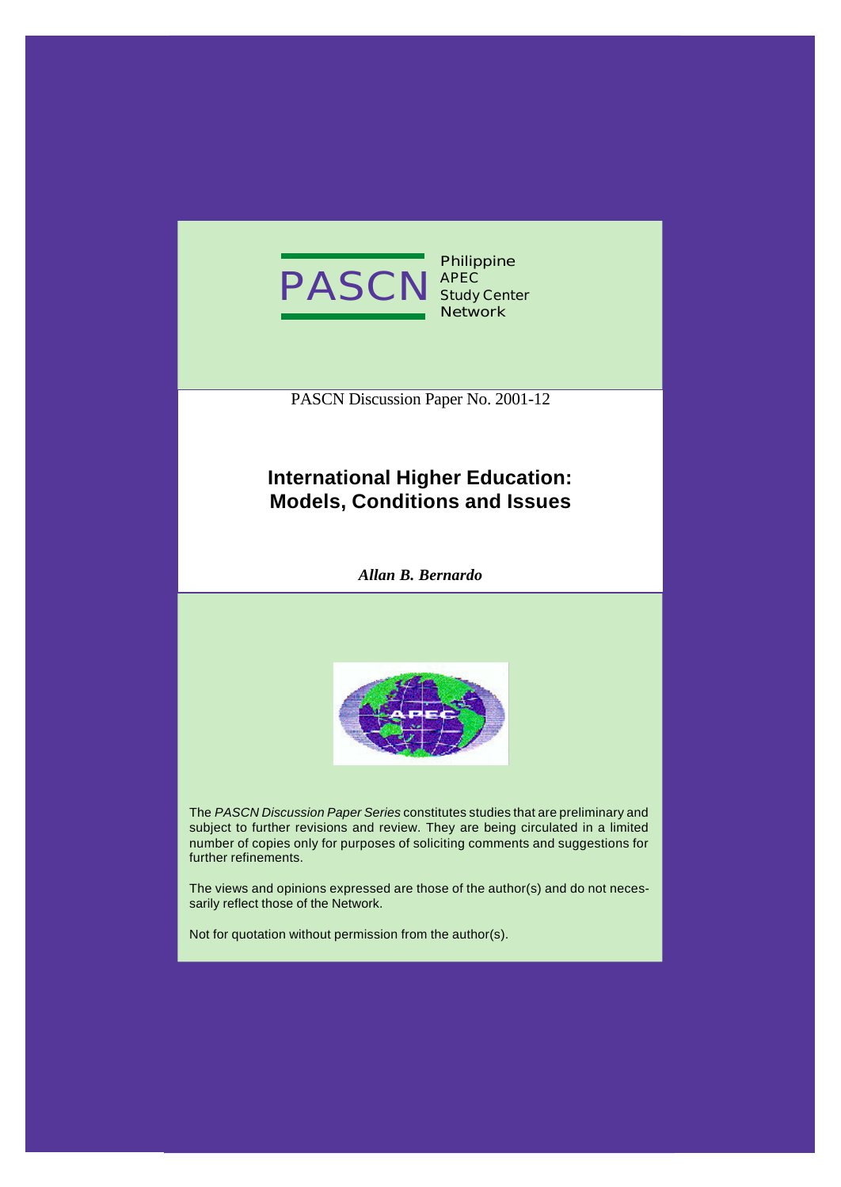PASCN Philippine APEC Study Center Network

PASCN Discussion Paper No. 2001-12

# International Higher Education: Models, Conditions and Issues

***Allan B. Bernardo***

The *PASCN Discussion Paper Series* constitutes studies that are preliminary and subject to further revisions and review. They are being circulated in a limited number of copies only for purposes of soliciting comments and suggestions for further refinements.

The views and opinions expressed are those of the author(s) and do not necessarily reflect those of the Network.

Not for quotation without permission from the author(s).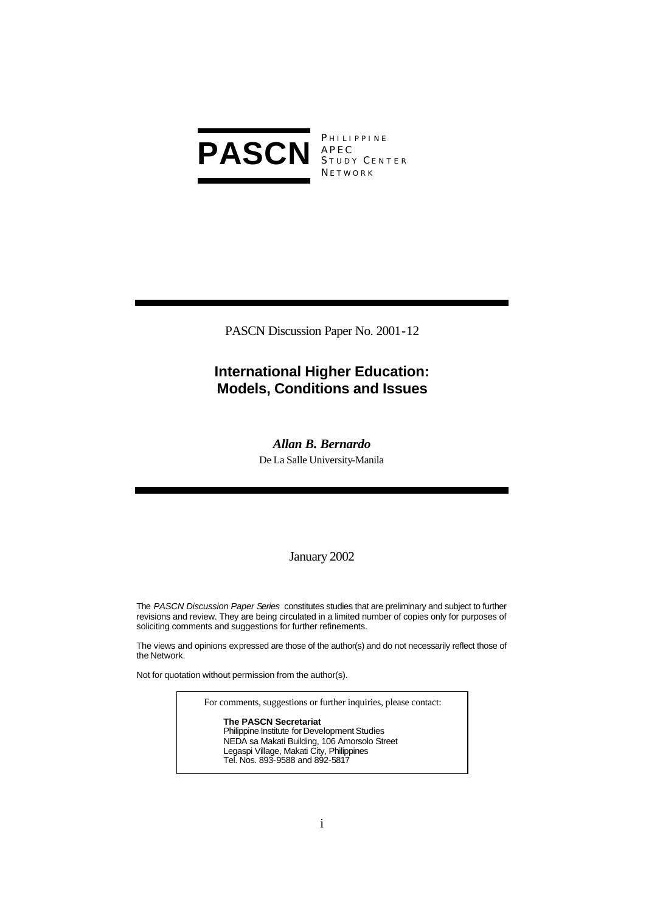**PASCN** PHILIPPINE APEC STUDY CENTER NETWORK

PASCN Discussion Paper No. 2001-12

# International Higher Education: Models, Conditions and Issues

***Allan B. Bernardo***

De La Salle University-Manila

January 2002

The *PASCN Discussion Paper Series* constitutes studies that are preliminary and subject to further revisions and review. They are being circulated in a limited number of copies only for purposes of soliciting comments and suggestions for further refinements.

The views and opinions expressed are those of the author(s) and do not necessarily reflect those of the Network.

Not for quotation without permission from the author(s).

For comments, suggestions or further inquiries, please contact:

**The PASCN Secretariat**
Philippine Institute for Development Studies
NEDA sa Makati Building, 106 Amorsolo Street
Legaspi Village, Makati City, Philippines
Tel. Nos. 893-9588 and 892-5817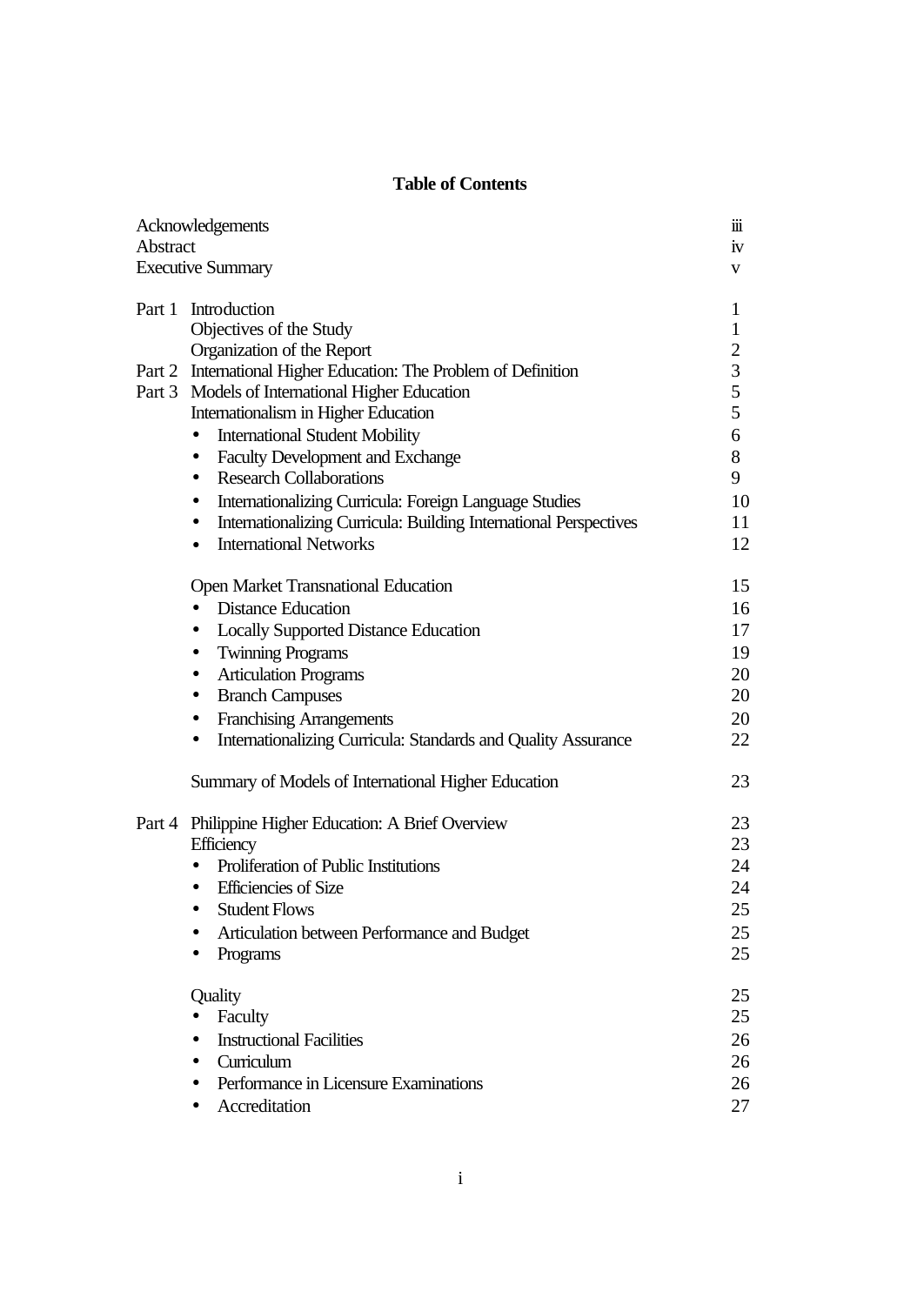# Table of Contents

| | | |
|---|---|---|
| Acknowledgements | | iii |
| Abstract | | iv |
| Executive Summary | | v |
| | | |
| Part 1 | Introduction | 1 |
| | Objectives of the Study | 1 |
| | Organization of the Report | 2 |
| Part 2 | International Higher Education: The Problem of Definition | 3 |
| Part 3 | Models of International Higher Education | 5 |
| | Internationalism in Higher Education | 5 |
| | • International Student Mobility | 6 |
| | • Faculty Development and Exchange | 8 |
| | • Research Collaborations | 9 |
| | • Internationalizing Curricula: Foreign Language Studies | 10 |
| | • Internationalizing Curricula: Building International Perspectives | 11 |
| | • International Networks | 12 |
| | | |
| | Open Market Transnational Education | 15 |
| | • Distance Education | 16 |
| | • Locally Supported Distance Education | 17 |
| | • Twinning Programs | 19 |
| | • Articulation Programs | 20 |
| | • Branch Campuses | 20 |
| | • Franchising Arrangements | 20 |
| | • Internationalizing Curricula: Standards and Quality Assurance | 22 |
| | | |
| | Summary of Models of International Higher Education | 23 |
| | | |
| Part 4 | Philippine Higher Education: A Brief Overview | 23 |
| | Efficiency | 23 |
| | • Proliferation of Public Institutions | 24 |
| | • Efficiencies of Size | 24 |
| | • Student Flows | 25 |
| | • Articulation between Performance and Budget | 25 |
| | • Programs | 25 |
| | | |
| | Quality | 25 |
| | • Faculty | 25 |
| | • Instructional Facilities | 26 |
| | • Curriculum | 26 |
| | • Performance in Licensure Examinations | 26 |
| | • Accreditation | 27 |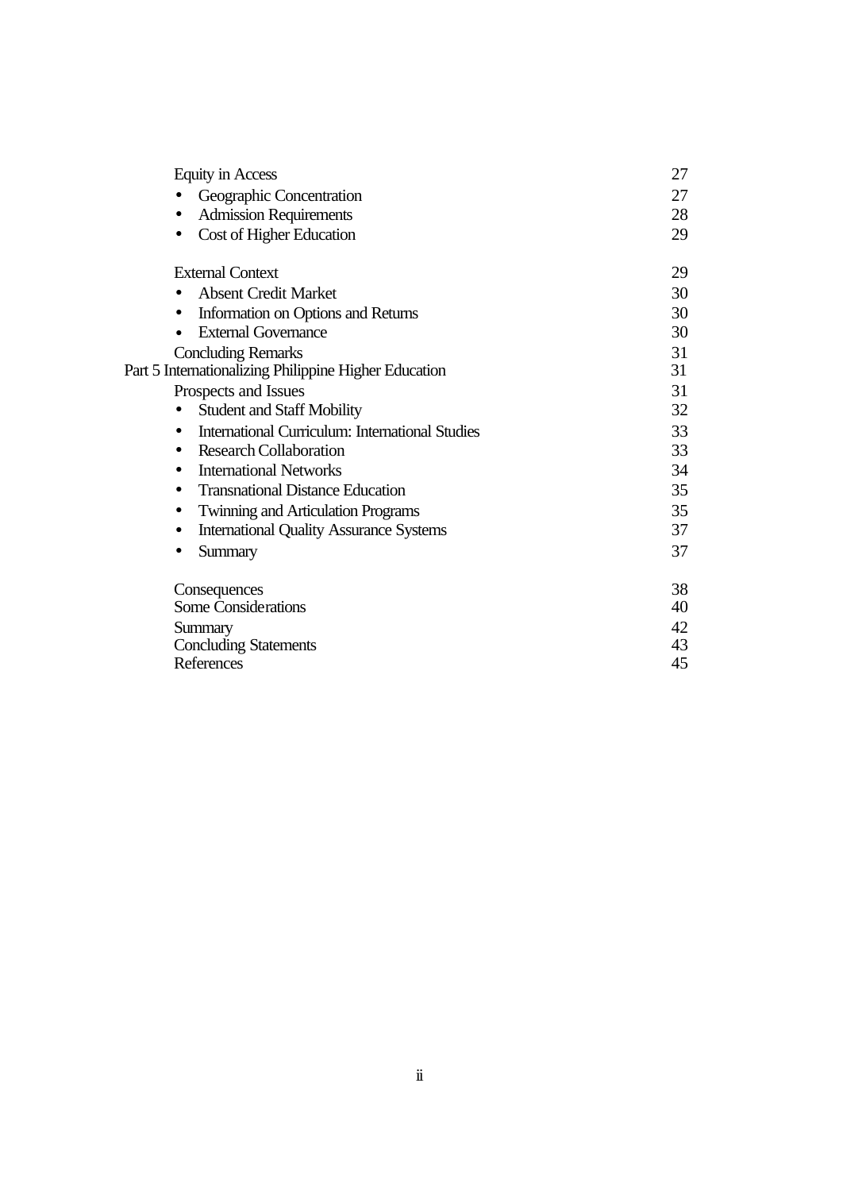| | |
|---|---|
| Equity in Access | 27 |
| • Geographic Concentration | 27 |
| • Admission Requirements | 28 |
| • Cost of Higher Education | 29 |
| External Context | 29 |
| • Absent Credit Market | 30 |
| • Information on Options and Returns | 30 |
| • External Governance | 30 |
| Concluding Remarks | 31 |
| Part 5 Internationalizing Philippine Higher Education | 31 |
| Prospects and Issues | 31 |
| • Student and Staff Mobility | 32 |
| • International Curriculum: International Studies | 33 |
| • Research Collaboration | 33 |
| • International Networks | 34 |
| • Transnational Distance Education | 35 |
| • Twinning and Articulation Programs | 35 |
| • International Quality Assurance Systems | 37 |
| • Summary | 37 |
| Consequences | 38 |
| Some Considerations | 40 |
| Summary | 42 |
| Concluding Statements | 43 |
| References | 45 |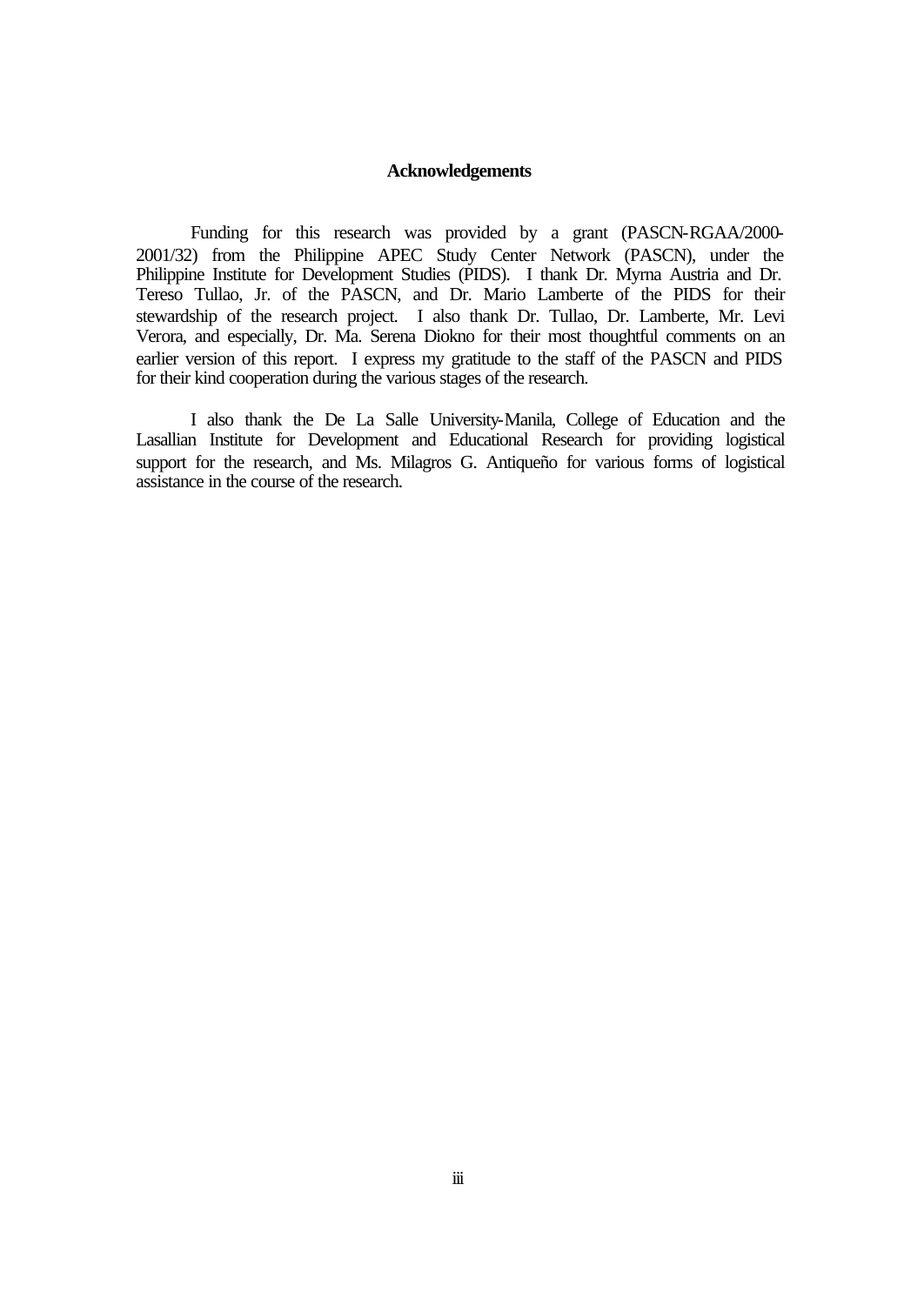# Acknowledgements

Funding for this research was provided by a grant (PASCN-RGAA/2000-2001/32) from the Philippine APEC Study Center Network (PASCN), under the Philippine Institute for Development Studies (PIDS). I thank Dr. Myrna Austria and Dr. Tereso Tullao, Jr. of the PASCN, and Dr. Mario Lamberte of the PIDS for their stewardship of the research project. I also thank Dr. Tullao, Dr. Lamberte, Mr. Levi Verora, and especially, Dr. Ma. Serena Diokno for their most thoughtful comments on an earlier version of this report. I express my gratitude to the staff of the PASCN and PIDS for their kind cooperation during the various stages of the research.

I also thank the De La Salle University-Manila, College of Education and the Lasallian Institute for Development and Educational Research for providing logistical support for the research, and Ms. Milagros G. Antiqueño for various forms of logistical assistance in the course of the research.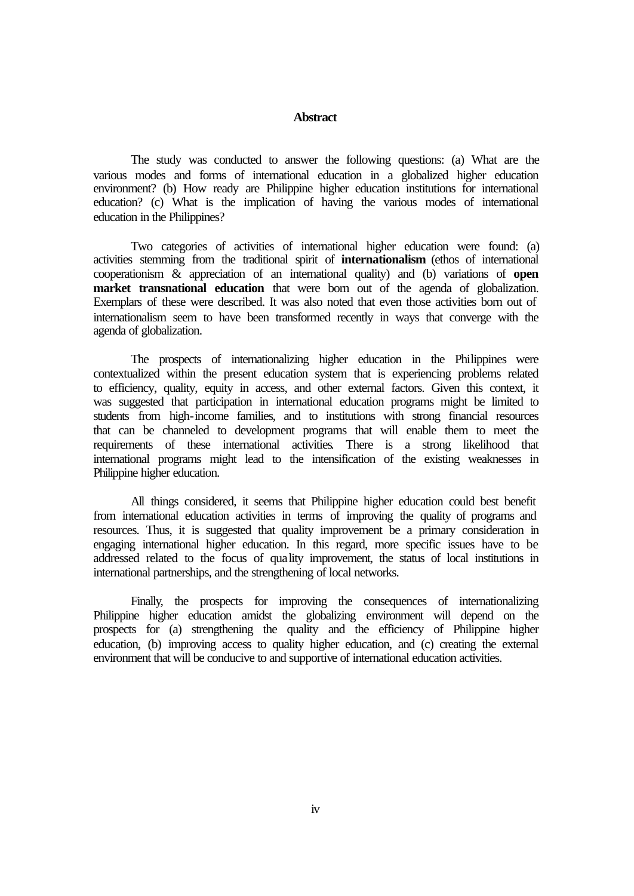## Abstract

The study was conducted to answer the following questions: (a) What are the various modes and forms of international education in a globalized higher education environment? (b) How ready are Philippine higher education institutions for international education? (c) What is the implication of having the various modes of international education in the Philippines?

Two categories of activities of international higher education were found: (a) activities stemming from the traditional spirit of **internationalism** (ethos of international cooperationism & appreciation of an international quality) and (b) variations of **open market transnational education** that were born out of the agenda of globalization. Exemplars of these were described. It was also noted that even those activities born out of internationalism seem to have been transformed recently in ways that converge with the agenda of globalization.

The prospects of internationalizing higher education in the Philippines were contextualized within the present education system that is experiencing problems related to efficiency, quality, equity in access, and other external factors. Given this context, it was suggested that participation in international education programs might be limited to students from high-income families, and to institutions with strong financial resources that can be channeled to development programs that will enable them to meet the requirements of these international activities. There is a strong likelihood that international programs might lead to the intensification of the existing weaknesses in Philippine higher education.

All things considered, it seems that Philippine higher education could best benefit from international education activities in terms of improving the quality of programs and resources. Thus, it is suggested that quality improvement be a primary consideration in engaging international higher education. In this regard, more specific issues have to be addressed related to the focus of quality improvement, the status of local institutions in international partnerships, and the strengthening of local networks.

Finally, the prospects for improving the consequences of internationalizing Philippine higher education amidst the globalizing environment will depend on the prospects for (a) strengthening the quality and the efficiency of Philippine higher education, (b) improving access to quality higher education, and (c) creating the external environment that will be conducive to and supportive of international education activities.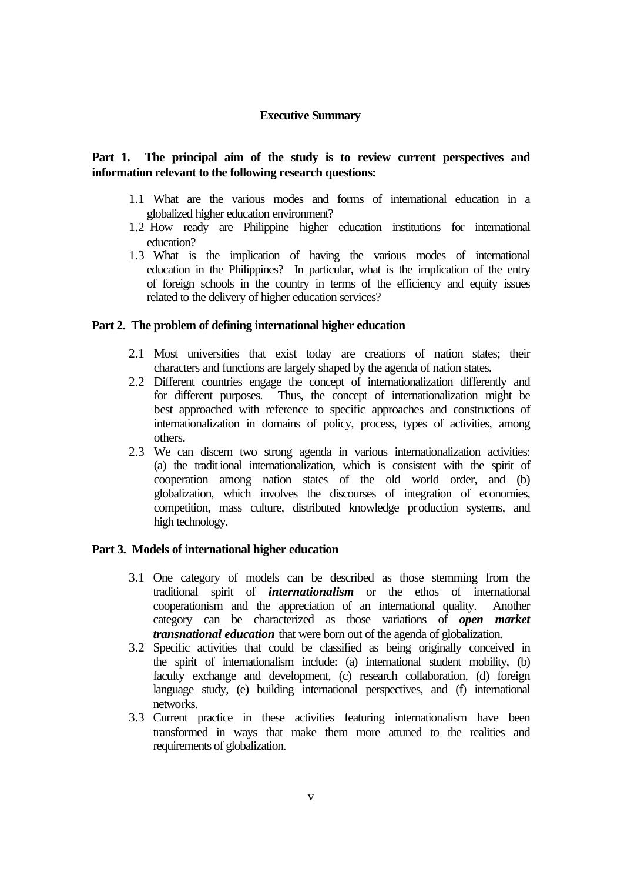## Executive Summary

**Part 1. The principal aim of the study is to review current perspectives and information relevant to the following research questions:**

1.1 What are the various modes and forms of international education in a globalized higher education environment?

1.2 How ready are Philippine higher education institutions for international education?

1.3 What is the implication of having the various modes of international education in the Philippines? In particular, what is the implication of the entry of foreign schools in the country in terms of the efficiency and equity issues related to the delivery of higher education services?

**Part 2. The problem of defining international higher education**

2.1 Most universities that exist today are creations of nation states; their characters and functions are largely shaped by the agenda of nation states.

2.2 Different countries engage the concept of internationalization differently and for different purposes. Thus, the concept of internationalization might be best approached with reference to specific approaches and constructions of internationalization in domains of policy, process, types of activities, among others.

2.3 We can discern two strong agenda in various internationalization activities: (a) the traditional internationalization, which is consistent with the spirit of cooperation among nation states of the old world order, and (b) globalization, which involves the discourses of integration of economies, competition, mass culture, distributed knowledge production systems, and high technology.

**Part 3. Models of international higher education**

3.1 One category of models can be described as those stemming from the traditional spirit of ***internationalism*** or the ethos of international cooperationism and the appreciation of an international quality. Another category can be characterized as those variations of ***open market transnational education*** that were born out of the agenda of globalization.

3.2 Specific activities that could be classified as being originally conceived in the spirit of internationalism include: (a) international student mobility, (b) faculty exchange and development, (c) research collaboration, (d) foreign language study, (e) building international perspectives, and (f) international networks.

3.3 Current practice in these activities featuring internationalism have been transformed in ways that make them more attuned to the realities and requirements of globalization.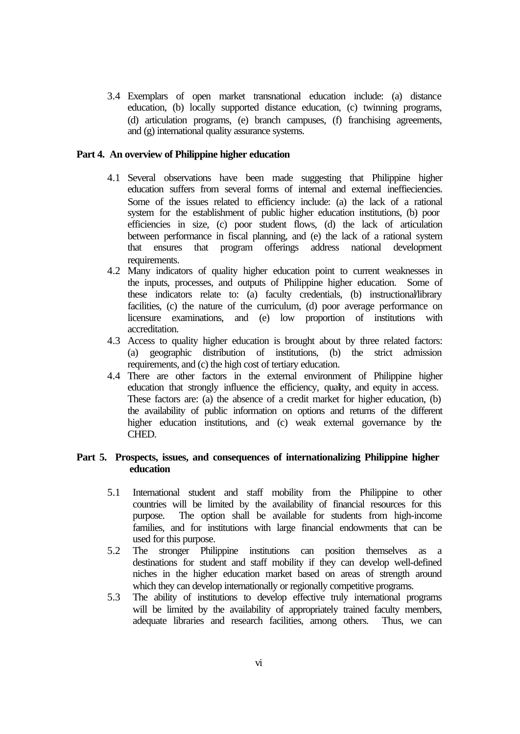3.4 Exemplars of open market transnational education include: (a) distance education, (b) locally supported distance education, (c) twinning programs, (d) articulation programs, (e) branch campuses, (f) franchising agreements, and (g) international quality assurance systems.

**Part 4. An overview of Philippine higher education**

4.1 Several observations have been made suggesting that Philippine higher education suffers from several forms of internal and external ineffieciencies. Some of the issues related to efficiency include: (a) the lack of a rational system for the establishment of public higher education institutions, (b) poor efficiencies in size, (c) poor student flows, (d) the lack of articulation between performance in fiscal planning, and (e) the lack of a rational system that ensures that program offerings address national development requirements.

4.2 Many indicators of quality higher education point to current weaknesses in the inputs, processes, and outputs of Philippine higher education. Some of these indicators relate to: (a) faculty credentials, (b) instructional/library facilities, (c) the nature of the curriculum, (d) poor average performance on licensure examinations, and (e) low proportion of institutions with accreditation.

4.3 Access to quality higher education is brought about by three related factors: (a) geographic distribution of institutions, (b) the strict admission requirements, and (c) the high cost of tertiary education.

4.4 There are other factors in the external environment of Philippine higher education that strongly influence the efficiency, quality, and equity in access. These factors are: (a) the absence of a credit market for higher education, (b) the availability of public information on options and returns of the different higher education institutions, and (c) weak external governance by the CHED.

**Part 5. Prospects, issues, and consequences of internationalizing Philippine higher education**

5.1 International student and staff mobility from the Philippine to other countries will be limited by the availability of financial resources for this purpose. The option shall be available for students from high-income families, and for institutions with large financial endowments that can be used for this purpose.

5.2 The stronger Philippine institutions can position themselves as a destinations for student and staff mobility if they can develop well-defined niches in the higher education market based on areas of strength around which they can develop internationally or regionally competitive programs.

5.3 The ability of institutions to develop effective truly international programs will be limited by the availability of appropriately trained faculty members, adequate libraries and research facilities, among others. Thus, we can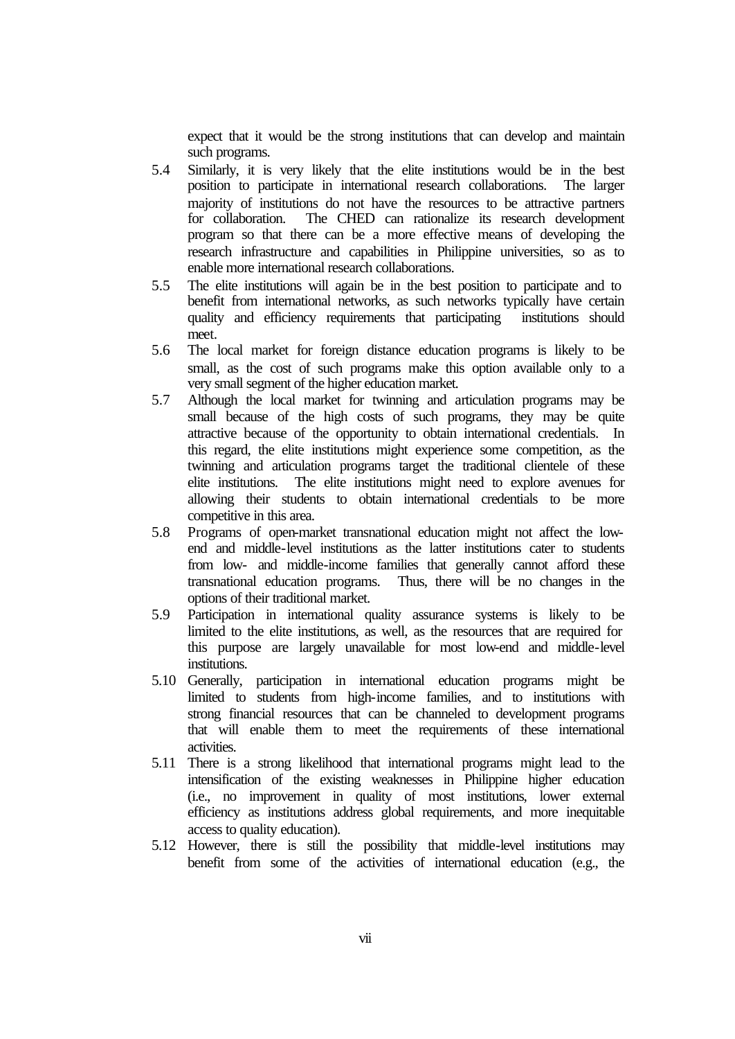expect that it would be the strong institutions that can develop and maintain such programs.

5.4 Similarly, it is very likely that the elite institutions would be in the best position to participate in international research collaborations. The larger majority of institutions do not have the resources to be attractive partners for collaboration. The CHED can rationalize its research development program so that there can be a more effective means of developing the research infrastructure and capabilities in Philippine universities, so as to enable more international research collaborations.

5.5 The elite institutions will again be in the best position to participate and to benefit from international networks, as such networks typically have certain quality and efficiency requirements that participating institutions should meet.

5.6 The local market for foreign distance education programs is likely to be small, as the cost of such programs make this option available only to a very small segment of the higher education market.

5.7 Although the local market for twinning and articulation programs may be small because of the high costs of such programs, they may be quite attractive because of the opportunity to obtain international credentials. In this regard, the elite institutions might experience some competition, as the twinning and articulation programs target the traditional clientele of these elite institutions. The elite institutions might need to explore avenues for allowing their students to obtain international credentials to be more competitive in this area.

5.8 Programs of open-market transnational education might not affect the low-end and middle-level institutions as the latter institutions cater to students from low- and middle-income families that generally cannot afford these transnational education programs. Thus, there will be no changes in the options of their traditional market.

5.9 Participation in international quality assurance systems is likely to be limited to the elite institutions, as well, as the resources that are required for this purpose are largely unavailable for most low-end and middle-level institutions.

5.10 Generally, participation in international education programs might be limited to students from high-income families, and to institutions with strong financial resources that can be channeled to development programs that will enable them to meet the requirements of these international activities.

5.11 There is a strong likelihood that international programs might lead to the intensification of the existing weaknesses in Philippine higher education (i.e., no improvement in quality of most institutions, lower external efficiency as institutions address global requirements, and more inequitable access to quality education).

5.12 However, there is still the possibility that middle-level institutions may benefit from some of the activities of international education (e.g., the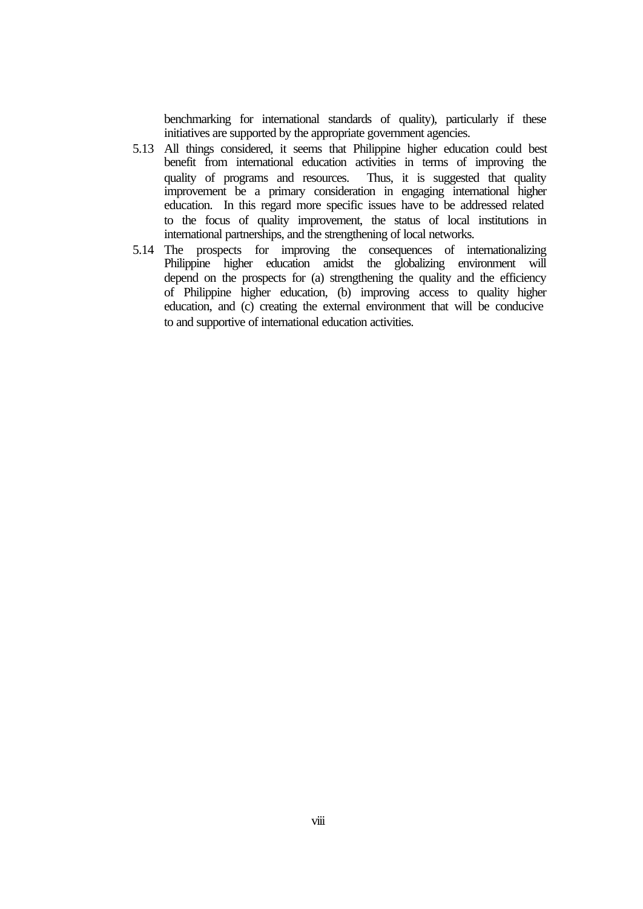benchmarking for international standards of quality), particularly if these initiatives are supported by the appropriate government agencies.

5.13 All things considered, it seems that Philippine higher education could best benefit from international education activities in terms of improving the quality of programs and resources. Thus, it is suggested that quality improvement be a primary consideration in engaging international higher education. In this regard more specific issues have to be addressed related to the focus of quality improvement, the status of local institutions in international partnerships, and the strengthening of local networks.

5.14 The prospects for improving the consequences of internationalizing Philippine higher education amidst the globalizing environment will depend on the prospects for (a) strengthening the quality and the efficiency of Philippine higher education, (b) improving access to quality higher education, and (c) creating the external environment that will be conducive to and supportive of international education activities.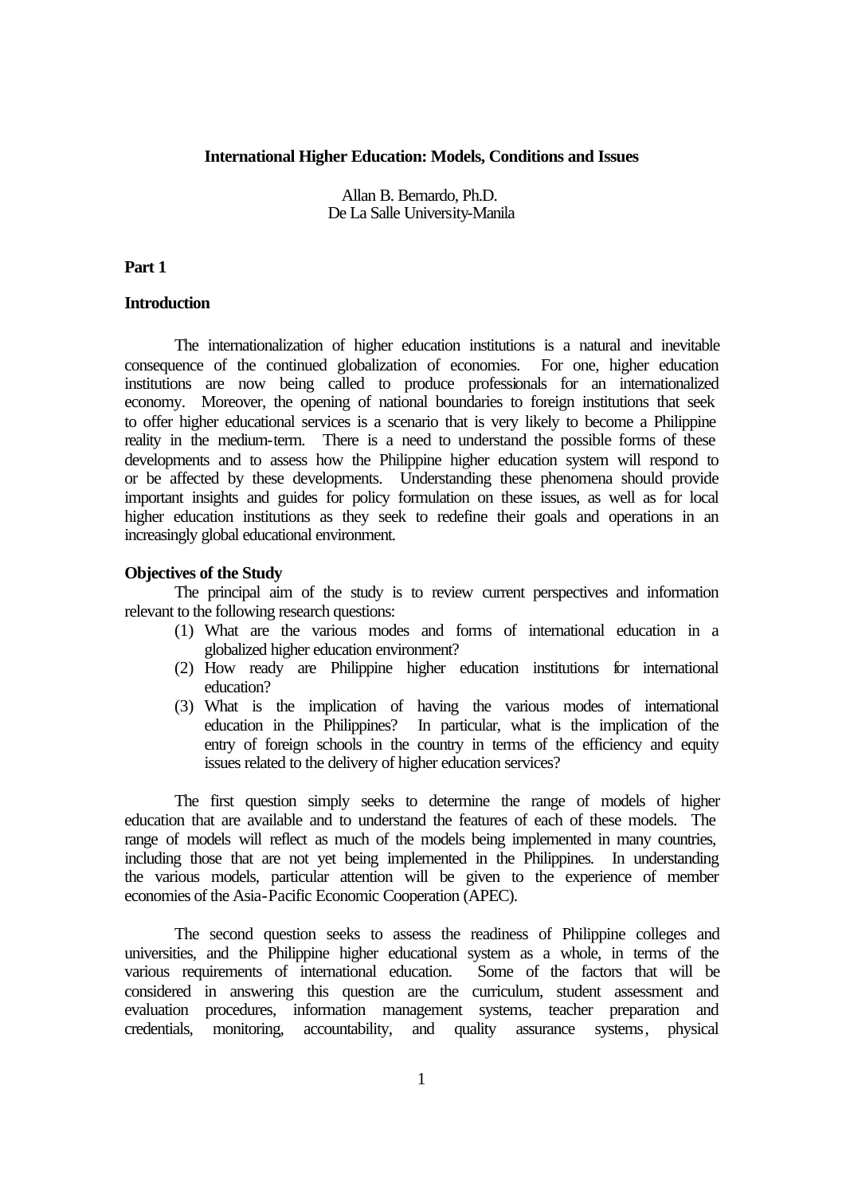# International Higher Education: Models, Conditions and Issues

Allan B. Bernardo, Ph.D.
De La Salle University-Manila

## Part 1

### Introduction

The internationalization of higher education institutions is a natural and inevitable consequence of the continued globalization of economies. For one, higher education institutions are now being called to produce professionals for an internationalized economy. Moreover, the opening of national boundaries to foreign institutions that seek to offer higher educational services is a scenario that is very likely to become a Philippine reality in the medium-term. There is a need to understand the possible forms of these developments and to assess how the Philippine higher education system will respond to or be affected by these developments. Understanding these phenomena should provide important insights and guides for policy formulation on these issues, as well as for local higher education institutions as they seek to redefine their goals and operations in an increasingly global educational environment.

### Objectives of the Study

The principal aim of the study is to review current perspectives and information relevant to the following research questions:

(1) What are the various modes and forms of international education in a globalized higher education environment?
(2) How ready are Philippine higher education institutions for international education?
(3) What is the implication of having the various modes of international education in the Philippines? In particular, what is the implication of the entry of foreign schools in the country in terms of the efficiency and equity issues related to the delivery of higher education services?

The first question simply seeks to determine the range of models of higher education that are available and to understand the features of each of these models. The range of models will reflect as much of the models being implemented in many countries, including those that are not yet being implemented in the Philippines. In understanding the various models, particular attention will be given to the experience of member economies of the Asia-Pacific Economic Cooperation (APEC).

The second question seeks to assess the readiness of Philippine colleges and universities, and the Philippine higher educational system as a whole, in terms of the various requirements of international education. Some of the factors that will be considered in answering this question are the curriculum, student assessment and evaluation procedures, information management systems, teacher preparation and credentials, monitoring, accountability, and quality assurance systems, physical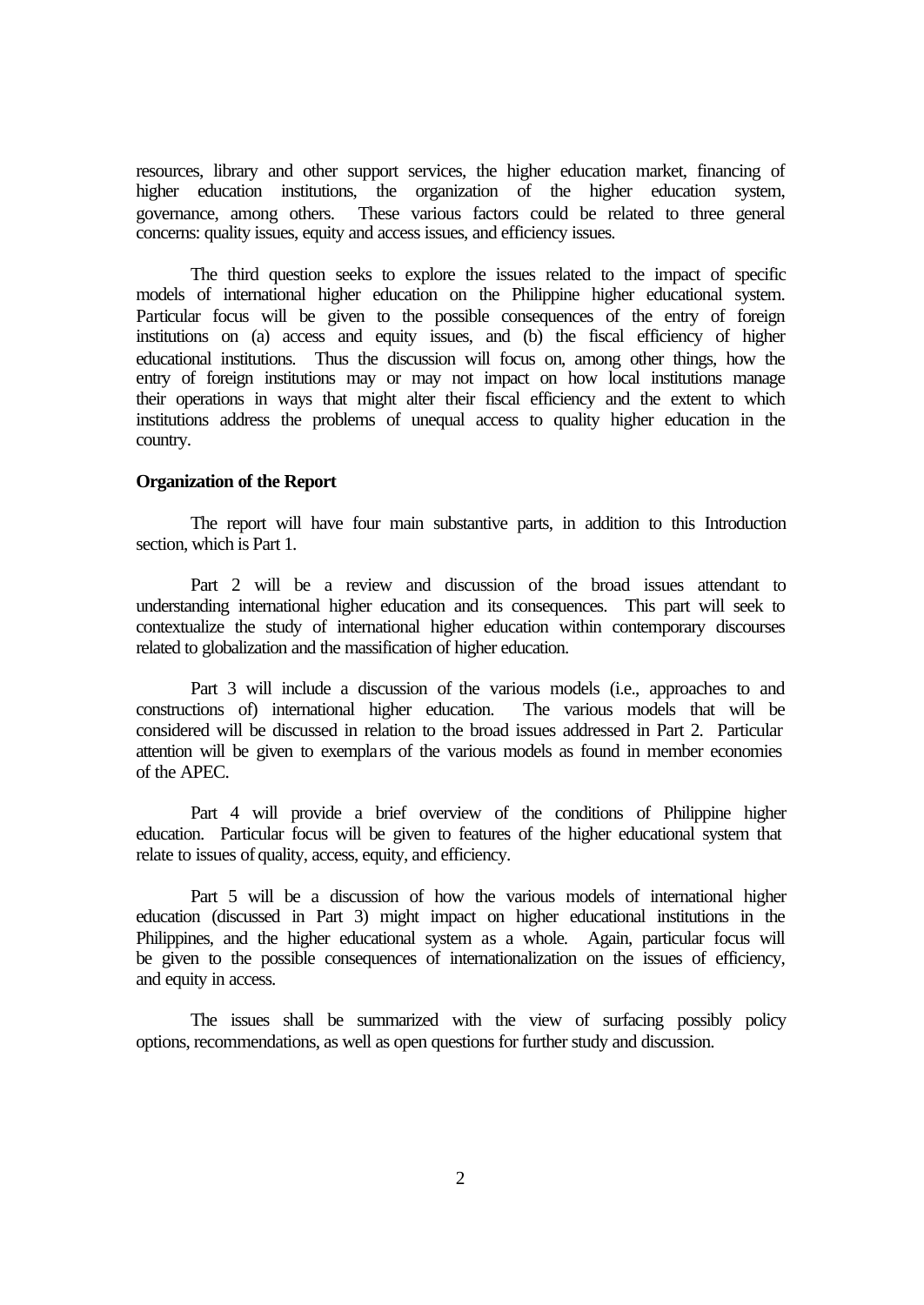resources, library and other support services, the higher education market, financing of higher education institutions, the organization of the higher education system, governance, among others. These various factors could be related to three general concerns: quality issues, equity and access issues, and efficiency issues.

The third question seeks to explore the issues related to the impact of specific models of international higher education on the Philippine higher educational system. Particular focus will be given to the possible consequences of the entry of foreign institutions on (a) access and equity issues, and (b) the fiscal efficiency of higher educational institutions. Thus the discussion will focus on, among other things, how the entry of foreign institutions may or may not impact on how local institutions manage their operations in ways that might alter their fiscal efficiency and the extent to which institutions address the problems of unequal access to quality higher education in the country.

**Organization of the Report**

The report will have four main substantive parts, in addition to this Introduction section, which is Part 1.

Part 2 will be a review and discussion of the broad issues attendant to understanding international higher education and its consequences. This part will seek to contextualize the study of international higher education within contemporary discourses related to globalization and the massification of higher education.

Part 3 will include a discussion of the various models (i.e., approaches to and constructions of) international higher education. The various models that will be considered will be discussed in relation to the broad issues addressed in Part 2. Particular attention will be given to exemplars of the various models as found in member economies of the APEC.

Part 4 will provide a brief overview of the conditions of Philippine higher education. Particular focus will be given to features of the higher educational system that relate to issues of quality, access, equity, and efficiency.

Part 5 will be a discussion of how the various models of international higher education (discussed in Part 3) might impact on higher educational institutions in the Philippines, and the higher educational system as a whole. Again, particular focus will be given to the possible consequences of internationalization on the issues of efficiency, and equity in access.

The issues shall be summarized with the view of surfacing possibly policy options, recommendations, as well as open questions for further study and discussion.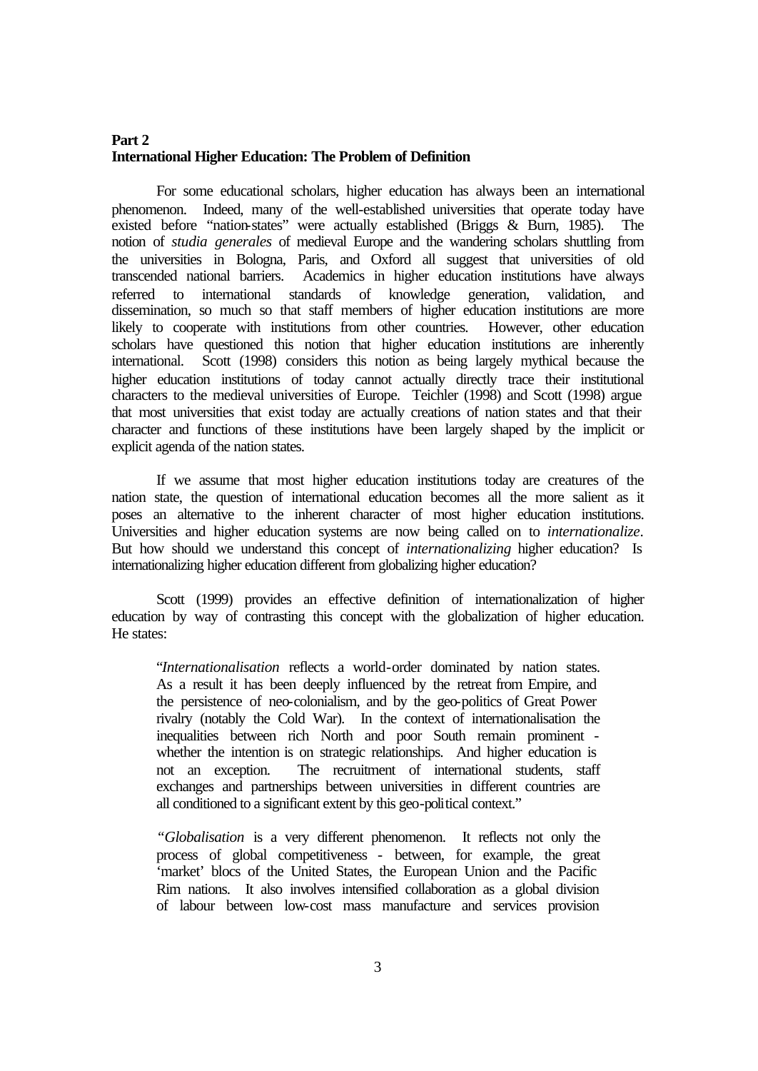**Part 2**
**International Higher Education: The Problem of Definition**

For some educational scholars, higher education has always been an international phenomenon. Indeed, many of the well-established universities that operate today have existed before "nation-states" were actually established (Briggs & Burn, 1985). The notion of *studia generales* of medieval Europe and the wandering scholars shuttling from the universities in Bologna, Paris, and Oxford all suggest that universities of old transcended national barriers. Academics in higher education institutions have always referred to international standards of knowledge generation, validation, and dissemination, so much so that staff members of higher education institutions are more likely to cooperate with institutions from other countries. However, other education scholars have questioned this notion that higher education institutions are inherently international. Scott (1998) considers this notion as being largely mythical because the higher education institutions of today cannot actually directly trace their institutional characters to the medieval universities of Europe. Teichler (1998) and Scott (1998) argue that most universities that exist today are actually creations of nation states and that their character and functions of these institutions have been largely shaped by the implicit or explicit agenda of the nation states.

If we assume that most higher education institutions today are creatures of the nation state, the question of international education becomes all the more salient as it poses an alternative to the inherent character of most higher education institutions. Universities and higher education systems are now being called on to *internationalize*. But how should we understand this concept of *internationalizing* higher education? Is internationalizing higher education different from globalizing higher education?

Scott (1999) provides an effective definition of internationalization of higher education by way of contrasting this concept with the globalization of higher education. He states:

> "*Internationalisation* reflects a world-order dominated by nation states. As a result it has been deeply influenced by the retreat from Empire, and the persistence of neo-colonialism, and by the geo-politics of Great Power rivalry (notably the Cold War). In the context of internationalisation the inequalities between rich North and poor South remain prominent - whether the intention is on strategic relationships. And higher education is not an exception. The recruitment of international students, staff exchanges and partnerships between universities in different countries are all conditioned to a significant extent by this geo-political context."
>
> "*Globalisation* is a very different phenomenon. It reflects not only the process of global competitiveness - between, for example, the great 'market' blocs of the United States, the European Union and the Pacific Rim nations. It also involves intensified collaboration as a global division of labour between low-cost mass manufacture and services provision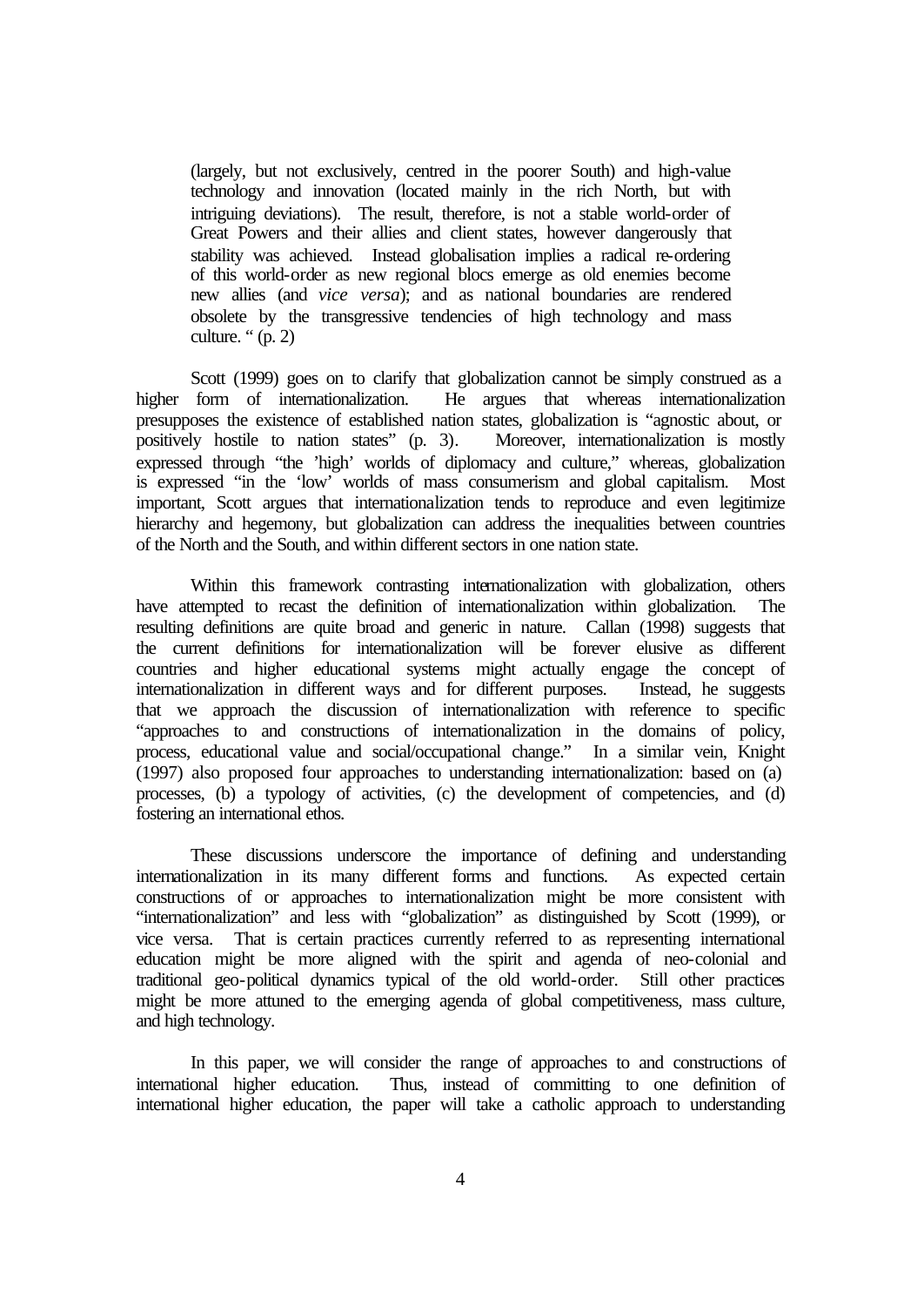> (largely, but not exclusively, centred in the poorer South) and high-value technology and innovation (located mainly in the rich North, but with intriguing deviations). The result, therefore, is not a stable world-order of Great Powers and their allies and client states, however dangerously that stability was achieved. Instead globalisation implies a radical re-ordering of this world-order as new regional blocs emerge as old enemies become new allies (and *vice versa*); and as national boundaries are rendered obsolete by the transgressive tendencies of high technology and mass culture. " (p. 2)

Scott (1999) goes on to clarify that globalization cannot be simply construed as a higher form of internationalization. He argues that whereas internationalization presupposes the existence of established nation states, globalization is "agnostic about, or positively hostile to nation states" (p. 3). Moreover, internationalization is mostly expressed through "the 'high' worlds of diplomacy and culture," whereas, globalization is expressed "in the 'low' worlds of mass consumerism and global capitalism. Most important, Scott argues that internationalization tends to reproduce and even legitimize hierarchy and hegemony, but globalization can address the inequalities between countries of the North and the South, and within different sectors in one nation state.

Within this framework contrasting internationalization with globalization, others have attempted to recast the definition of internationalization within globalization. The resulting definitions are quite broad and generic in nature. Callan (1998) suggests that the current definitions for internationalization will be forever elusive as different countries and higher educational systems might actually engage the concept of internationalization in different ways and for different purposes. Instead, he suggests that we approach the discussion of internationalization with reference to specific "approaches to and constructions of internationalization in the domains of policy, process, educational value and social/occupational change." In a similar vein, Knight (1997) also proposed four approaches to understanding internationalization: based on (a) processes, (b) a typology of activities, (c) the development of competencies, and (d) fostering an international ethos.

These discussions underscore the importance of defining and understanding internationalization in its many different forms and functions. As expected certain constructions of or approaches to internationalization might be more consistent with "internationalization" and less with "globalization" as distinguished by Scott (1999), or vice versa. That is certain practices currently referred to as representing international education might be more aligned with the spirit and agenda of neo-colonial and traditional geo-political dynamics typical of the old world-order. Still other practices might be more attuned to the emerging agenda of global competitiveness, mass culture, and high technology.

In this paper, we will consider the range of approaches to and constructions of international higher education. Thus, instead of committing to one definition of international higher education, the paper will take a catholic approach to understanding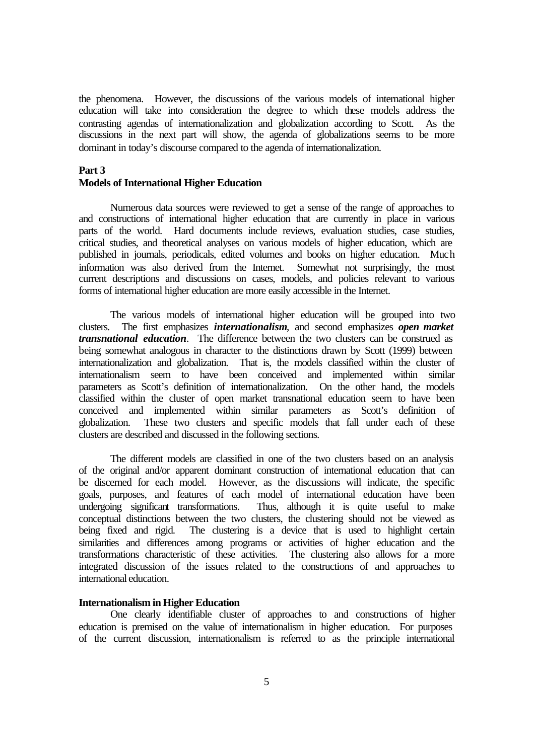the phenomena. However, the discussions of the various models of international higher education will take into consideration the degree to which these models address the contrasting agendas of internationalization and globalization according to Scott. As the discussions in the next part will show, the agenda of globalizations seems to be more dominant in today's discourse compared to the agenda of internationalization.

## Part 3
## Models of International Higher Education

Numerous data sources were reviewed to get a sense of the range of approaches to and constructions of international higher education that are currently in place in various parts of the world. Hard documents include reviews, evaluation studies, case studies, critical studies, and theoretical analyses on various models of higher education, which are published in journals, periodicals, edited volumes and books on higher education. Much information was also derived from the Internet. Somewhat not surprisingly, the most current descriptions and discussions on cases, models, and policies relevant to various forms of international higher education are more easily accessible in the Internet.

The various models of international higher education will be grouped into two clusters. The first emphasizes ***internationalism***, and second emphasizes ***open market transnational education***. The difference between the two clusters can be construed as being somewhat analogous in character to the distinctions drawn by Scott (1999) between internationalization and globalization. That is, the models classified within the cluster of internationalism seem to have been conceived and implemented within similar parameters as Scott's definition of internationalization. On the other hand, the models classified within the cluster of open market transnational education seem to have been conceived and implemented within similar parameters as Scott's definition of globalization. These two clusters and specific models that fall under each of these clusters are described and discussed in the following sections.

The different models are classified in one of the two clusters based on an analysis of the original and/or apparent dominant construction of international education that can be discerned for each model. However, as the discussions will indicate, the specific goals, purposes, and features of each model of international education have been undergoing significant transformations. Thus, although it is quite useful to make conceptual distinctions between the two clusters, the clustering should not be viewed as being fixed and rigid. The clustering is a device that is used to highlight certain similarities and differences among programs or activities of higher education and the transformations characteristic of these activities. The clustering also allows for a more integrated discussion of the issues related to the constructions of and approaches to international education.

### Internationalism in Higher Education

One clearly identifiable cluster of approaches to and constructions of higher education is premised on the value of internationalism in higher education. For purposes of the current discussion, internationalism is referred to as the principle international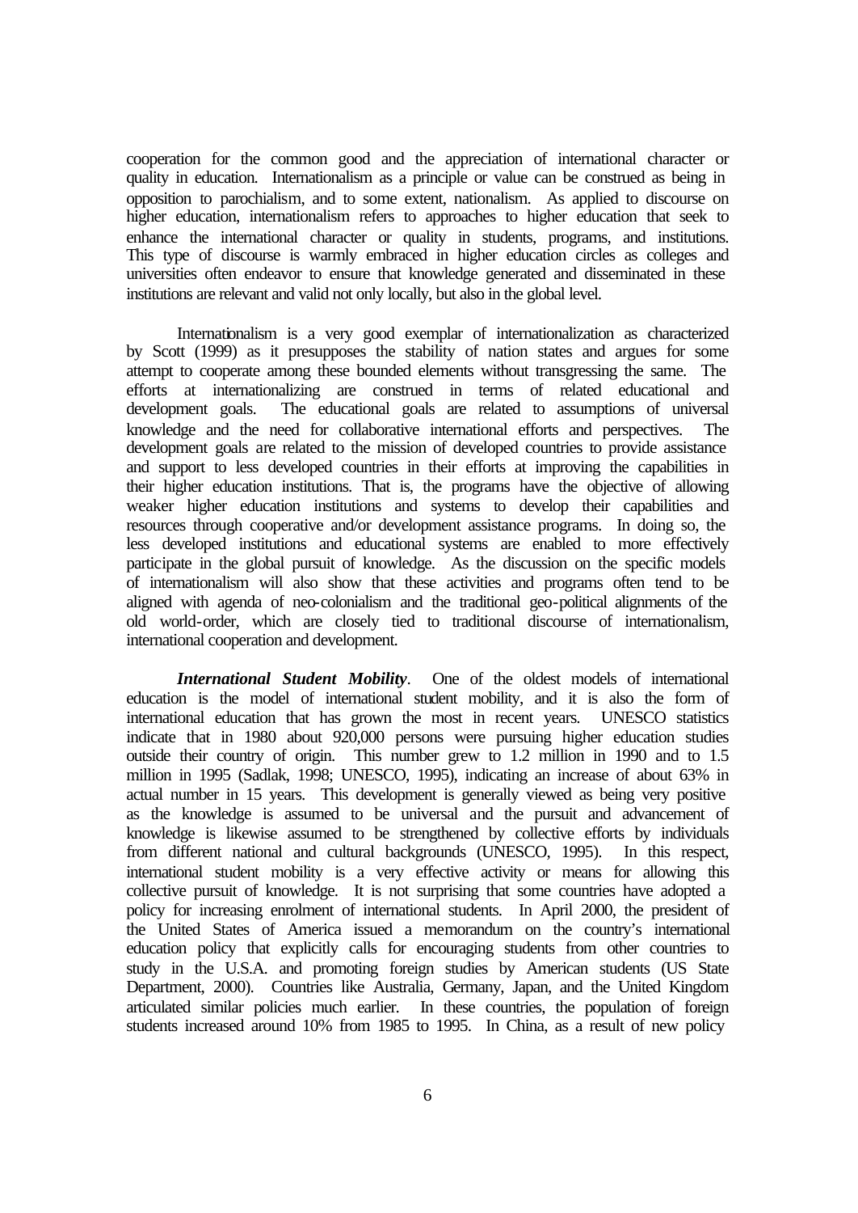cooperation for the common good and the appreciation of international character or quality in education. Internationalism as a principle or value can be construed as being in opposition to parochialism, and to some extent, nationalism. As applied to discourse on higher education, internationalism refers to approaches to higher education that seek to enhance the international character or quality in students, programs, and institutions. This type of discourse is warmly embraced in higher education circles as colleges and universities often endeavor to ensure that knowledge generated and disseminated in these institutions are relevant and valid not only locally, but also in the global level.

Internationalism is a very good exemplar of internationalization as characterized by Scott (1999) as it presupposes the stability of nation states and argues for some attempt to cooperate among these bounded elements without transgressing the same. The efforts at internationalizing are construed in terms of related educational and development goals. The educational goals are related to assumptions of universal knowledge and the need for collaborative international efforts and perspectives. The development goals are related to the mission of developed countries to provide assistance and support to less developed countries in their efforts at improving the capabilities in their higher education institutions. That is, the programs have the objective of allowing weaker higher education institutions and systems to develop their capabilities and resources through cooperative and/or development assistance programs. In doing so, the less developed institutions and educational systems are enabled to more effectively participate in the global pursuit of knowledge. As the discussion on the specific models of internationalism will also show that these activities and programs often tend to be aligned with agenda of neo-colonialism and the traditional geo-political alignments of the old world-order, which are closely tied to traditional discourse of internationalism, international cooperation and development.

***International Student Mobility***. One of the oldest models of international education is the model of international student mobility, and it is also the form of international education that has grown the most in recent years. UNESCO statistics indicate that in 1980 about 920,000 persons were pursuing higher education studies outside their country of origin. This number grew to 1.2 million in 1990 and to 1.5 million in 1995 (Sadlak, 1998; UNESCO, 1995), indicating an increase of about 63% in actual number in 15 years. This development is generally viewed as being very positive as the knowledge is assumed to be universal and the pursuit and advancement of knowledge is likewise assumed to be strengthened by collective efforts by individuals from different national and cultural backgrounds (UNESCO, 1995). In this respect, international student mobility is a very effective activity or means for allowing this collective pursuit of knowledge. It is not surprising that some countries have adopted a policy for increasing enrolment of international students. In April 2000, the president of the United States of America issued a memorandum on the country's international education policy that explicitly calls for encouraging students from other countries to study in the U.S.A. and promoting foreign studies by American students (US State Department, 2000). Countries like Australia, Germany, Japan, and the United Kingdom articulated similar policies much earlier. In these countries, the population of foreign students increased around 10% from 1985 to 1995. In China, as a result of new policy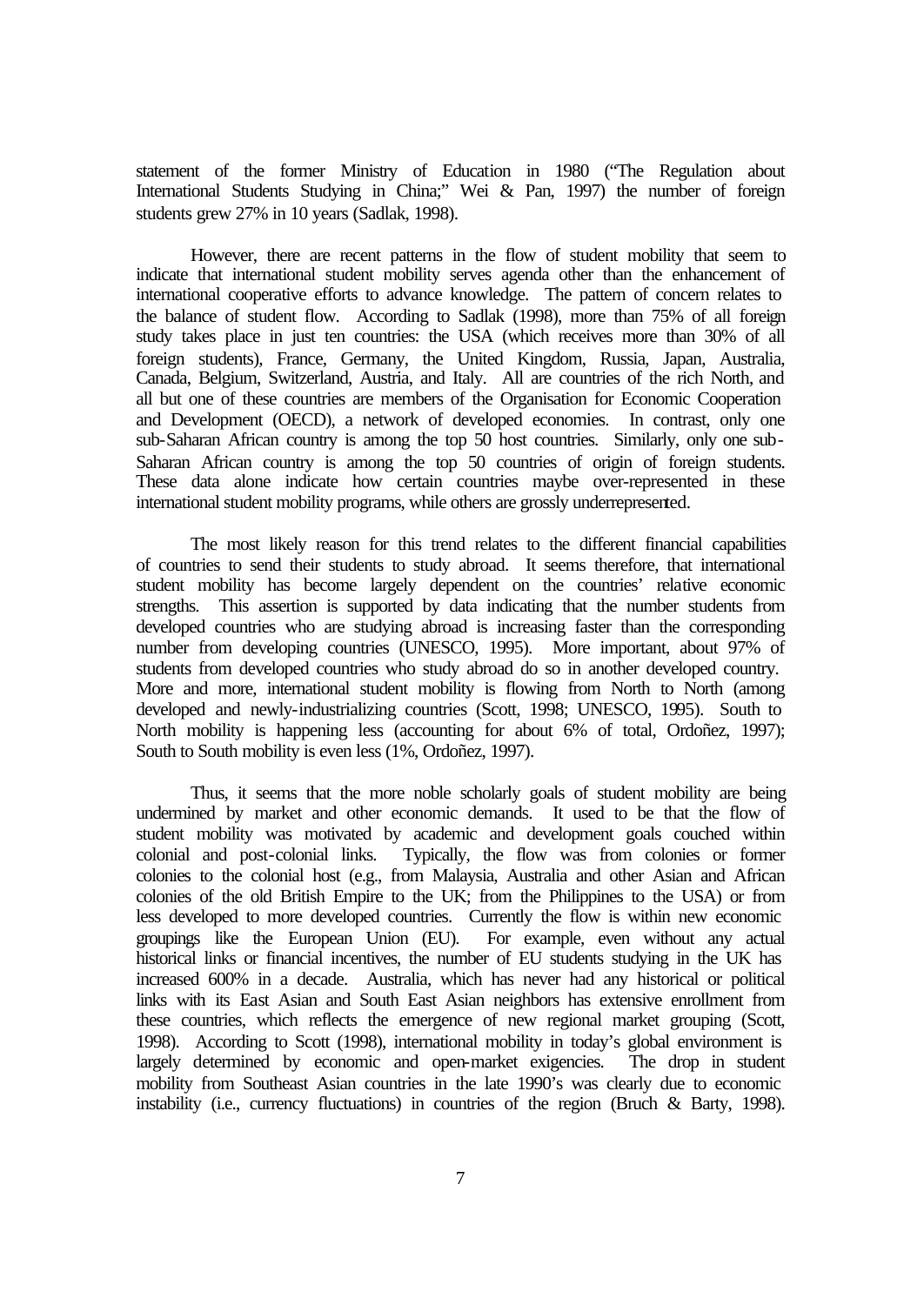statement of the former Ministry of Education in 1980 ("The Regulation about International Students Studying in China;" Wei & Pan, 1997) the number of foreign students grew 27% in 10 years (Sadlak, 1998).

However, there are recent patterns in the flow of student mobility that seem to indicate that international student mobility serves agenda other than the enhancement of international cooperative efforts to advance knowledge. The pattern of concern relates to the balance of student flow. According to Sadlak (1998), more than 75% of all foreign study takes place in just ten countries: the USA (which receives more than 30% of all foreign students), France, Germany, the United Kingdom, Russia, Japan, Australia, Canada, Belgium, Switzerland, Austria, and Italy. All are countries of the rich North, and all but one of these countries are members of the Organisation for Economic Cooperation and Development (OECD), a network of developed economies. In contrast, only one sub-Saharan African country is among the top 50 host countries. Similarly, only one sub-Saharan African country is among the top 50 countries of origin of foreign students. These data alone indicate how certain countries maybe over-represented in these international student mobility programs, while others are grossly underrepresented.

The most likely reason for this trend relates to the different financial capabilities of countries to send their students to study abroad. It seems therefore, that international student mobility has become largely dependent on the countries' relative economic strengths. This assertion is supported by data indicating that the number students from developed countries who are studying abroad is increasing faster than the corresponding number from developing countries (UNESCO, 1995). More important, about 97% of students from developed countries who study abroad do so in another developed country. More and more, international student mobility is flowing from North to North (among developed and newly-industrializing countries (Scott, 1998; UNESCO, 1995). South to North mobility is happening less (accounting for about 6% of total, Ordoñez, 1997); South to South mobility is even less (1%, Ordoñez, 1997).

Thus, it seems that the more noble scholarly goals of student mobility are being undermined by market and other economic demands. It used to be that the flow of student mobility was motivated by academic and development goals couched within colonial and post-colonial links. Typically, the flow was from colonies or former colonies to the colonial host (e.g., from Malaysia, Australia and other Asian and African colonies of the old British Empire to the UK; from the Philippines to the USA) or from less developed to more developed countries. Currently the flow is within new economic groupings like the European Union (EU). For example, even without any actual historical links or financial incentives, the number of EU students studying in the UK has increased 600% in a decade. Australia, which has never had any historical or political links with its East Asian and South East Asian neighbors has extensive enrollment from these countries, which reflects the emergence of new regional market grouping (Scott, 1998). According to Scott (1998), international mobility in today's global environment is largely determined by economic and open-market exigencies. The drop in student mobility from Southeast Asian countries in the late 1990's was clearly due to economic instability (i.e., currency fluctuations) in countries of the region (Bruch & Barty, 1998).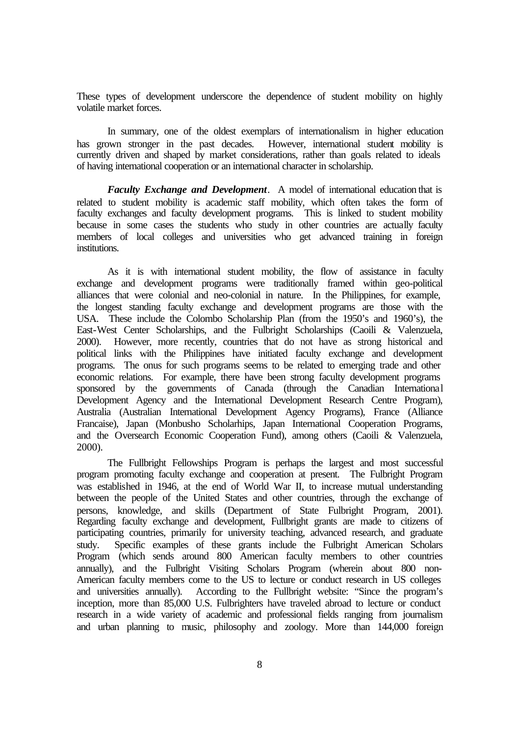These types of development underscore the dependence of student mobility on highly volatile market forces.

In summary, one of the oldest exemplars of internationalism in higher education has grown stronger in the past decades. However, international student mobility is currently driven and shaped by market considerations, rather than goals related to ideals of having international cooperation or an international character in scholarship.

***Faculty Exchange and Development***. A model of international education that is related to student mobility is academic staff mobility, which often takes the form of faculty exchanges and faculty development programs. This is linked to student mobility because in some cases the students who study in other countries are actually faculty members of local colleges and universities who get advanced training in foreign institutions.

As it is with international student mobility, the flow of assistance in faculty exchange and development programs were traditionally framed within geo-political alliances that were colonial and neo-colonial in nature. In the Philippines, for example, the longest standing faculty exchange and development programs are those with the USA. These include the Colombo Scholarship Plan (from the 1950's and 1960's), the East-West Center Scholarships, and the Fulbright Scholarships (Caoili & Valenzuela, 2000). However, more recently, countries that do not have as strong historical and political links with the Philippines have initiated faculty exchange and development programs. The onus for such programs seems to be related to emerging trade and other economic relations. For example, there have been strong faculty development programs sponsored by the governments of Canada (through the Canadian International Development Agency and the International Development Research Centre Program), Australia (Australian International Development Agency Programs), France (Alliance Francaise), Japan (Monbusho Scholarhips, Japan International Cooperation Programs, and the Oversearch Economic Cooperation Fund), among others (Caoili & Valenzuela, 2000).

The Fullbright Fellowships Program is perhaps the largest and most successful program promoting faculty exchange and cooperation at present. The Fulbright Program was established in 1946, at the end of World War II, to increase mutual understanding between the people of the United States and other countries, through the exchange of persons, knowledge, and skills (Department of State Fulbright Program, 2001). Regarding faculty exchange and development, Fullbright grants are made to citizens of participating countries, primarily for university teaching, advanced research, and graduate study. Specific examples of these grants include the Fulbright American Scholars Program (which sends around 800 American faculty members to other countries annually), and the Fulbright Visiting Scholars Program (wherein about 800 non-American faculty members come to the US to lecture or conduct research in US colleges and universities annually). According to the Fullbright website: "Since the program's inception, more than 85,000 U.S. Fulbrighters have traveled abroad to lecture or conduct research in a wide variety of academic and professional fields ranging from journalism and urban planning to music, philosophy and zoology. More than 144,000 foreign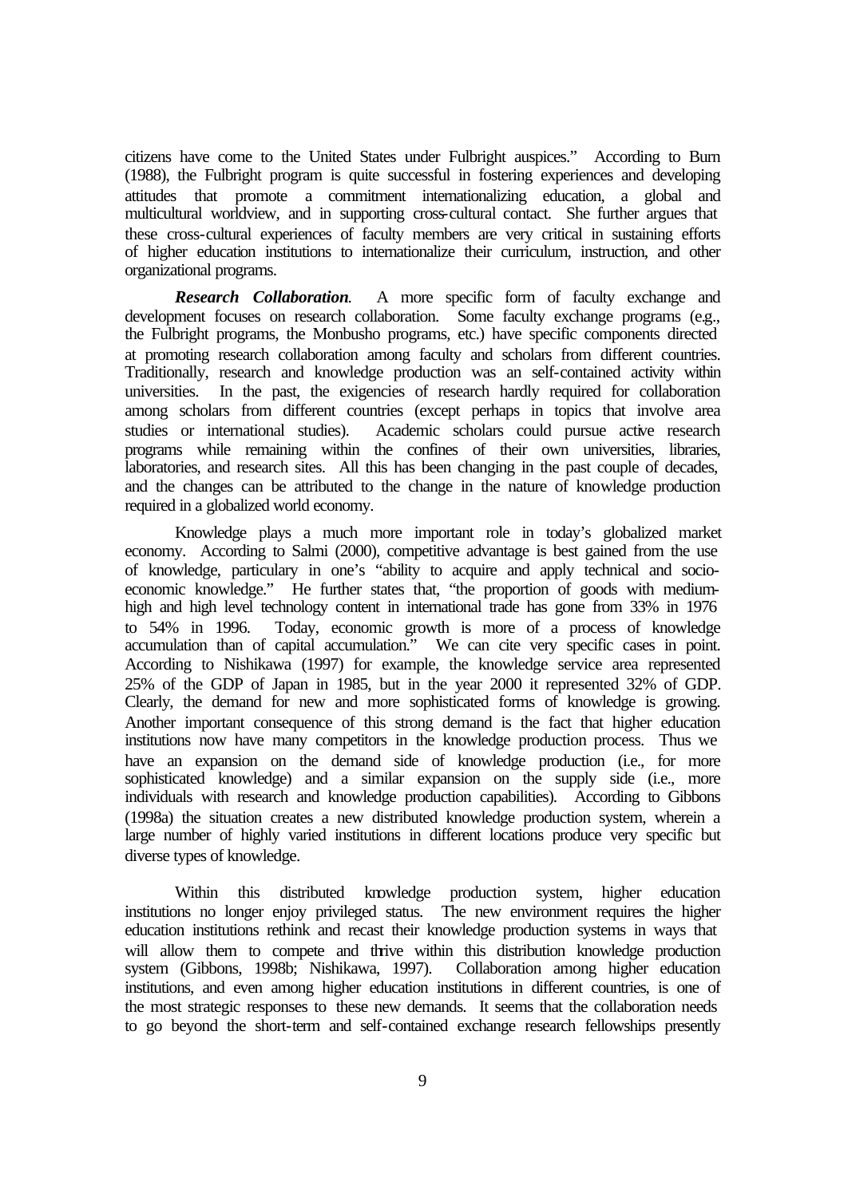citizens have come to the United States under Fulbright auspices." According to Burn (1988), the Fulbright program is quite successful in fostering experiences and developing attitudes that promote a commitment internationalizing education, a global and multicultural worldview, and in supporting cross-cultural contact. She further argues that these cross-cultural experiences of faculty members are very critical in sustaining efforts of higher education institutions to internationalize their curriculum, instruction, and other organizational programs.

***Research Collaboration.*** A more specific form of faculty exchange and development focuses on research collaboration. Some faculty exchange programs (e.g., the Fulbright programs, the Monbusho programs, etc.) have specific components directed at promoting research collaboration among faculty and scholars from different countries. Traditionally, research and knowledge production was an self-contained activity within universities. In the past, the exigencies of research hardly required for collaboration among scholars from different countries (except perhaps in topics that involve area studies or international studies). Academic scholars could pursue active research programs while remaining within the confines of their own universities, libraries, laboratories, and research sites. All this has been changing in the past couple of decades, and the changes can be attributed to the change in the nature of knowledge production required in a globalized world economy.

Knowledge plays a much more important role in today's globalized market economy. According to Salmi (2000), competitive advantage is best gained from the use of knowledge, particulary in one's "ability to acquire and apply technical and socio-economic knowledge." He further states that, "the proportion of goods with medium-high and high level technology content in international trade has gone from 33% in 1976 to 54% in 1996. Today, economic growth is more of a process of knowledge accumulation than of capital accumulation." We can cite very specific cases in point. According to Nishikawa (1997) for example, the knowledge service area represented 25% of the GDP of Japan in 1985, but in the year 2000 it represented 32% of GDP. Clearly, the demand for new and more sophisticated forms of knowledge is growing. Another important consequence of this strong demand is the fact that higher education institutions now have many competitors in the knowledge production process. Thus we have an expansion on the demand side of knowledge production (i.e., for more sophisticated knowledge) and a similar expansion on the supply side (i.e., more individuals with research and knowledge production capabilities). According to Gibbons (1998a) the situation creates a new distributed knowledge production system, wherein a large number of highly varied institutions in different locations produce very specific but diverse types of knowledge.

Within this distributed knowledge production system, higher education institutions no longer enjoy privileged status. The new environment requires the higher education institutions rethink and recast their knowledge production systems in ways that will allow them to compete and thrive within this distribution knowledge production system (Gibbons, 1998b; Nishikawa, 1997). Collaboration among higher education institutions, and even among higher education institutions in different countries, is one of the most strategic responses to these new demands. It seems that the collaboration needs to go beyond the short-term and self-contained exchange research fellowships presently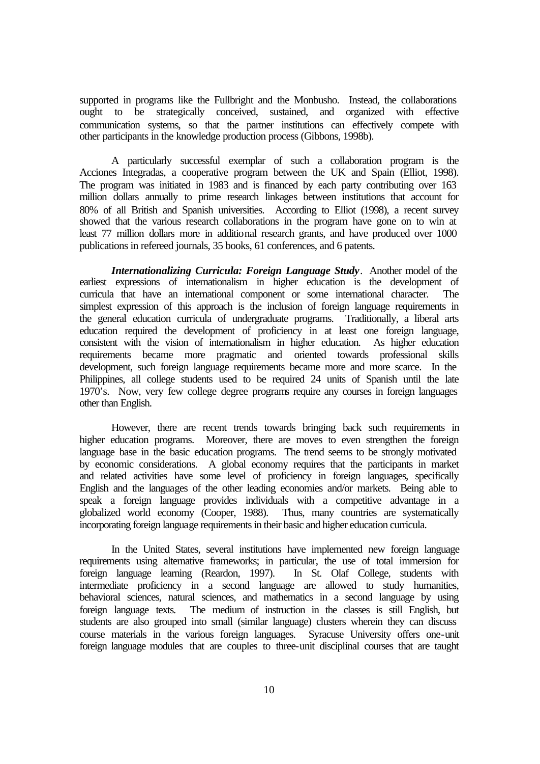supported in programs like the Fullbright and the Monbusho. Instead, the collaborations ought to be strategically conceived, sustained, and organized with effective communication systems, so that the partner institutions can effectively compete with other participants in the knowledge production process (Gibbons, 1998b).

A particularly successful exemplar of such a collaboration program is the Acciones Integradas, a cooperative program between the UK and Spain (Elliot, 1998). The program was initiated in 1983 and is financed by each party contributing over 163 million dollars annually to prime research linkages between institutions that account for 80% of all British and Spanish universities. According to Elliot (1998), a recent survey showed that the various research collaborations in the program have gone on to win at least 77 million dollars more in additional research grants, and have produced over 1000 publications in refereed journals, 35 books, 61 conferences, and 6 patents.

***Internationalizing Curricula: Foreign Language Study***. Another model of the earliest expressions of internationalism in higher education is the development of curricula that have an international component or some international character. The simplest expression of this approach is the inclusion of foreign language requirements in the general education curricula of undergraduate programs. Traditionally, a liberal arts education required the development of proficiency in at least one foreign language, consistent with the vision of internationalism in higher education. As higher education requirements became more pragmatic and oriented towards professional skills development, such foreign language requirements became more and more scarce. In the Philippines, all college students used to be required 24 units of Spanish until the late 1970's. Now, very few college degree programs require any courses in foreign languages other than English.

However, there are recent trends towards bringing back such requirements in higher education programs. Moreover, there are moves to even strengthen the foreign language base in the basic education programs. The trend seems to be strongly motivated by economic considerations. A global economy requires that the participants in market and related activities have some level of proficiency in foreign languages, specifically English and the languages of the other leading economies and/or markets. Being able to speak a foreign language provides individuals with a competitive advantage in a globalized world economy (Cooper, 1988). Thus, many countries are systematically incorporating foreign language requirements in their basic and higher education curricula.

In the United States, several institutions have implemented new foreign language requirements using alternative frameworks; in particular, the use of total immersion for foreign language learning (Reardon, 1997). In St. Olaf College, students with intermediate proficiency in a second language are allowed to study humanities, behavioral sciences, natural sciences, and mathematics in a second language by using foreign language texts. The medium of instruction in the classes is still English, but students are also grouped into small (similar language) clusters wherein they can discuss course materials in the various foreign languages. Syracuse University offers one-unit foreign language modules that are couples to three-unit disciplinal courses that are taught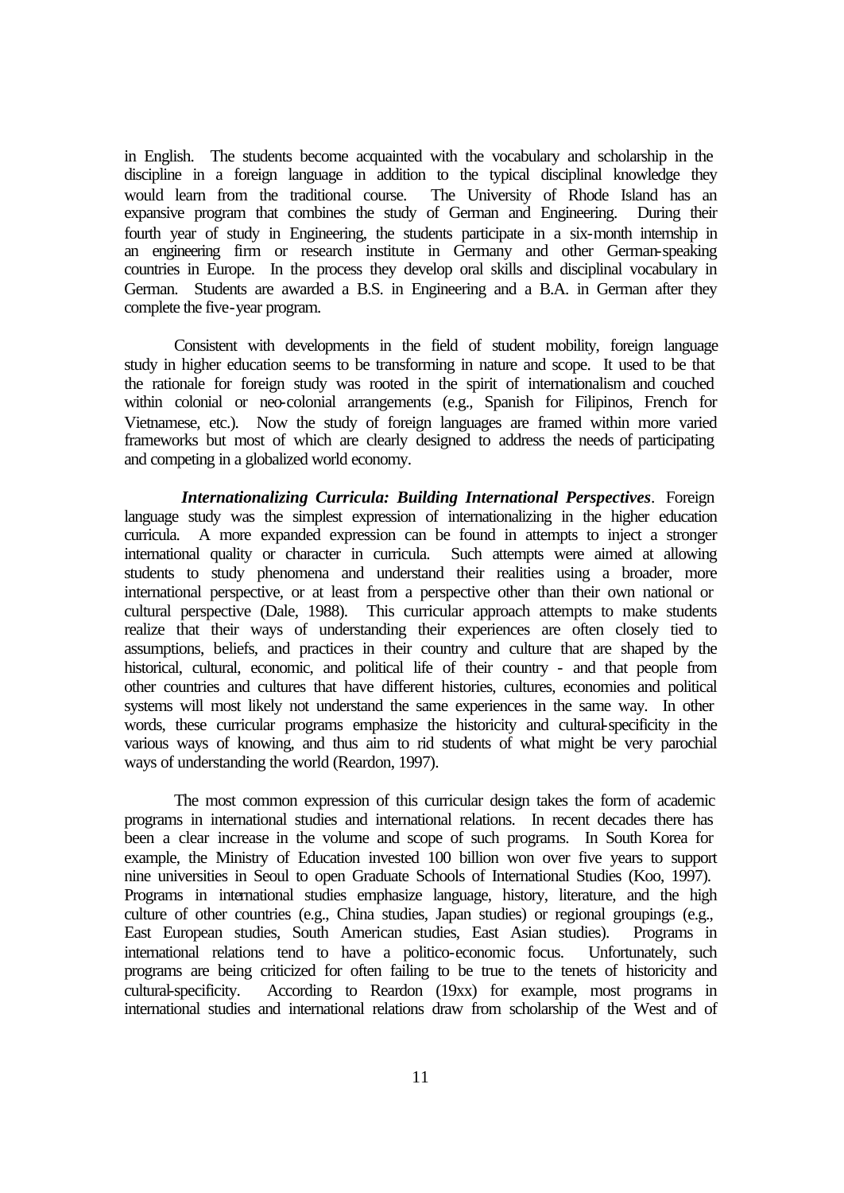in English. The students become acquainted with the vocabulary and scholarship in the discipline in a foreign language in addition to the typical disciplinal knowledge they would learn from the traditional course. The University of Rhode Island has an expansive program that combines the study of German and Engineering. During their fourth year of study in Engineering, the students participate in a six-month internship in an engineering firm or research institute in Germany and other German-speaking countries in Europe. In the process they develop oral skills and disciplinal vocabulary in German. Students are awarded a B.S. in Engineering and a B.A. in German after they complete the five-year program.

Consistent with developments in the field of student mobility, foreign language study in higher education seems to be transforming in nature and scope. It used to be that the rationale for foreign study was rooted in the spirit of internationalism and couched within colonial or neo-colonial arrangements (e.g., Spanish for Filipinos, French for Vietnamese, etc.). Now the study of foreign languages are framed within more varied frameworks but most of which are clearly designed to address the needs of participating and competing in a globalized world economy.

***Internationalizing Curricula: Building International Perspectives***. Foreign language study was the simplest expression of internationalizing in the higher education curricula. A more expanded expression can be found in attempts to inject a stronger international quality or character in curricula. Such attempts were aimed at allowing students to study phenomena and understand their realities using a broader, more international perspective, or at least from a perspective other than their own national or cultural perspective (Dale, 1988). This curricular approach attempts to make students realize that their ways of understanding their experiences are often closely tied to assumptions, beliefs, and practices in their country and culture that are shaped by the historical, cultural, economic, and political life of their country - and that people from other countries and cultures that have different histories, cultures, economies and political systems will most likely not understand the same experiences in the same way. In other words, these curricular programs emphasize the historicity and cultural-specificity in the various ways of knowing, and thus aim to rid students of what might be very parochial ways of understanding the world (Reardon, 1997).

The most common expression of this curricular design takes the form of academic programs in international studies and international relations. In recent decades there has been a clear increase in the volume and scope of such programs. In South Korea for example, the Ministry of Education invested 100 billion won over five years to support nine universities in Seoul to open Graduate Schools of International Studies (Koo, 1997). Programs in international studies emphasize language, history, literature, and the high culture of other countries (e.g., China studies, Japan studies) or regional groupings (e.g., East European studies, South American studies, East Asian studies). Programs in international relations tend to have a politico-economic focus. Unfortunately, such programs are being criticized for often failing to be true to the tenets of historicity and cultural-specificity. According to Reardon (19xx) for example, most programs in international studies and international relations draw from scholarship of the West and of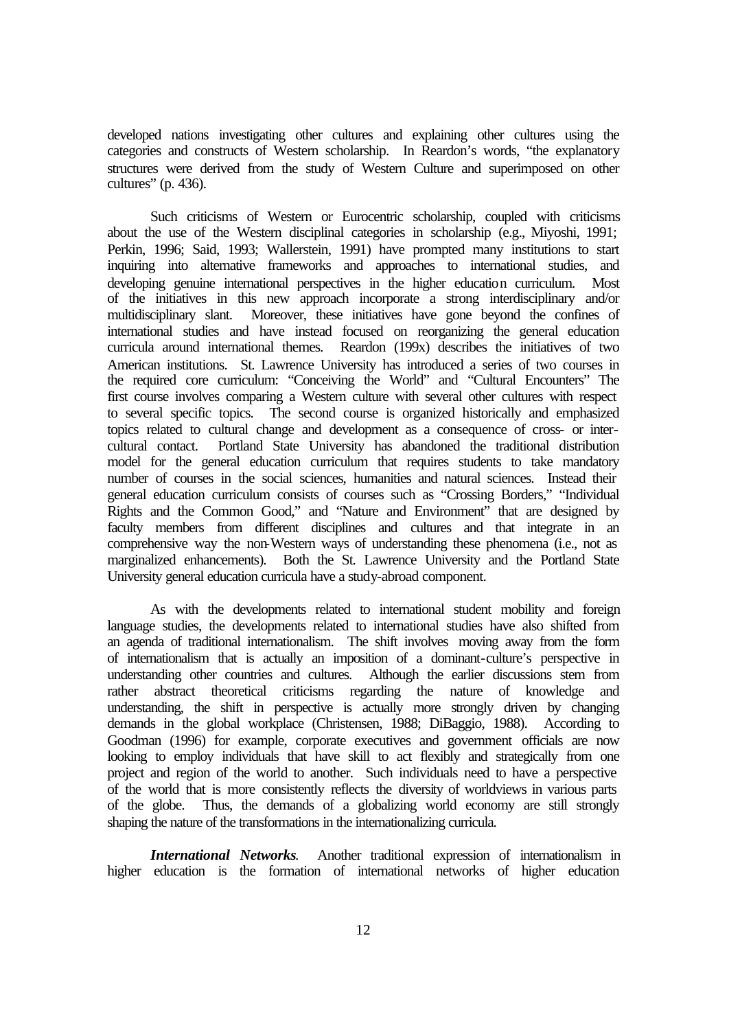developed nations investigating other cultures and explaining other cultures using the categories and constructs of Western scholarship. In Reardon's words, "the explanatory structures were derived from the study of Western Culture and superimposed on other cultures" (p. 436).

Such criticisms of Western or Eurocentric scholarship, coupled with criticisms about the use of the Western disciplinal categories in scholarship (e.g., Miyoshi, 1991; Perkin, 1996; Said, 1993; Wallerstein, 1991) have prompted many institutions to start inquiring into alternative frameworks and approaches to international studies, and developing genuine international perspectives in the higher education curriculum. Most of the initiatives in this new approach incorporate a strong interdisciplinary and/or multidisciplinary slant. Moreover, these initiatives have gone beyond the confines of international studies and have instead focused on reorganizing the general education curricula around international themes. Reardon (199x) describes the initiatives of two American institutions. St. Lawrence University has introduced a series of two courses in the required core curriculum: "Conceiving the World" and "Cultural Encounters" The first course involves comparing a Western culture with several other cultures with respect to several specific topics. The second course is organized historically and emphasized topics related to cultural change and development as a consequence of cross- or inter-cultural contact. Portland State University has abandoned the traditional distribution model for the general education curriculum that requires students to take mandatory number of courses in the social sciences, humanities and natural sciences. Instead their general education curriculum consists of courses such as "Crossing Borders," "Individual Rights and the Common Good," and "Nature and Environment" that are designed by faculty members from different disciplines and cultures and that integrate in an comprehensive way the non-Western ways of understanding these phenomena (i.e., not as marginalized enhancements). Both the St. Lawrence University and the Portland State University general education curricula have a study-abroad component.

As with the developments related to international student mobility and foreign language studies, the developments related to international studies have also shifted from an agenda of traditional internationalism. The shift involves moving away from the form of internationalism that is actually an imposition of a dominant-culture's perspective in understanding other countries and cultures. Although the earlier discussions stem from rather abstract theoretical criticisms regarding the nature of knowledge and understanding, the shift in perspective is actually more strongly driven by changing demands in the global workplace (Christensen, 1988; DiBaggio, 1988). According to Goodman (1996) for example, corporate executives and government officials are now looking to employ individuals that have skill to act flexibly and strategically from one project and region of the world to another. Such individuals need to have a perspective of the world that is more consistently reflects the diversity of worldviews in various parts of the globe. Thus, the demands of a globalizing world economy are still strongly shaping the nature of the transformations in the internationalizing curricula.

***International Networks.*** Another traditional expression of internationalism in higher education is the formation of international networks of higher education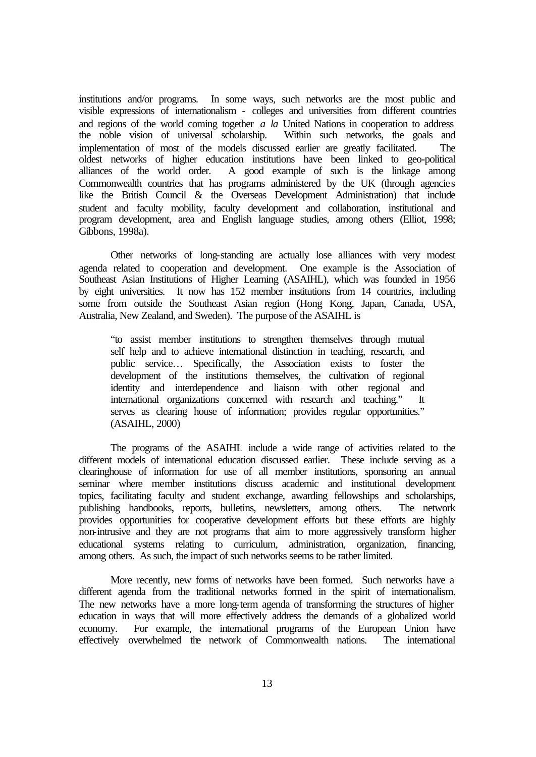institutions and/or programs. In some ways, such networks are the most public and visible expressions of internationalism - colleges and universities from different countries and regions of the world coming together *a la* United Nations in cooperation to address the noble vision of universal scholarship. Within such networks, the goals and implementation of most of the models discussed earlier are greatly facilitated. The oldest networks of higher education institutions have been linked to geo-political alliances of the world order. A good example of such is the linkage among Commonwealth countries that has programs administered by the UK (through agencies like the British Council & the Overseas Development Administration) that include student and faculty mobility, faculty development and collaboration, institutional and program development, area and English language studies, among others (Elliot, 1998; Gibbons, 1998a).

Other networks of long-standing are actually lose alliances with very modest agenda related to cooperation and development. One example is the Association of Southeast Asian Institutions of Higher Learning (ASAIHL), which was founded in 1956 by eight universities. It now has 152 member institutions from 14 countries, including some from outside the Southeast Asian region (Hong Kong, Japan, Canada, USA, Australia, New Zealand, and Sweden). The purpose of the ASAIHL is

> "to assist member institutions to strengthen themselves through mutual self help and to achieve international distinction in teaching, research, and public service… Specifically, the Association exists to foster the development of the institutions themselves, the cultivation of regional identity and interdependence and liaison with other regional and international organizations concerned with research and teaching." It serves as clearing house of information; provides regular opportunities." (ASAIHL, 2000)

The programs of the ASAIHL include a wide range of activities related to the different models of international education discussed earlier. These include serving as a clearinghouse of information for use of all member institutions, sponsoring an annual seminar where member institutions discuss academic and institutional development topics, facilitating faculty and student exchange, awarding fellowships and scholarships, publishing handbooks, reports, bulletins, newsletters, among others. The network provides opportunities for cooperative development efforts but these efforts are highly non-intrusive and they are not programs that aim to more aggressively transform higher educational systems relating to curriculum, administration, organization, financing, among others. As such, the impact of such networks seems to be rather limited.

More recently, new forms of networks have been formed. Such networks have a different agenda from the traditional networks formed in the spirit of internationalism. The new networks have a more long-term agenda of transforming the structures of higher education in ways that will more effectively address the demands of a globalized world economy. For example, the international programs of the European Union have effectively overwhelmed the network of Commonwealth nations. The international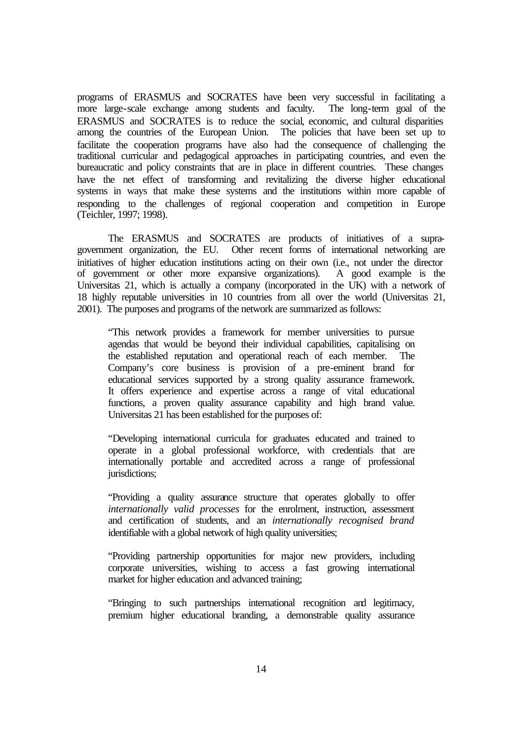programs of ERASMUS and SOCRATES have been very successful in facilitating a more large-scale exchange among students and faculty. The long-term goal of the ERASMUS and SOCRATES is to reduce the social, economic, and cultural disparities among the countries of the European Union. The policies that have been set up to facilitate the cooperation programs have also had the consequence of challenging the traditional curricular and pedagogical approaches in participating countries, and even the bureaucratic and policy constraints that are in place in different countries. These changes have the net effect of transforming and revitalizing the diverse higher educational systems in ways that make these systems and the institutions within more capable of responding to the challenges of regional cooperation and competition in Europe (Teichler, 1997; 1998).

The ERASMUS and SOCRATES are products of initiatives of a supra-government organization, the EU. Other recent forms of international networking are initiatives of higher education institutions acting on their own (i.e., not under the director of government or other more expansive organizations). A good example is the Universitas 21, which is actually a company (incorporated in the UK) with a network of 18 highly reputable universities in 10 countries from all over the world (Universitas 21, 2001). The purposes and programs of the network are summarized as follows:

> "This network provides a framework for member universities to pursue agendas that would be beyond their individual capabilities, capitalising on the established reputation and operational reach of each member. The Company's core business is provision of a pre-eminent brand for educational services supported by a strong quality assurance framework. It offers experience and expertise across a range of vital educational functions, a proven quality assurance capability and high brand value. Universitas 21 has been established for the purposes of:
>
> "Developing international curricula for graduates educated and trained to operate in a global professional workforce, with credentials that are internationally portable and accredited across a range of professional jurisdictions;
>
> "Providing a quality assurance structure that operates globally to offer *internationally valid processes* for the enrolment, instruction, assessment and certification of students, and an *internationally recognised brand* identifiable with a global network of high quality universities;
>
> "Providing partnership opportunities for major new providers, including corporate universities, wishing to access a fast growing international market for higher education and advanced training;
>
> "Bringing to such partnerships international recognition and legitimacy, premium higher educational branding, a demonstrable quality assurance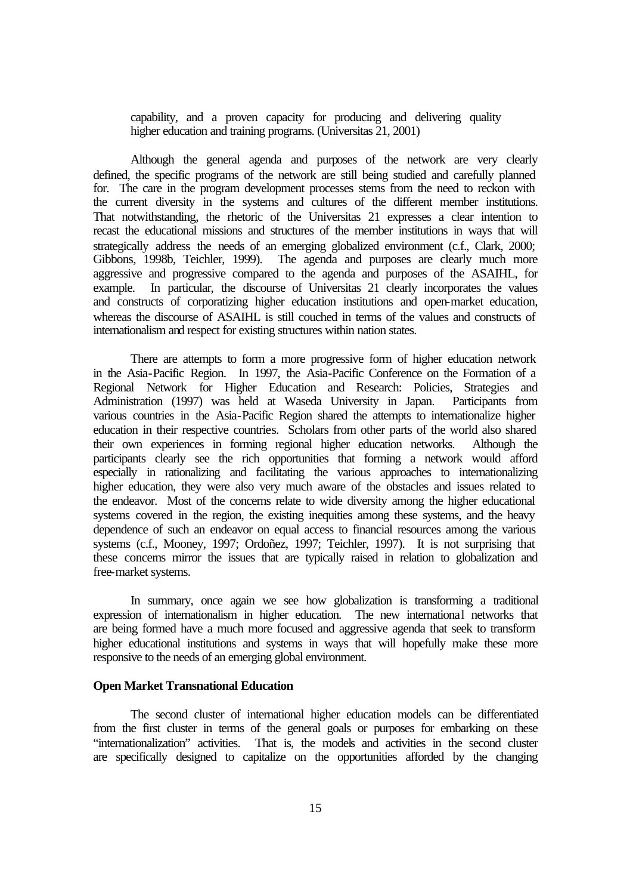capability, and a proven capacity for producing and delivering quality higher education and training programs. (Universitas 21, 2001)

Although the general agenda and purposes of the network are very clearly defined, the specific programs of the network are still being studied and carefully planned for. The care in the program development processes stems from the need to reckon with the current diversity in the systems and cultures of the different member institutions. That notwithstanding, the rhetoric of the Universitas 21 expresses a clear intention to recast the educational missions and structures of the member institutions in ways that will strategically address the needs of an emerging globalized environment (c.f., Clark, 2000; Gibbons, 1998b, Teichler, 1999). The agenda and purposes are clearly much more aggressive and progressive compared to the agenda and purposes of the ASAIHL, for example. In particular, the discourse of Universitas 21 clearly incorporates the values and constructs of corporatizing higher education institutions and open-market education, whereas the discourse of ASAIHL is still couched in terms of the values and constructs of internationalism and respect for existing structures within nation states.

There are attempts to form a more progressive form of higher education network in the Asia-Pacific Region. In 1997, the Asia-Pacific Conference on the Formation of a Regional Network for Higher Education and Research: Policies, Strategies and Administration (1997) was held at Waseda University in Japan. Participants from various countries in the Asia-Pacific Region shared the attempts to internationalize higher education in their respective countries. Scholars from other parts of the world also shared their own experiences in forming regional higher education networks. Although the participants clearly see the rich opportunities that forming a network would afford especially in rationalizing and facilitating the various approaches to internationalizing higher education, they were also very much aware of the obstacles and issues related to the endeavor. Most of the concerns relate to wide diversity among the higher educational systems covered in the region, the existing inequities among these systems, and the heavy dependence of such an endeavor on equal access to financial resources among the various systems (c.f., Mooney, 1997; Ordoñez, 1997; Teichler, 1997). It is not surprising that these concerns mirror the issues that are typically raised in relation to globalization and free-market systems.

In summary, once again we see how globalization is transforming a traditional expression of internationalism in higher education. The new international networks that are being formed have a much more focused and aggressive agenda that seek to transform higher educational institutions and systems in ways that will hopefully make these more responsive to the needs of an emerging global environment.

**Open Market Transnational Education**

The second cluster of international higher education models can be differentiated from the first cluster in terms of the general goals or purposes for embarking on these "internationalization" activities. That is, the models and activities in the second cluster are specifically designed to capitalize on the opportunities afforded by the changing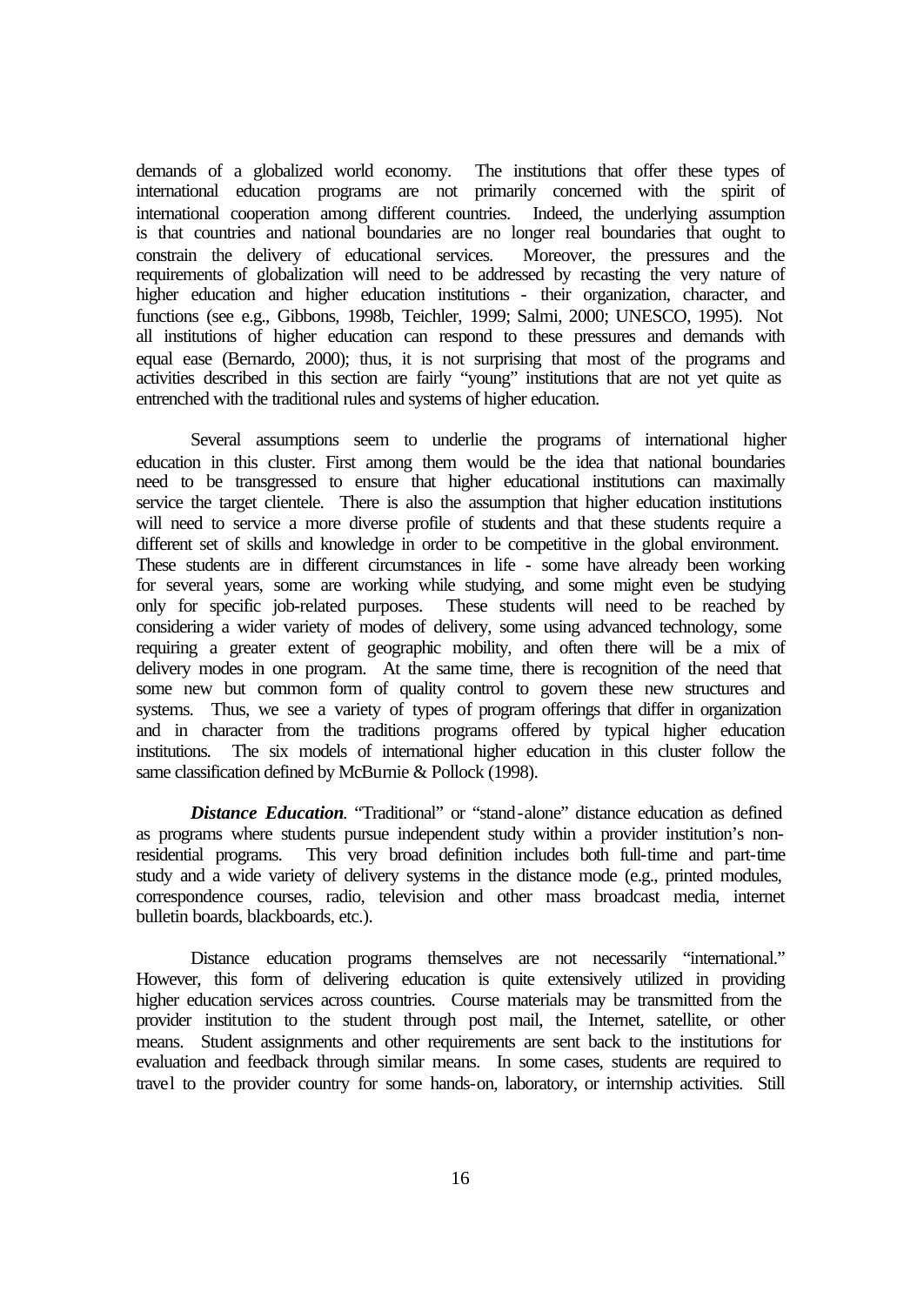demands of a globalized world economy. The institutions that offer these types of international education programs are not primarily concerned with the spirit of international cooperation among different countries. Indeed, the underlying assumption is that countries and national boundaries are no longer real boundaries that ought to constrain the delivery of educational services. Moreover, the pressures and the requirements of globalization will need to be addressed by recasting the very nature of higher education and higher education institutions - their organization, character, and functions (see e.g., Gibbons, 1998b, Teichler, 1999; Salmi, 2000; UNESCO, 1995). Not all institutions of higher education can respond to these pressures and demands with equal ease (Bernardo, 2000); thus, it is not surprising that most of the programs and activities described in this section are fairly "young" institutions that are not yet quite as entrenched with the traditional rules and systems of higher education.

Several assumptions seem to underlie the programs of international higher education in this cluster. First among them would be the idea that national boundaries need to be transgressed to ensure that higher educational institutions can maximally service the target clientele. There is also the assumption that higher education institutions will need to service a more diverse profile of students and that these students require a different set of skills and knowledge in order to be competitive in the global environment. These students are in different circumstances in life - some have already been working for several years, some are working while studying, and some might even be studying only for specific job-related purposes. These students will need to be reached by considering a wider variety of modes of delivery, some using advanced technology, some requiring a greater extent of geographic mobility, and often there will be a mix of delivery modes in one program. At the same time, there is recognition of the need that some new but common form of quality control to govern these new structures and systems. Thus, we see a variety of types of program offerings that differ in organization and in character from the traditions programs offered by typical higher education institutions. The six models of international higher education in this cluster follow the same classification defined by McBurnie & Pollock (1998).

***Distance Education***. "Traditional" or "stand-alone" distance education as defined as programs where students pursue independent study within a provider institution's non-residential programs. This very broad definition includes both full-time and part-time study and a wide variety of delivery systems in the distance mode (e.g., printed modules, correspondence courses, radio, television and other mass broadcast media, internet bulletin boards, blackboards, etc.).

Distance education programs themselves are not necessarily "international." However, this form of delivering education is quite extensively utilized in providing higher education services across countries. Course materials may be transmitted from the provider institution to the student through post mail, the Internet, satellite, or other means. Student assignments and other requirements are sent back to the institutions for evaluation and feedback through similar means. In some cases, students are required to travel to the provider country for some hands-on, laboratory, or internship activities. Still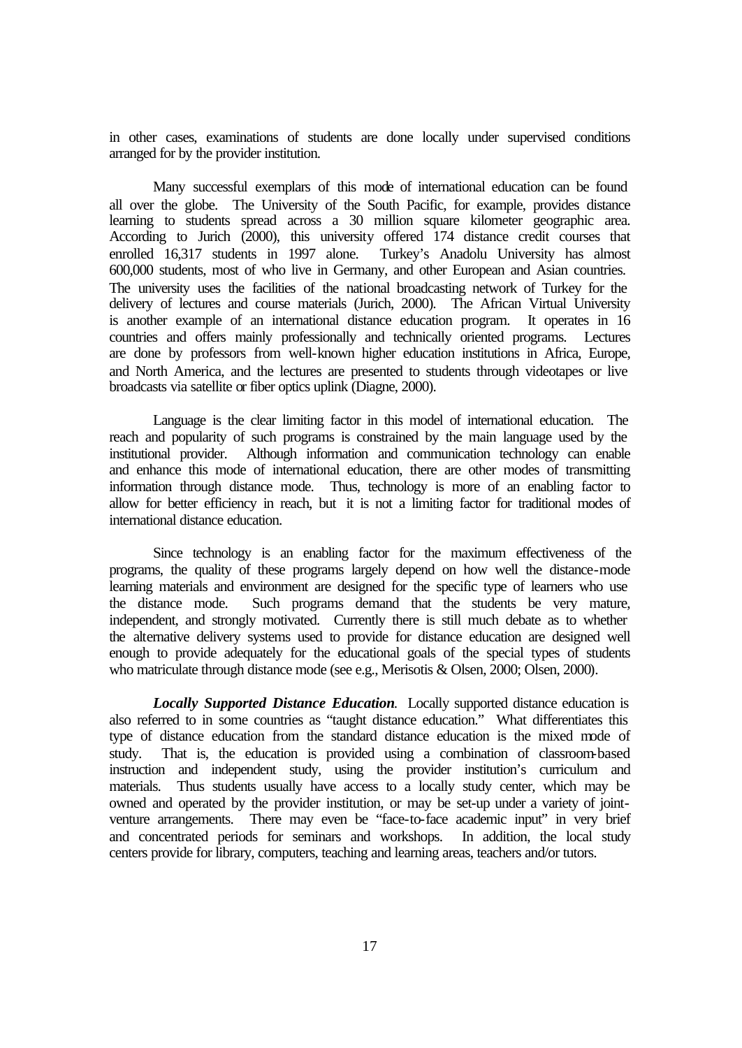in other cases, examinations of students are done locally under supervised conditions arranged for by the provider institution.

Many successful exemplars of this mode of international education can be found all over the globe. The University of the South Pacific, for example, provides distance learning to students spread across a 30 million square kilometer geographic area. According to Jurich (2000), this university offered 174 distance credit courses that enrolled 16,317 students in 1997 alone. Turkey's Anadolu University has almost 600,000 students, most of who live in Germany, and other European and Asian countries. The university uses the facilities of the national broadcasting network of Turkey for the delivery of lectures and course materials (Jurich, 2000). The African Virtual University is another example of an international distance education program. It operates in 16 countries and offers mainly professionally and technically oriented programs. Lectures are done by professors from well-known higher education institutions in Africa, Europe, and North America, and the lectures are presented to students through videotapes or live broadcasts via satellite or fiber optics uplink (Diagne, 2000).

Language is the clear limiting factor in this model of international education. The reach and popularity of such programs is constrained by the main language used by the institutional provider. Although information and communication technology can enable and enhance this mode of international education, there are other modes of transmitting information through distance mode. Thus, technology is more of an enabling factor to allow for better efficiency in reach, but it is not a limiting factor for traditional modes of international distance education.

Since technology is an enabling factor for the maximum effectiveness of the programs, the quality of these programs largely depend on how well the distance-mode learning materials and environment are designed for the specific type of learners who use the distance mode. Such programs demand that the students be very mature, independent, and strongly motivated. Currently there is still much debate as to whether the alternative delivery systems used to provide for distance education are designed well enough to provide adequately for the educational goals of the special types of students who matriculate through distance mode (see e.g., Merisotis & Olsen, 2000; Olsen, 2000).

***Locally Supported Distance Education.*** Locally supported distance education is also referred to in some countries as "taught distance education." What differentiates this type of distance education from the standard distance education is the mixed mode of study. That is, the education is provided using a combination of classroom-based instruction and independent study, using the provider institution's curriculum and materials. Thus students usually have access to a locally study center, which may be owned and operated by the provider institution, or may be set-up under a variety of joint-venture arrangements. There may even be "face-to-face academic input" in very brief and concentrated periods for seminars and workshops. In addition, the local study centers provide for library, computers, teaching and learning areas, teachers and/or tutors.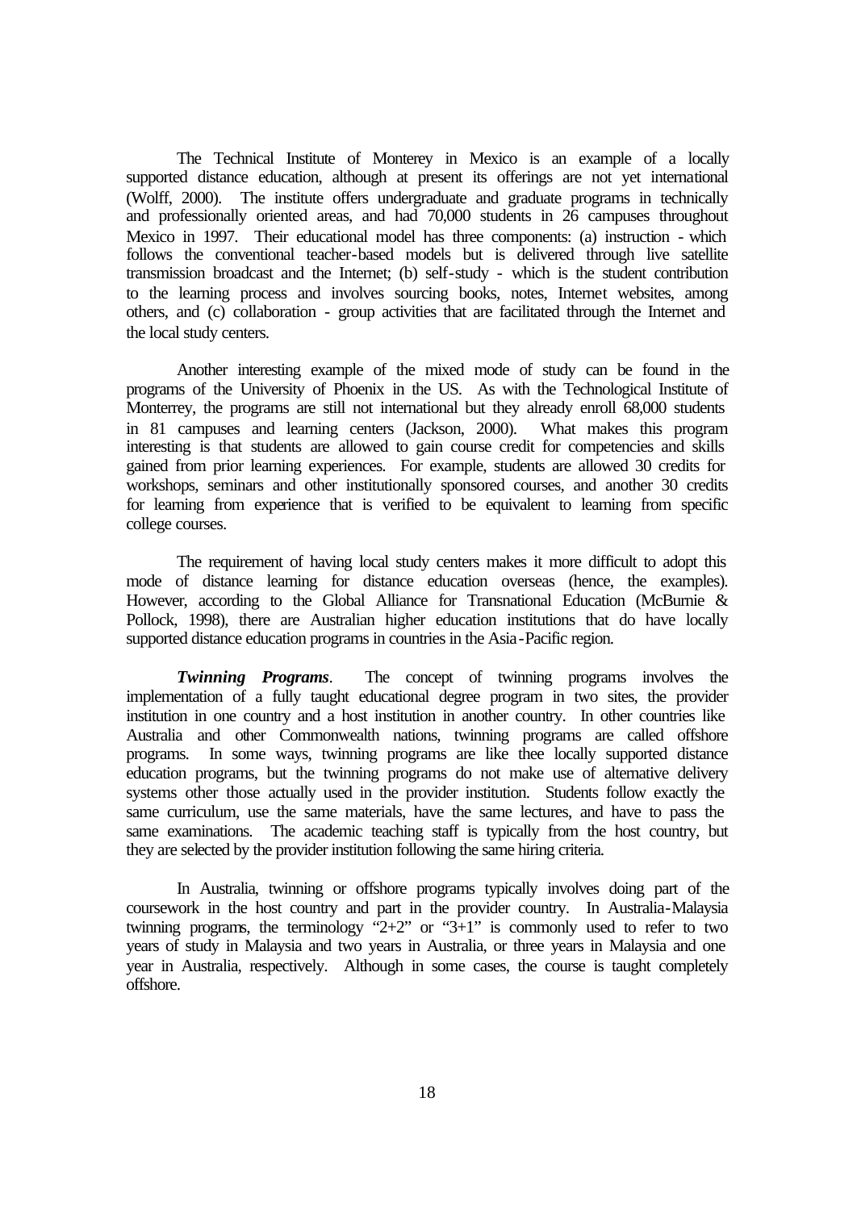The Technical Institute of Monterey in Mexico is an example of a locally supported distance education, although at present its offerings are not yet international (Wolff, 2000). The institute offers undergraduate and graduate programs in technically and professionally oriented areas, and had 70,000 students in 26 campuses throughout Mexico in 1997. Their educational model has three components: (a) instruction - which follows the conventional teacher-based models but is delivered through live satellite transmission broadcast and the Internet; (b) self-study - which is the student contribution to the learning process and involves sourcing books, notes, Internet websites, among others, and (c) collaboration - group activities that are facilitated through the Internet and the local study centers.

Another interesting example of the mixed mode of study can be found in the programs of the University of Phoenix in the US. As with the Technological Institute of Monterrey, the programs are still not international but they already enroll 68,000 students in 81 campuses and learning centers (Jackson, 2000). What makes this program interesting is that students are allowed to gain course credit for competencies and skills gained from prior learning experiences. For example, students are allowed 30 credits for workshops, seminars and other institutionally sponsored courses, and another 30 credits for learning from experience that is verified to be equivalent to learning from specific college courses.

The requirement of having local study centers makes it more difficult to adopt this mode of distance learning for distance education overseas (hence, the examples). However, according to the Global Alliance for Transnational Education (McBurnie & Pollock, 1998), there are Australian higher education institutions that do have locally supported distance education programs in countries in the Asia-Pacific region.

***Twinning Programs***. The concept of twinning programs involves the implementation of a fully taught educational degree program in two sites, the provider institution in one country and a host institution in another country. In other countries like Australia and other Commonwealth nations, twinning programs are called offshore programs. In some ways, twinning programs are like thee locally supported distance education programs, but the twinning programs do not make use of alternative delivery systems other those actually used in the provider institution. Students follow exactly the same curriculum, use the same materials, have the same lectures, and have to pass the same examinations. The academic teaching staff is typically from the host country, but they are selected by the provider institution following the same hiring criteria.

In Australia, twinning or offshore programs typically involves doing part of the coursework in the host country and part in the provider country. In Australia-Malaysia twinning programs, the terminology "2+2" or "3+1" is commonly used to refer to two years of study in Malaysia and two years in Australia, or three years in Malaysia and one year in Australia, respectively. Although in some cases, the course is taught completely offshore.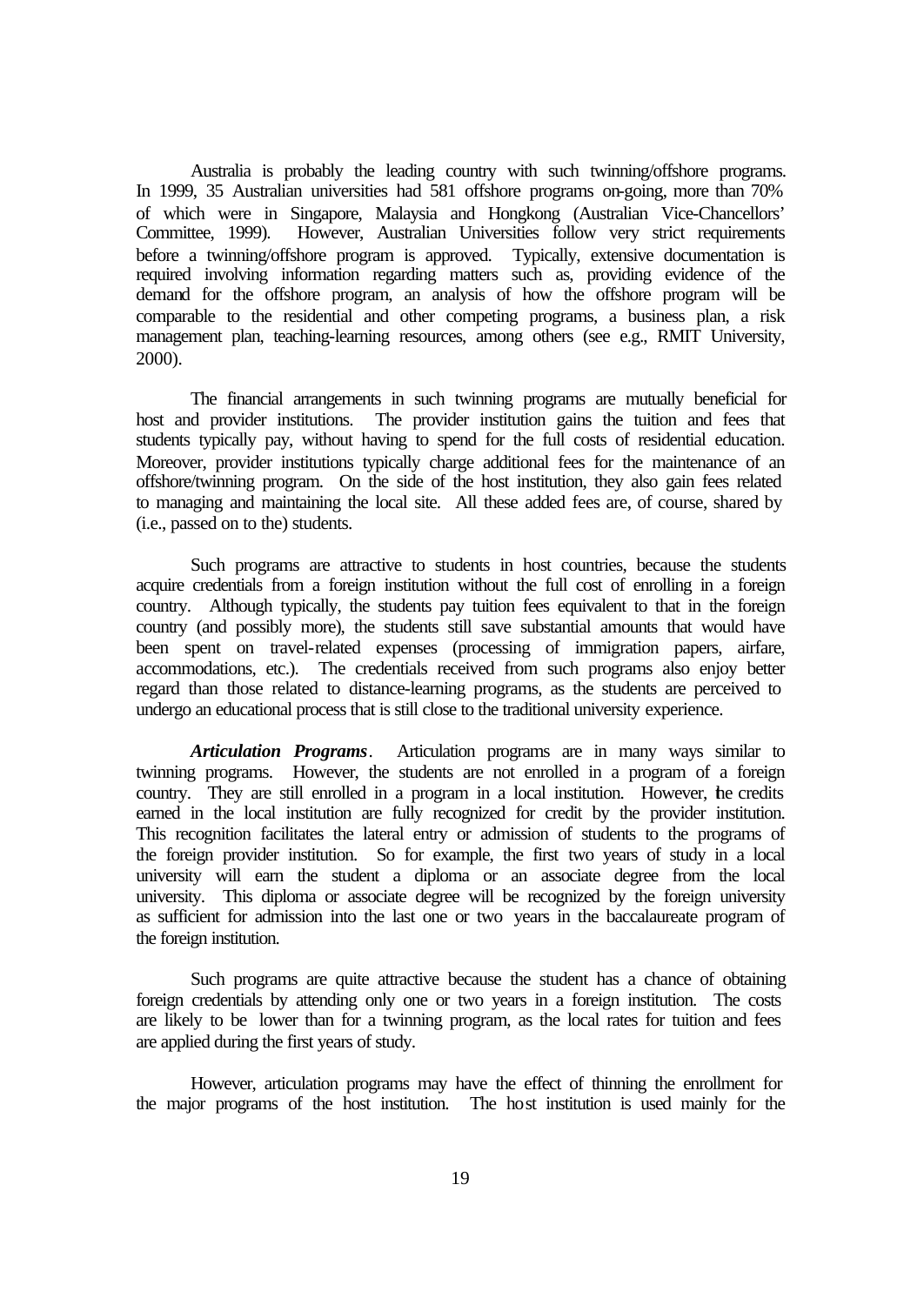Australia is probably the leading country with such twinning/offshore programs. In 1999, 35 Australian universities had 581 offshore programs on-going, more than 70% of which were in Singapore, Malaysia and Hongkong (Australian Vice-Chancellors' Committee, 1999). However, Australian Universities follow very strict requirements before a twinning/offshore program is approved. Typically, extensive documentation is required involving information regarding matters such as, providing evidence of the demand for the offshore program, an analysis of how the offshore program will be comparable to the residential and other competing programs, a business plan, a risk management plan, teaching-learning resources, among others (see e.g., RMIT University, 2000).

The financial arrangements in such twinning programs are mutually beneficial for host and provider institutions. The provider institution gains the tuition and fees that students typically pay, without having to spend for the full costs of residential education. Moreover, provider institutions typically charge additional fees for the maintenance of an offshore/twinning program. On the side of the host institution, they also gain fees related to managing and maintaining the local site. All these added fees are, of course, shared by (i.e., passed on to the) students.

Such programs are attractive to students in host countries, because the students acquire credentials from a foreign institution without the full cost of enrolling in a foreign country. Although typically, the students pay tuition fees equivalent to that in the foreign country (and possibly more), the students still save substantial amounts that would have been spent on travel-related expenses (processing of immigration papers, airfare, accommodations, etc.). The credentials received from such programs also enjoy better regard than those related to distance-learning programs, as the students are perceived to undergo an educational process that is still close to the traditional university experience.

***Articulation Programs***. Articulation programs are in many ways similar to twinning programs. However, the students are not enrolled in a program of a foreign country. They are still enrolled in a program in a local institution. However, the credits earned in the local institution are fully recognized for credit by the provider institution. This recognition facilitates the lateral entry or admission of students to the programs of the foreign provider institution. So for example, the first two years of study in a local university will earn the student a diploma or an associate degree from the local university. This diploma or associate degree will be recognized by the foreign university as sufficient for admission into the last one or two years in the baccalaureate program of the foreign institution.

Such programs are quite attractive because the student has a chance of obtaining foreign credentials by attending only one or two years in a foreign institution. The costs are likely to be lower than for a twinning program, as the local rates for tuition and fees are applied during the first years of study.

However, articulation programs may have the effect of thinning the enrollment for the major programs of the host institution. The host institution is used mainly for the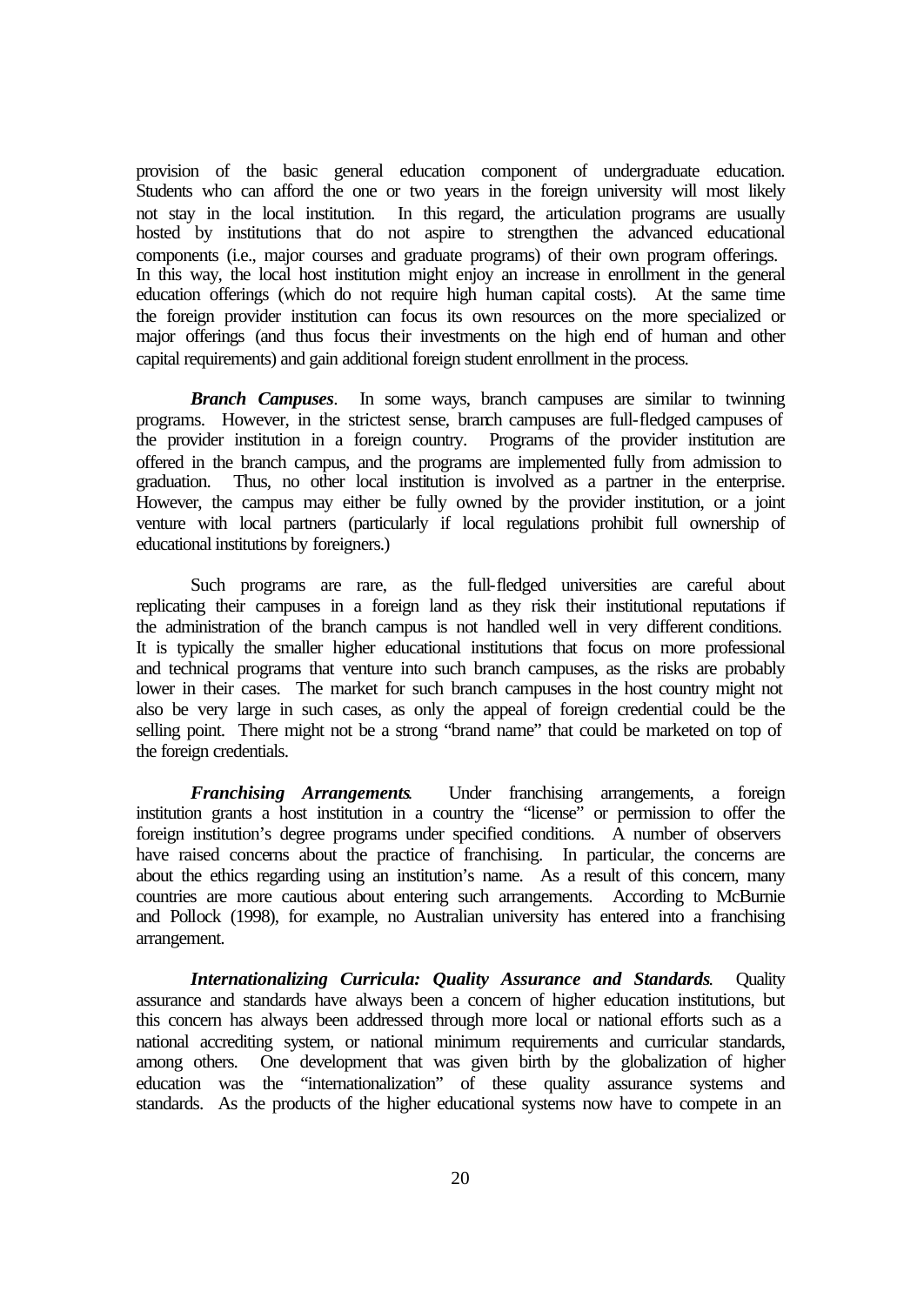provision of the basic general education component of undergraduate education. Students who can afford the one or two years in the foreign university will most likely not stay in the local institution. In this regard, the articulation programs are usually hosted by institutions that do not aspire to strengthen the advanced educational components (i.e., major courses and graduate programs) of their own program offerings. In this way, the local host institution might enjoy an increase in enrollment in the general education offerings (which do not require high human capital costs). At the same time the foreign provider institution can focus its own resources on the more specialized or major offerings (and thus focus their investments on the high end of human and other capital requirements) and gain additional foreign student enrollment in the process.

***Branch Campuses***. In some ways, branch campuses are similar to twinning programs. However, in the strictest sense, branch campuses are full-fledged campuses of the provider institution in a foreign country. Programs of the provider institution are offered in the branch campus, and the programs are implemented fully from admission to graduation. Thus, no other local institution is involved as a partner in the enterprise. However, the campus may either be fully owned by the provider institution, or a joint venture with local partners (particularly if local regulations prohibit full ownership of educational institutions by foreigners.)

Such programs are rare, as the full-fledged universities are careful about replicating their campuses in a foreign land as they risk their institutional reputations if the administration of the branch campus is not handled well in very different conditions. It is typically the smaller higher educational institutions that focus on more professional and technical programs that venture into such branch campuses, as the risks are probably lower in their cases. The market for such branch campuses in the host country might not also be very large in such cases, as only the appeal of foreign credential could be the selling point. There might not be a strong "brand name" that could be marketed on top of the foreign credentials.

***Franchising Arrangements***. Under franchising arrangements, a foreign institution grants a host institution in a country the "license" or permission to offer the foreign institution's degree programs under specified conditions. A number of observers have raised concerns about the practice of franchising. In particular, the concerns are about the ethics regarding using an institution's name. As a result of this concern, many countries are more cautious about entering such arrangements. According to McBurnie and Pollock (1998), for example, no Australian university has entered into a franchising arrangement.

***Internationalizing Curricula: Quality Assurance and Standards***. Quality assurance and standards have always been a concern of higher education institutions, but this concern has always been addressed through more local or national efforts such as a national accrediting system, or national minimum requirements and curricular standards, among others. One development that was given birth by the globalization of higher education was the "internationalization" of these quality assurance systems and standards. As the products of the higher educational systems now have to compete in an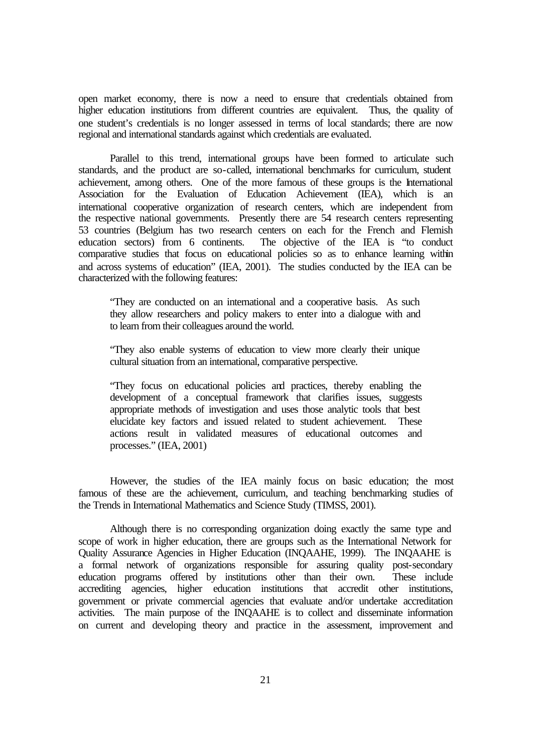open market economy, there is now a need to ensure that credentials obtained from higher education institutions from different countries are equivalent. Thus, the quality of one student's credentials is no longer assessed in terms of local standards; there are now regional and international standards against which credentials are evaluated.

Parallel to this trend, international groups have been formed to articulate such standards, and the product are so-called, international benchmarks for curriculum, student achievement, among others. One of the more famous of these groups is the International Association for the Evaluation of Education Achievement (IEA), which is an international cooperative organization of research centers, which are independent from the respective national governments. Presently there are 54 research centers representing 53 countries (Belgium has two research centers on each for the French and Flemish education sectors) from 6 continents. The objective of the IEA is "to conduct comparative studies that focus on educational policies so as to enhance learning within and across systems of education" (IEA, 2001). The studies conducted by the IEA can be characterized with the following features:

> "They are conducted on an international and a cooperative basis. As such they allow researchers and policy makers to enter into a dialogue with and to learn from their colleagues around the world.
>
> "They also enable systems of education to view more clearly their unique cultural situation from an international, comparative perspective.
>
> "They focus on educational policies and practices, thereby enabling the development of a conceptual framework that clarifies issues, suggests appropriate methods of investigation and uses those analytic tools that best elucidate key factors and issued related to student achievement. These actions result in validated measures of educational outcomes and processes." (IEA, 2001)

However, the studies of the IEA mainly focus on basic education; the most famous of these are the achievement, curriculum, and teaching benchmarking studies of the Trends in International Mathematics and Science Study (TIMSS, 2001).

Although there is no corresponding organization doing exactly the same type and scope of work in higher education, there are groups such as the International Network for Quality Assurance Agencies in Higher Education (INQAAHE, 1999). The INQAAHE is a formal network of organizations responsible for assuring quality post-secondary education programs offered by institutions other than their own. These include accrediting agencies, higher education institutions that accredit other institutions, government or private commercial agencies that evaluate and/or undertake accreditation activities. The main purpose of the INQAAHE is to collect and disseminate information on current and developing theory and practice in the assessment, improvement and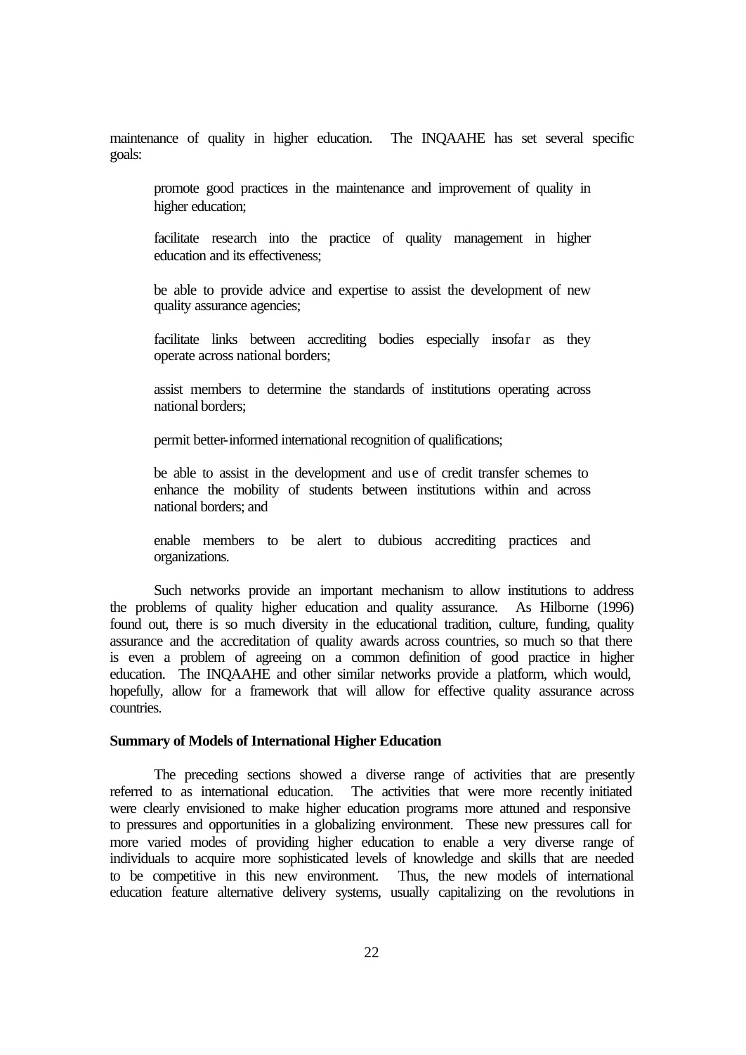maintenance of quality in higher education. The INQAAHE has set several specific goals:

> promote good practices in the maintenance and improvement of quality in higher education;
>
> facilitate research into the practice of quality management in higher education and its effectiveness;
>
> be able to provide advice and expertise to assist the development of new quality assurance agencies;
>
> facilitate links between accrediting bodies especially insofar as they operate across national borders;
>
> assist members to determine the standards of institutions operating across national borders;
>
> permit better-informed international recognition of qualifications;
>
> be able to assist in the development and use of credit transfer schemes to enhance the mobility of students between institutions within and across national borders; and
>
> enable members to be alert to dubious accrediting practices and organizations.

Such networks provide an important mechanism to allow institutions to address the problems of quality higher education and quality assurance. As Hilborne (1996) found out, there is so much diversity in the educational tradition, culture, funding, quality assurance and the accreditation of quality awards across countries, so much so that there is even a problem of agreeing on a common definition of good practice in higher education. The INQAAHE and other similar networks provide a platform, which would, hopefully, allow for a framework that will allow for effective quality assurance across countries.

**Summary of Models of International Higher Education**

The preceding sections showed a diverse range of activities that are presently referred to as international education. The activities that were more recently initiated were clearly envisioned to make higher education programs more attuned and responsive to pressures and opportunities in a globalizing environment. These new pressures call for more varied modes of providing higher education to enable a very diverse range of individuals to acquire more sophisticated levels of knowledge and skills that are needed to be competitive in this new environment. Thus, the new models of international education feature alternative delivery systems, usually capitalizing on the revolutions in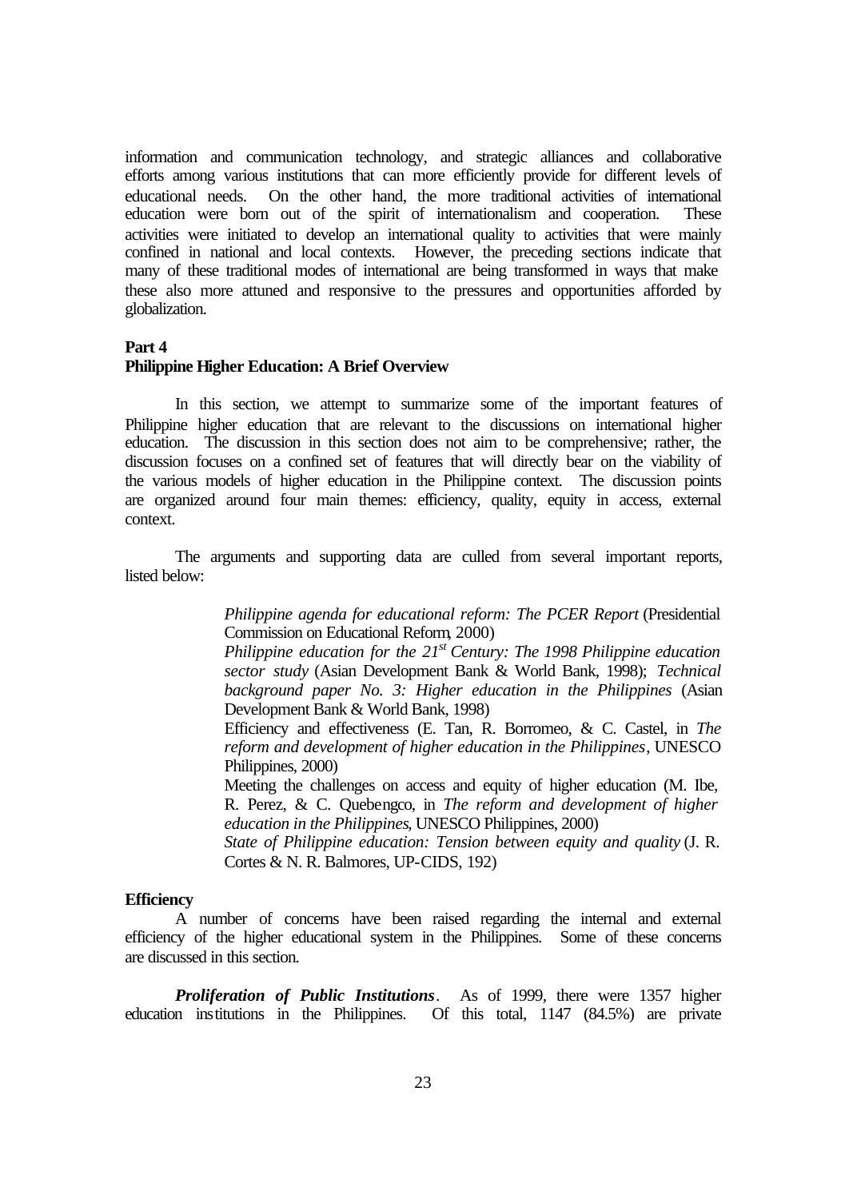information and communication technology, and strategic alliances and collaborative efforts among various institutions that can more efficiently provide for different levels of educational needs. On the other hand, the more traditional activities of international education were born out of the spirit of internationalism and cooperation. These activities were initiated to develop an international quality to activities that were mainly confined in national and local contexts. However, the preceding sections indicate that many of these traditional modes of international are being transformed in ways that make these also more attuned and responsive to the pressures and opportunities afforded by globalization.

## Part 4
## Philippine Higher Education: A Brief Overview

In this section, we attempt to summarize some of the important features of Philippine higher education that are relevant to the discussions on international higher education. The discussion in this section does not aim to be comprehensive; rather, the discussion focuses on a confined set of features that will directly bear on the viability of the various models of higher education in the Philippine context. The discussion points are organized around four main themes: efficiency, quality, equity in access, external context.

The arguments and supporting data are culled from several important reports, listed below:

> *Philippine agenda for educational reform: The PCER Report* (Presidential Commission on Educational Reform, 2000)
>
> *Philippine education for the 21st Century: The 1998 Philippine education sector study* (Asian Development Bank & World Bank, 1998); *Technical background paper No. 3: Higher education in the Philippines* (Asian Development Bank & World Bank, 1998)
>
> Efficiency and effectiveness (E. Tan, R. Borromeo, & C. Castel, in *The reform and development of higher education in the Philippines*, UNESCO Philippines, 2000)
>
> Meeting the challenges on access and equity of higher education (M. Ibe, R. Perez, & C. Quebengco, in *The reform and development of higher education in the Philippines*, UNESCO Philippines, 2000)
>
> *State of Philippine education: Tension between equity and quality* (J. R. Cortes & N. R. Balmores, UP-CIDS, 192)

### Efficiency

A number of concerns have been raised regarding the internal and external efficiency of the higher educational system in the Philippines. Some of these concerns are discussed in this section.

***Proliferation of Public Institutions***. As of 1999, there were 1357 higher education institutions in the Philippines. Of this total, 1147 (84.5%) are private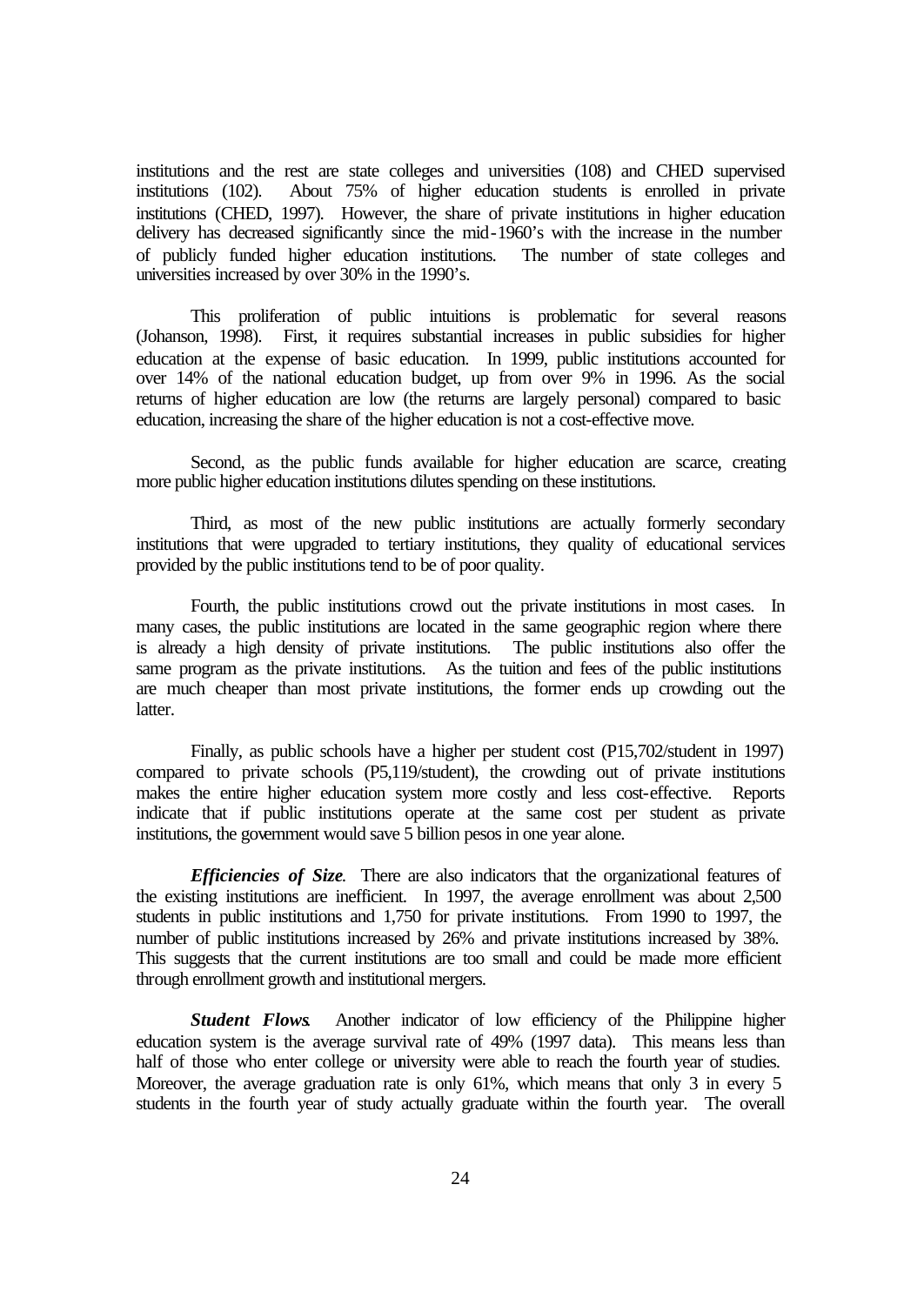institutions and the rest are state colleges and universities (108) and CHED supervised institutions (102). About 75% of higher education students is enrolled in private institutions (CHED, 1997). However, the share of private institutions in higher education delivery has decreased significantly since the mid-1960's with the increase in the number of publicly funded higher education institutions. The number of state colleges and universities increased by over 30% in the 1990's.

This proliferation of public intuitions is problematic for several reasons (Johanson, 1998). First, it requires substantial increases in public subsidies for higher education at the expense of basic education. In 1999, public institutions accounted for over 14% of the national education budget, up from over 9% in 1996. As the social returns of higher education are low (the returns are largely personal) compared to basic education, increasing the share of the higher education is not a cost-effective move.

Second, as the public funds available for higher education are scarce, creating more public higher education institutions dilutes spending on these institutions.

Third, as most of the new public institutions are actually formerly secondary institutions that were upgraded to tertiary institutions, they quality of educational services provided by the public institutions tend to be of poor quality.

Fourth, the public institutions crowd out the private institutions in most cases. In many cases, the public institutions are located in the same geographic region where there is already a high density of private institutions. The public institutions also offer the same program as the private institutions. As the tuition and fees of the public institutions are much cheaper than most private institutions, the former ends up crowding out the latter.

Finally, as public schools have a higher per student cost (P15,702/student in 1997) compared to private schools (P5,119/student), the crowding out of private institutions makes the entire higher education system more costly and less cost-effective. Reports indicate that if public institutions operate at the same cost per student as private institutions, the government would save 5 billion pesos in one year alone.

***Efficiencies of Size.*** There are also indicators that the organizational features of the existing institutions are inefficient. In 1997, the average enrollment was about 2,500 students in public institutions and 1,750 for private institutions. From 1990 to 1997, the number of public institutions increased by 26% and private institutions increased by 38%. This suggests that the current institutions are too small and could be made more efficient through enrollment growth and institutional mergers.

***Student Flows.*** Another indicator of low efficiency of the Philippine higher education system is the average survival rate of 49% (1997 data). This means less than half of those who enter college or university were able to reach the fourth year of studies. Moreover, the average graduation rate is only 61%, which means that only 3 in every 5 students in the fourth year of study actually graduate within the fourth year. The overall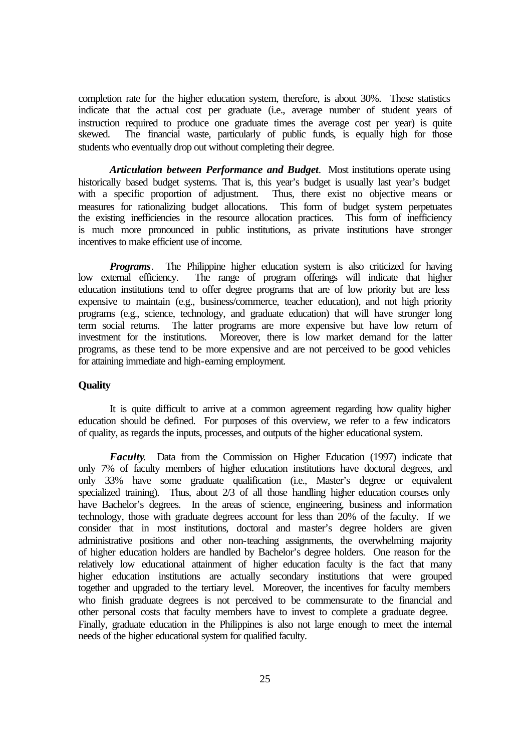completion rate for the higher education system, therefore, is about 30%. These statistics indicate that the actual cost per graduate (i.e., average number of student years of instruction required to produce one graduate times the average cost per year) is quite skewed. The financial waste, particularly of public funds, is equally high for those students who eventually drop out without completing their degree.

***Articulation between Performance and Budget***. Most institutions operate using historically based budget systems. That is, this year's budget is usually last year's budget with a specific proportion of adjustment. Thus, there exist no objective means or measures for rationalizing budget allocations. This form of budget system perpetuates the existing inefficiencies in the resource allocation practices. This form of inefficiency is much more pronounced in public institutions, as private institutions have stronger incentives to make efficient use of income.

***Programs***. The Philippine higher education system is also criticized for having low external efficiency. The range of program offerings will indicate that higher education institutions tend to offer degree programs that are of low priority but are less expensive to maintain (e.g., business/commerce, teacher education), and not high priority programs (e.g., science, technology, and graduate education) that will have stronger long term social returns. The latter programs are more expensive but have low return of investment for the institutions. Moreover, there is low market demand for the latter programs, as these tend to be more expensive and are not perceived to be good vehicles for attaining immediate and high-earning employment.

**Quality**

It is quite difficult to arrive at a common agreement regarding how quality higher education should be defined. For purposes of this overview, we refer to a few indicators of quality, as regards the inputs, processes, and outputs of the higher educational system.

***Faculty***. Data from the Commission on Higher Education (1997) indicate that only 7% of faculty members of higher education institutions have doctoral degrees, and only 33% have some graduate qualification (i.e., Master's degree or equivalent specialized training). Thus, about 2/3 of all those handling higher education courses only have Bachelor's degrees. In the areas of science, engineering, business and information technology, those with graduate degrees account for less than 20% of the faculty. If we consider that in most institutions, doctoral and master's degree holders are given administrative positions and other non-teaching assignments, the overwhelming majority of higher education holders are handled by Bachelor's degree holders. One reason for the relatively low educational attainment of higher education faculty is the fact that many higher education institutions are actually secondary institutions that were grouped together and upgraded to the tertiary level. Moreover, the incentives for faculty members who finish graduate degrees is not perceived to be commensurate to the financial and other personal costs that faculty members have to invest to complete a graduate degree. Finally, graduate education in the Philippines is also not large enough to meet the internal needs of the higher educational system for qualified faculty.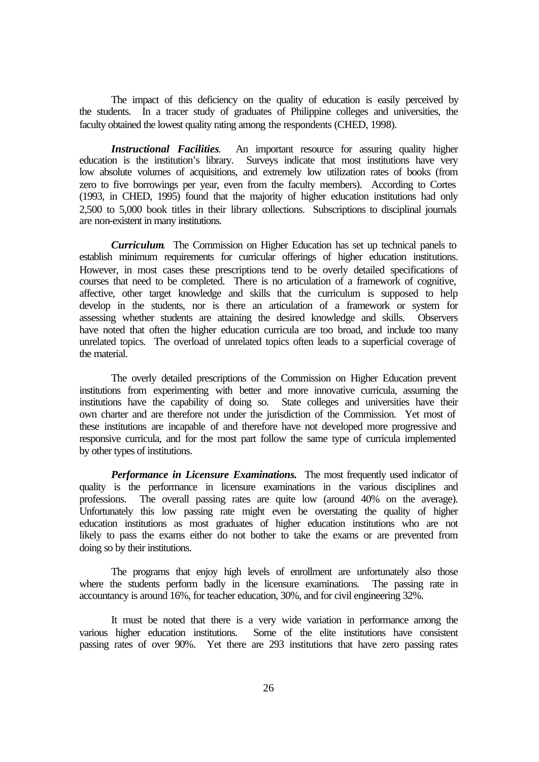The impact of this deficiency on the quality of education is easily perceived by the students. In a tracer study of graduates of Philippine colleges and universities, the faculty obtained the lowest quality rating among the respondents (CHED, 1998).

***Instructional Facilities.*** An important resource for assuring quality higher education is the institution's library. Surveys indicate that most institutions have very low absolute volumes of acquisitions, and extremely low utilization rates of books (from zero to five borrowings per year, even from the faculty members). According to Cortes (1993, in CHED, 1995) found that the majority of higher education institutions had only 2,500 to 5,000 book titles in their library collections. Subscriptions to disciplinal journals are non-existent in many institutions.

***Curriculum.*** The Commission on Higher Education has set up technical panels to establish minimum requirements for curricular offerings of higher education institutions. However, in most cases these prescriptions tend to be overly detailed specifications of courses that need to be completed. There is no articulation of a framework of cognitive, affective, other target knowledge and skills that the curriculum is supposed to help develop in the students, nor is there an articulation of a framework or system for assessing whether students are attaining the desired knowledge and skills. Observers have noted that often the higher education curricula are too broad, and include too many unrelated topics. The overload of unrelated topics often leads to a superficial coverage of the material.

The overly detailed prescriptions of the Commission on Higher Education prevent institutions from experimenting with better and more innovative curricula, assuming the institutions have the capability of doing so. State colleges and universities have their own charter and are therefore not under the jurisdiction of the Commission. Yet most of these institutions are incapable of and therefore have not developed more progressive and responsive curricula, and for the most part follow the same type of curricula implemented by other types of institutions.

***Performance in Licensure Examinations.*** The most frequently used indicator of quality is the performance in licensure examinations in the various disciplines and professions. The overall passing rates are quite low (around 40% on the average). Unfortunately this low passing rate might even be overstating the quality of higher education institutions as most graduates of higher education institutions who are not likely to pass the exams either do not bother to take the exams or are prevented from doing so by their institutions.

The programs that enjoy high levels of enrollment are unfortunately also those where the students perform badly in the licensure examinations. The passing rate in accountancy is around 16%, for teacher education, 30%, and for civil engineering 32%.

It must be noted that there is a very wide variation in performance among the various higher education institutions. Some of the elite institutions have consistent passing rates of over 90%. Yet there are 293 institutions that have zero passing rates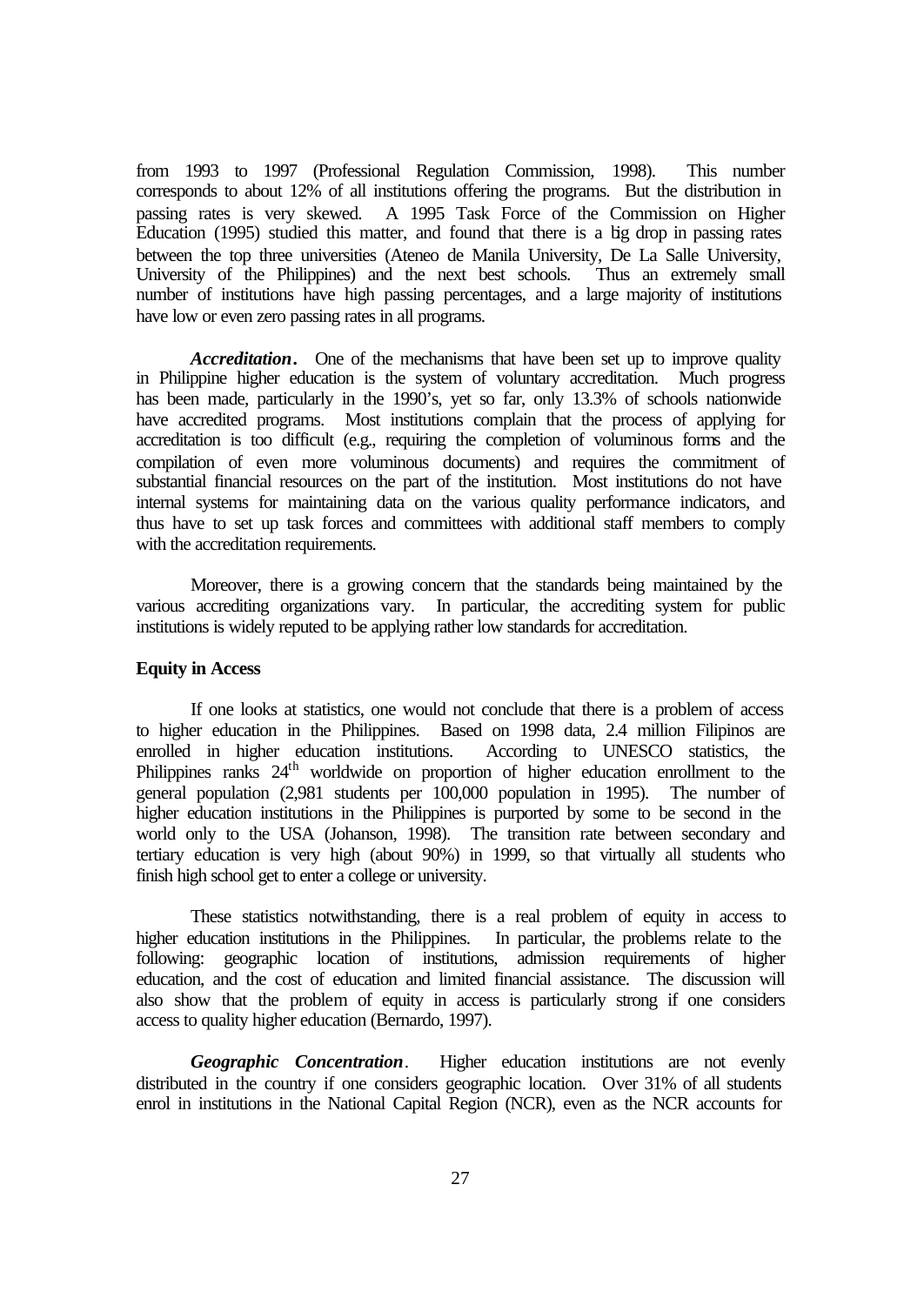from 1993 to 1997 (Professional Regulation Commission, 1998). This number corresponds to about 12% of all institutions offering the programs. But the distribution in passing rates is very skewed. A 1995 Task Force of the Commission on Higher Education (1995) studied this matter, and found that there is a big drop in passing rates between the top three universities (Ateneo de Manila University, De La Salle University, University of the Philippines) and the next best schools. Thus an extremely small number of institutions have high passing percentages, and a large majority of institutions have low or even zero passing rates in all programs.

***Accreditation.*** One of the mechanisms that have been set up to improve quality in Philippine higher education is the system of voluntary accreditation. Much progress has been made, particularly in the 1990's, yet so far, only 13.3% of schools nationwide have accredited programs. Most institutions complain that the process of applying for accreditation is too difficult (e.g., requiring the completion of voluminous forms and the compilation of even more voluminous documents) and requires the commitment of substantial financial resources on the part of the institution. Most institutions do not have internal systems for maintaining data on the various quality performance indicators, and thus have to set up task forces and committees with additional staff members to comply with the accreditation requirements.

Moreover, there is a growing concern that the standards being maintained by the various accrediting organizations vary. In particular, the accrediting system for public institutions is widely reputed to be applying rather low standards for accreditation.

**Equity in Access**

If one looks at statistics, one would not conclude that there is a problem of access to higher education in the Philippines. Based on 1998 data, 2.4 million Filipinos are enrolled in higher education institutions. According to UNESCO statistics, the Philippines ranks 24th worldwide on proportion of higher education enrollment to the general population (2,981 students per 100,000 population in 1995). The number of higher education institutions in the Philippines is purported by some to be second in the world only to the USA (Johanson, 1998). The transition rate between secondary and tertiary education is very high (about 90%) in 1999, so that virtually all students who finish high school get to enter a college or university.

These statistics notwithstanding, there is a real problem of equity in access to higher education institutions in the Philippines. In particular, the problems relate to the following: geographic location of institutions, admission requirements of higher education, and the cost of education and limited financial assistance. The discussion will also show that the problem of equity in access is particularly strong if one considers access to quality higher education (Bernardo, 1997).

***Geographic Concentration.*** Higher education institutions are not evenly distributed in the country if one considers geographic location. Over 31% of all students enrol in institutions in the National Capital Region (NCR), even as the NCR accounts for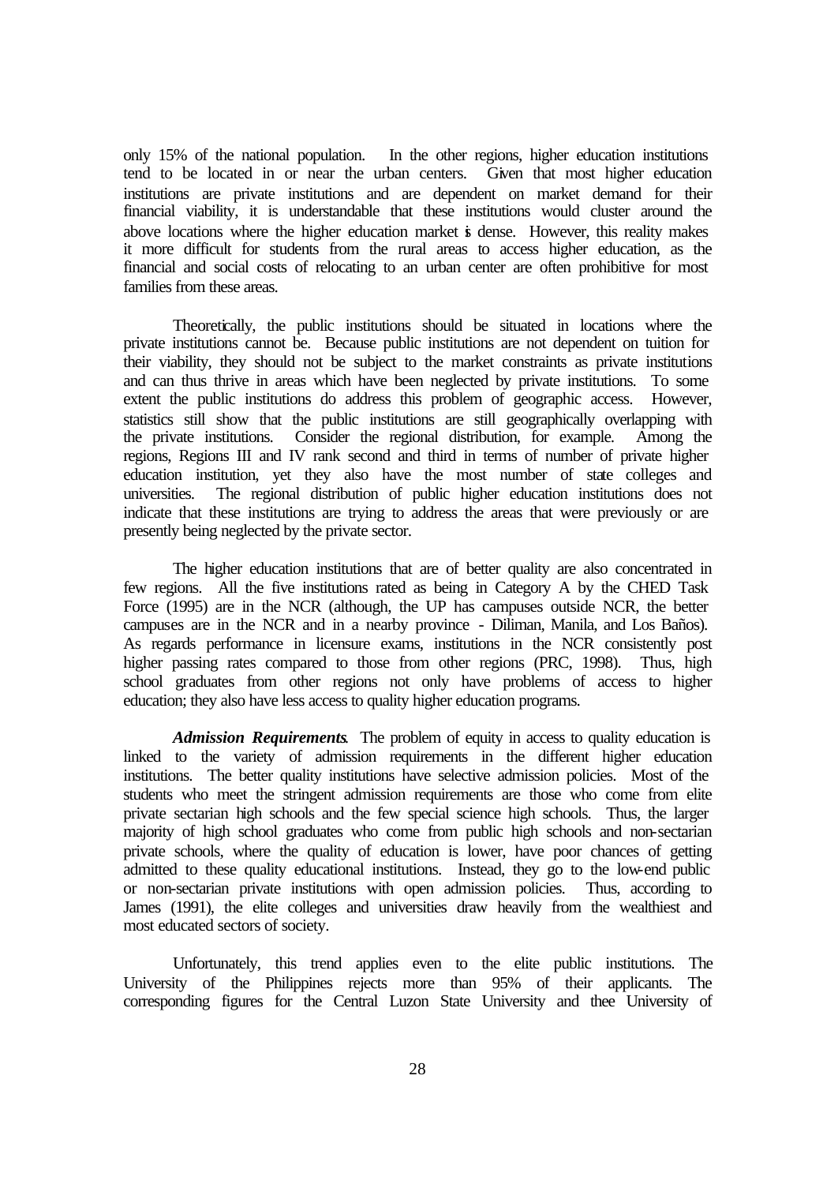only 15% of the national population. In the other regions, higher education institutions tend to be located in or near the urban centers. Given that most higher education institutions are private institutions and are dependent on market demand for their financial viability, it is understandable that these institutions would cluster around the above locations where the higher education market is dense. However, this reality makes it more difficult for students from the rural areas to access higher education, as the financial and social costs of relocating to an urban center are often prohibitive for most families from these areas.

Theoretically, the public institutions should be situated in locations where the private institutions cannot be. Because public institutions are not dependent on tuition for their viability, they should not be subject to the market constraints as private institutions and can thus thrive in areas which have been neglected by private institutions. To some extent the public institutions do address this problem of geographic access. However, statistics still show that the public institutions are still geographically overlapping with the private institutions. Consider the regional distribution, for example. Among the regions, Regions III and IV rank second and third in terms of number of private higher education institution, yet they also have the most number of state colleges and universities. The regional distribution of public higher education institutions does not indicate that these institutions are trying to address the areas that were previously or are presently being neglected by the private sector.

The higher education institutions that are of better quality are also concentrated in few regions. All the five institutions rated as being in Category A by the CHED Task Force (1995) are in the NCR (although, the UP has campuses outside NCR, the better campuses are in the NCR and in a nearby province - Diliman, Manila, and Los Baños). As regards performance in licensure exams, institutions in the NCR consistently post higher passing rates compared to those from other regions (PRC, 1998). Thus, high school graduates from other regions not only have problems of access to higher education; they also have less access to quality higher education programs.

***Admission Requirements***. The problem of equity in access to quality education is linked to the variety of admission requirements in the different higher education institutions. The better quality institutions have selective admission policies. Most of the students who meet the stringent admission requirements are those who come from elite private sectarian high schools and the few special science high schools. Thus, the larger majority of high school graduates who come from public high schools and non-sectarian private schools, where the quality of education is lower, have poor chances of getting admitted to these quality educational institutions. Instead, they go to the low-end public or non-sectarian private institutions with open admission policies. Thus, according to James (1991), the elite colleges and universities draw heavily from the wealthiest and most educated sectors of society.

Unfortunately, this trend applies even to the elite public institutions. The University of the Philippines rejects more than 95% of their applicants. The corresponding figures for the Central Luzon State University and thee University of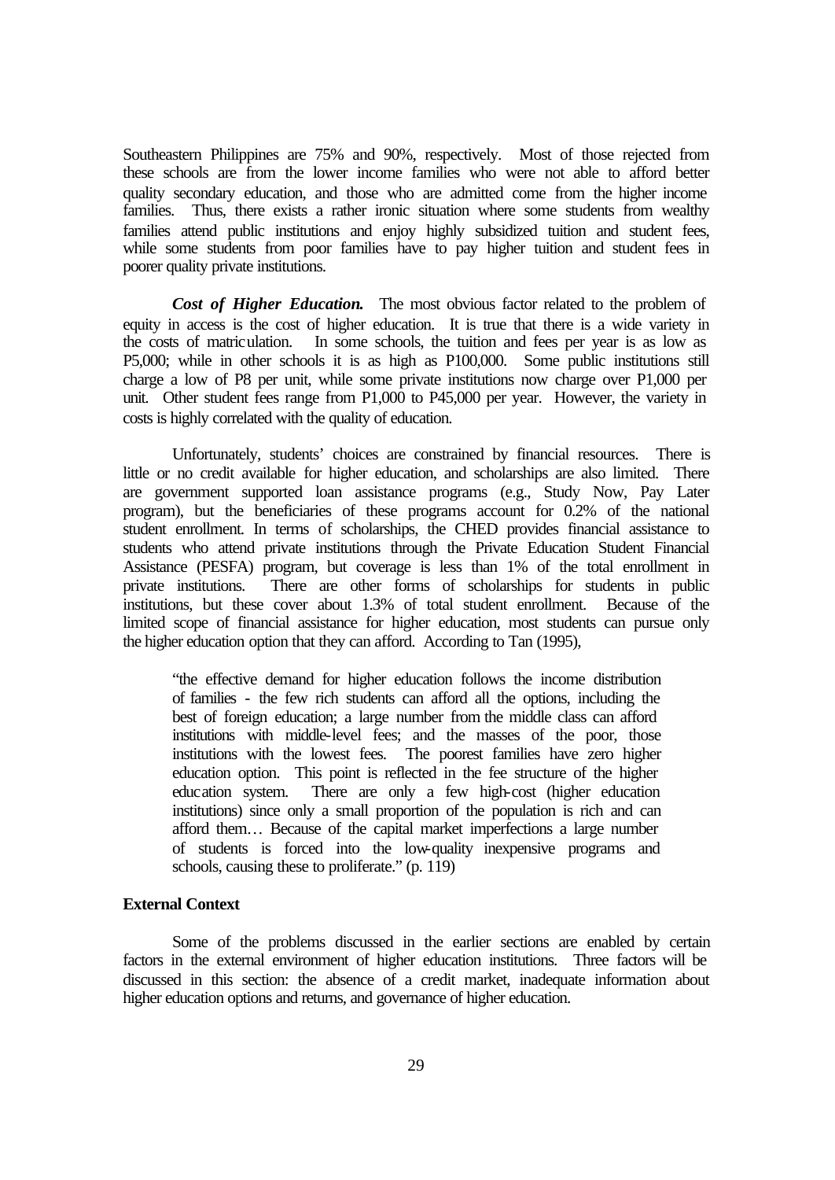Southeastern Philippines are 75% and 90%, respectively. Most of those rejected from these schools are from the lower income families who were not able to afford better quality secondary education, and those who are admitted come from the higher income families. Thus, there exists a rather ironic situation where some students from wealthy families attend public institutions and enjoy highly subsidized tuition and student fees, while some students from poor families have to pay higher tuition and student fees in poorer quality private institutions.

***Cost of Higher Education.*** The most obvious factor related to the problem of equity in access is the cost of higher education. It is true that there is a wide variety in the costs of matriculation. In some schools, the tuition and fees per year is as low as P5,000; while in other schools it is as high as P100,000. Some public institutions still charge a low of P8 per unit, while some private institutions now charge over P1,000 per unit. Other student fees range from P1,000 to P45,000 per year. However, the variety in costs is highly correlated with the quality of education.

Unfortunately, students' choices are constrained by financial resources. There is little or no credit available for higher education, and scholarships are also limited. There are government supported loan assistance programs (e.g., Study Now, Pay Later program), but the beneficiaries of these programs account for 0.2% of the national student enrollment. In terms of scholarships, the CHED provides financial assistance to students who attend private institutions through the Private Education Student Financial Assistance (PESFA) program, but coverage is less than 1% of the total enrollment in private institutions. There are other forms of scholarships for students in public institutions, but these cover about 1.3% of total student enrollment. Because of the limited scope of financial assistance for higher education, most students can pursue only the higher education option that they can afford. According to Tan (1995),

> "the effective demand for higher education follows the income distribution of families - the few rich students can afford all the options, including the best of foreign education; a large number from the middle class can afford institutions with middle-level fees; and the masses of the poor, those institutions with the lowest fees. The poorest families have zero higher education option. This point is reflected in the fee structure of the higher education system. There are only a few high-cost (higher education institutions) since only a small proportion of the population is rich and can afford them… Because of the capital market imperfections a large number of students is forced into the low-quality inexpensive programs and schools, causing these to proliferate." (p. 119)

**External Context**

Some of the problems discussed in the earlier sections are enabled by certain factors in the external environment of higher education institutions. Three factors will be discussed in this section: the absence of a credit market, inadequate information about higher education options and returns, and governance of higher education.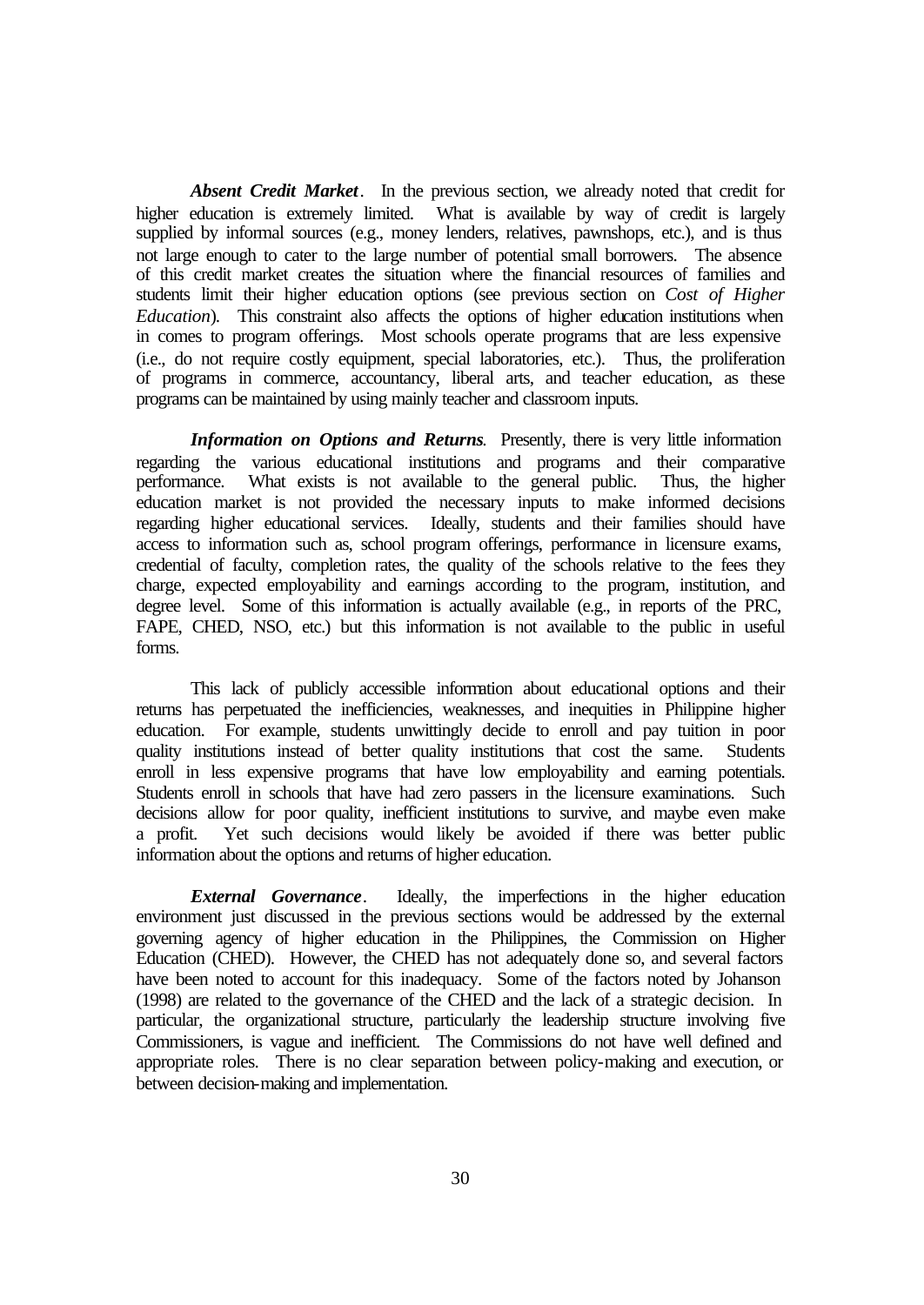***Absent Credit Market***. In the previous section, we already noted that credit for higher education is extremely limited. What is available by way of credit is largely supplied by informal sources (e.g., money lenders, relatives, pawnshops, etc.), and is thus not large enough to cater to the large number of potential small borrowers. The absence of this credit market creates the situation where the financial resources of families and students limit their higher education options (see previous section on *Cost of Higher Education*). This constraint also affects the options of higher education institutions when in comes to program offerings. Most schools operate programs that are less expensive (i.e., do not require costly equipment, special laboratories, etc.). Thus, the proliferation of programs in commerce, accountancy, liberal arts, and teacher education, as these programs can be maintained by using mainly teacher and classroom inputs.

***Information on Options and Returns***. Presently, there is very little information regarding the various educational institutions and programs and their comparative performance. What exists is not available to the general public. Thus, the higher education market is not provided the necessary inputs to make informed decisions regarding higher educational services. Ideally, students and their families should have access to information such as, school program offerings, performance in licensure exams, credential of faculty, completion rates, the quality of the schools relative to the fees they charge, expected employability and earnings according to the program, institution, and degree level. Some of this information is actually available (e.g., in reports of the PRC, FAPE, CHED, NSO, etc.) but this information is not available to the public in useful forms.

This lack of publicly accessible information about educational options and their returns has perpetuated the inefficiencies, weaknesses, and inequities in Philippine higher education. For example, students unwittingly decide to enroll and pay tuition in poor quality institutions instead of better quality institutions that cost the same. Students enroll in less expensive programs that have low employability and earning potentials. Students enroll in schools that have had zero passers in the licensure examinations. Such decisions allow for poor quality, inefficient institutions to survive, and maybe even make a profit. Yet such decisions would likely be avoided if there was better public information about the options and returns of higher education.

***External Governance***. Ideally, the imperfections in the higher education environment just discussed in the previous sections would be addressed by the external governing agency of higher education in the Philippines, the Commission on Higher Education (CHED). However, the CHED has not adequately done so, and several factors have been noted to account for this inadequacy. Some of the factors noted by Johanson (1998) are related to the governance of the CHED and the lack of a strategic decision. In particular, the organizational structure, particularly the leadership structure involving five Commissioners, is vague and inefficient. The Commissions do not have well defined and appropriate roles. There is no clear separation between policy-making and execution, or between decision-making and implementation.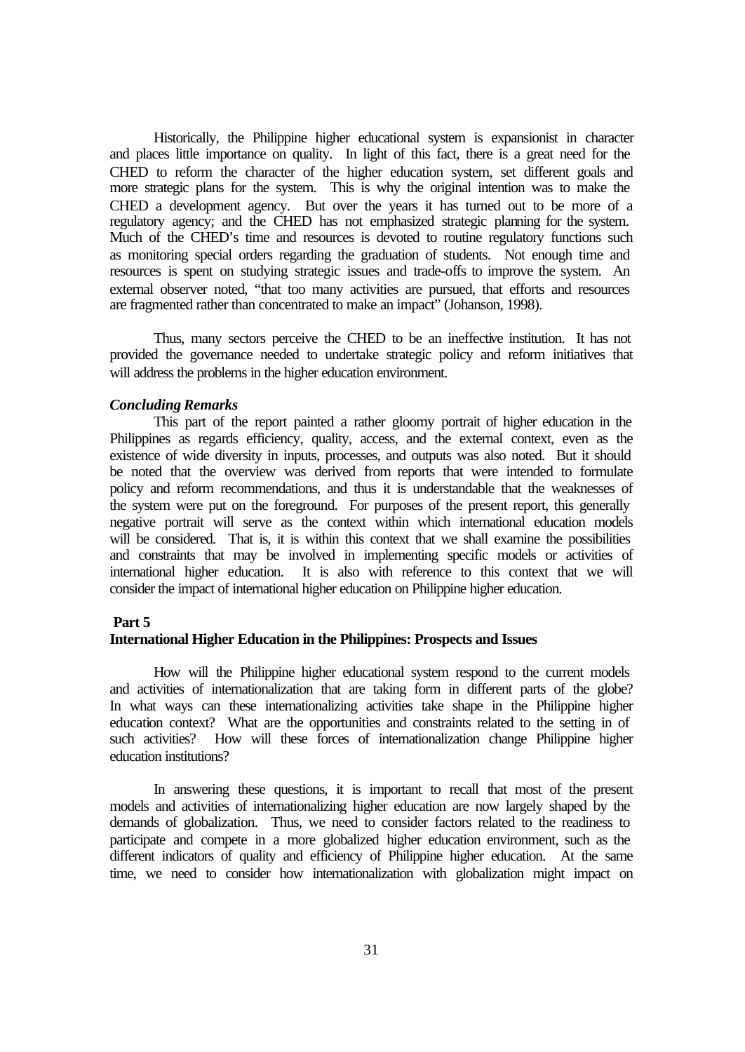Historically, the Philippine higher educational system is expansionist in character and places little importance on quality. In light of this fact, there is a great need for the CHED to reform the character of the higher education system, set different goals and more strategic plans for the system. This is why the original intention was to make the CHED a development agency. But over the years it has turned out to be more of a regulatory agency; and the CHED has not emphasized strategic planning for the system. Much of the CHED's time and resources is devoted to routine regulatory functions such as monitoring special orders regarding the graduation of students. Not enough time and resources is spent on studying strategic issues and trade-offs to improve the system. An external observer noted, "that too many activities are pursued, that efforts and resources are fragmented rather than concentrated to make an impact" (Johanson, 1998).

Thus, many sectors perceive the CHED to be an ineffective institution. It has not provided the governance needed to undertake strategic policy and reform initiatives that will address the problems in the higher education environment.

***Concluding Remarks***

This part of the report painted a rather gloomy portrait of higher education in the Philippines as regards efficiency, quality, access, and the external context, even as the existence of wide diversity in inputs, processes, and outputs was also noted. But it should be noted that the overview was derived from reports that were intended to formulate policy and reform recommendations, and thus it is understandable that the weaknesses of the system were put on the foreground. For purposes of the present report, this generally negative portrait will serve as the context within which international education models will be considered. That is, it is within this context that we shall examine the possibilities and constraints that may be involved in implementing specific models or activities of international higher education. It is also with reference to this context that we will consider the impact of international higher education on Philippine higher education.

## Part 5
## International Higher Education in the Philippines: Prospects and Issues

How will the Philippine higher educational system respond to the current models and activities of internationalization that are taking form in different parts of the globe? In what ways can these internationalizing activities take shape in the Philippine higher education context? What are the opportunities and constraints related to the setting in of such activities? How will these forces of internationalization change Philippine higher education institutions?

In answering these questions, it is important to recall that most of the present models and activities of internationalizing higher education are now largely shaped by the demands of globalization. Thus, we need to consider factors related to the readiness to participate and compete in a more globalized higher education environment, such as the different indicators of quality and efficiency of Philippine higher education. At the same time, we need to consider how internationalization with globalization might impact on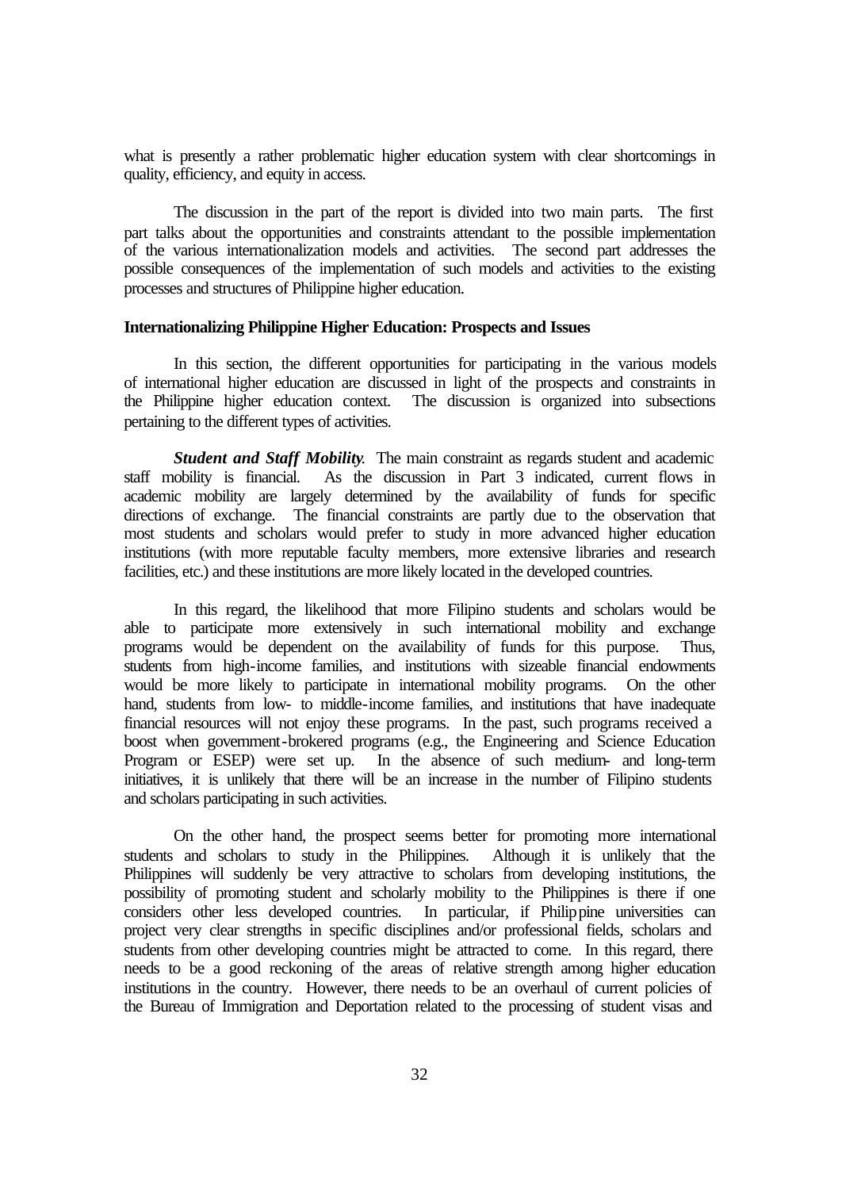what is presently a rather problematic higher education system with clear shortcomings in quality, efficiency, and equity in access.

The discussion in the part of the report is divided into two main parts. The first part talks about the opportunities and constraints attendant to the possible implementation of the various internationalization models and activities. The second part addresses the possible consequences of the implementation of such models and activities to the existing processes and structures of Philippine higher education.

**Internationalizing Philippine Higher Education: Prospects and Issues**

In this section, the different opportunities for participating in the various models of international higher education are discussed in light of the prospects and constraints in the Philippine higher education context. The discussion is organized into subsections pertaining to the different types of activities.

***Student and Staff Mobility***. The main constraint as regards student and academic staff mobility is financial. As the discussion in Part 3 indicated, current flows in academic mobility are largely determined by the availability of funds for specific directions of exchange. The financial constraints are partly due to the observation that most students and scholars would prefer to study in more advanced higher education institutions (with more reputable faculty members, more extensive libraries and research facilities, etc.) and these institutions are more likely located in the developed countries.

In this regard, the likelihood that more Filipino students and scholars would be able to participate more extensively in such international mobility and exchange programs would be dependent on the availability of funds for this purpose. Thus, students from high-income families, and institutions with sizeable financial endowments would be more likely to participate in international mobility programs. On the other hand, students from low- to middle-income families, and institutions that have inadequate financial resources will not enjoy these programs. In the past, such programs received a boost when government-brokered programs (e.g., the Engineering and Science Education Program or ESEP) were set up. In the absence of such medium- and long-term initiatives, it is unlikely that there will be an increase in the number of Filipino students and scholars participating in such activities.

On the other hand, the prospect seems better for promoting more international students and scholars to study in the Philippines. Although it is unlikely that the Philippines will suddenly be very attractive to scholars from developing institutions, the possibility of promoting student and scholarly mobility to the Philippines is there if one considers other less developed countries. In particular, if Philippine universities can project very clear strengths in specific disciplines and/or professional fields, scholars and students from other developing countries might be attracted to come. In this regard, there needs to be a good reckoning of the areas of relative strength among higher education institutions in the country. However, there needs to be an overhaul of current policies of the Bureau of Immigration and Deportation related to the processing of student visas and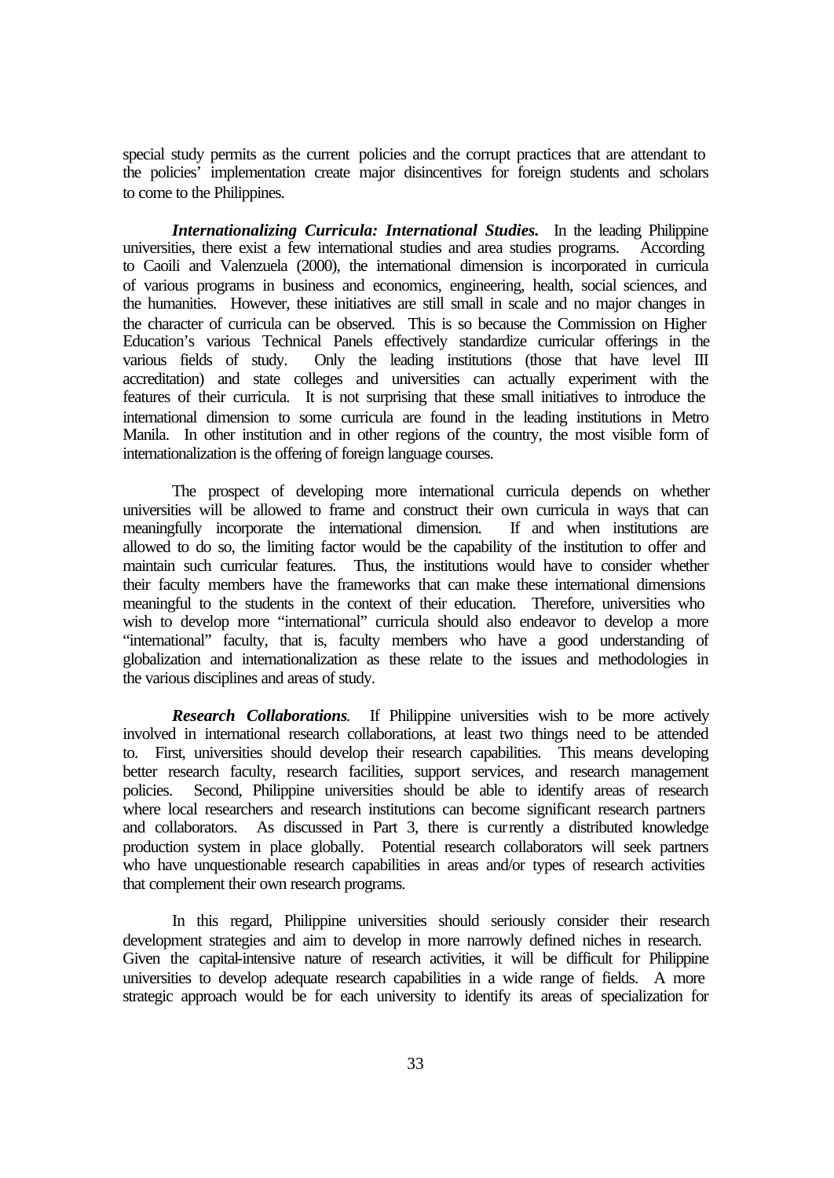special study permits as the current policies and the corrupt practices that are attendant to the policies' implementation create major disincentives for foreign students and scholars to come to the Philippines.

***Internationalizing Curricula: International Studies.*** In the leading Philippine universities, there exist a few international studies and area studies programs. According to Caoili and Valenzuela (2000), the international dimension is incorporated in curricula of various programs in business and economics, engineering, health, social sciences, and the humanities. However, these initiatives are still small in scale and no major changes in the character of curricula can be observed. This is so because the Commission on Higher Education's various Technical Panels effectively standardize curricular offerings in the various fields of study. Only the leading institutions (those that have level III accreditation) and state colleges and universities can actually experiment with the features of their curricula. It is not surprising that these small initiatives to introduce the international dimension to some curricula are found in the leading institutions in Metro Manila. In other institution and in other regions of the country, the most visible form of internationalization is the offering of foreign language courses.

The prospect of developing more international curricula depends on whether universities will be allowed to frame and construct their own curricula in ways that can meaningfully incorporate the international dimension. If and when institutions are allowed to do so, the limiting factor would be the capability of the institution to offer and maintain such curricular features. Thus, the institutions would have to consider whether their faculty members have the frameworks that can make these international dimensions meaningful to the students in the context of their education. Therefore, universities who wish to develop more "international" curricula should also endeavor to develop a more "international" faculty, that is, faculty members who have a good understanding of globalization and internationalization as these relate to the issues and methodologies in the various disciplines and areas of study.

***Research Collaborations.*** If Philippine universities wish to be more actively involved in international research collaborations, at least two things need to be attended to. First, universities should develop their research capabilities. This means developing better research faculty, research facilities, support services, and research management policies. Second, Philippine universities should be able to identify areas of research where local researchers and research institutions can become significant research partners and collaborators. As discussed in Part 3, there is currently a distributed knowledge production system in place globally. Potential research collaborators will seek partners who have unquestionable research capabilities in areas and/or types of research activities that complement their own research programs.

In this regard, Philippine universities should seriously consider their research development strategies and aim to develop in more narrowly defined niches in research. Given the capital-intensive nature of research activities, it will be difficult for Philippine universities to develop adequate research capabilities in a wide range of fields. A more strategic approach would be for each university to identify its areas of specialization for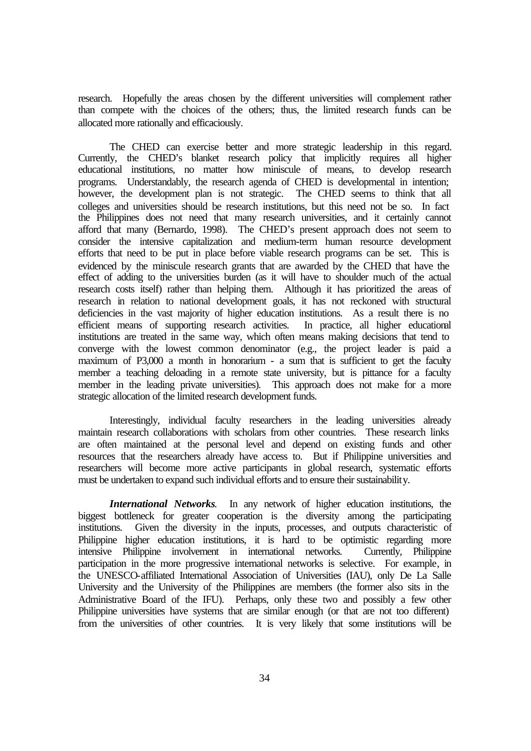research. Hopefully the areas chosen by the different universities will complement rather than compete with the choices of the others; thus, the limited research funds can be allocated more rationally and efficaciously.

The CHED can exercise better and more strategic leadership in this regard. Currently, the CHED's blanket research policy that implicitly requires all higher educational institutions, no matter how miniscule of means, to develop research programs. Understandably, the research agenda of CHED is developmental in intention; however, the development plan is not strategic. The CHED seems to think that all colleges and universities should be research institutions, but this need not be so. In fact the Philippines does not need that many research universities, and it certainly cannot afford that many (Bernardo, 1998). The CHED's present approach does not seem to consider the intensive capitalization and medium-term human resource development efforts that need to be put in place before viable research programs can be set. This is evidenced by the miniscule research grants that are awarded by the CHED that have the effect of adding to the universities burden (as it will have to shoulder much of the actual research costs itself) rather than helping them. Although it has prioritized the areas of research in relation to national development goals, it has not reckoned with structural deficiencies in the vast majority of higher education institutions. As a result there is no efficient means of supporting research activities. In practice, all higher educational institutions are treated in the same way, which often means making decisions that tend to converge with the lowest common denominator (e.g., the project leader is paid a maximum of P3,000 a month in honorarium - a sum that is sufficient to get the faculty member a teaching deloading in a remote state university, but is pittance for a faculty member in the leading private universities). This approach does not make for a more strategic allocation of the limited research development funds.

Interestingly, individual faculty researchers in the leading universities already maintain research collaborations with scholars from other countries. These research links are often maintained at the personal level and depend on existing funds and other resources that the researchers already have access to. But if Philippine universities and researchers will become more active participants in global research, systematic efforts must be undertaken to expand such individual efforts and to ensure their sustainability.

***International Networks.*** In any network of higher education institutions, the biggest bottleneck for greater cooperation is the diversity among the participating institutions. Given the diversity in the inputs, processes, and outputs characteristic of Philippine higher education institutions, it is hard to be optimistic regarding more intensive Philippine involvement in international networks. Currently, Philippine participation in the more progressive international networks is selective. For example, in the UNESCO-affiliated International Association of Universities (IAU), only De La Salle University and the University of the Philippines are members (the former also sits in the Administrative Board of the IFU). Perhaps, only these two and possibly a few other Philippine universities have systems that are similar enough (or that are not too different) from the universities of other countries. It is very likely that some institutions will be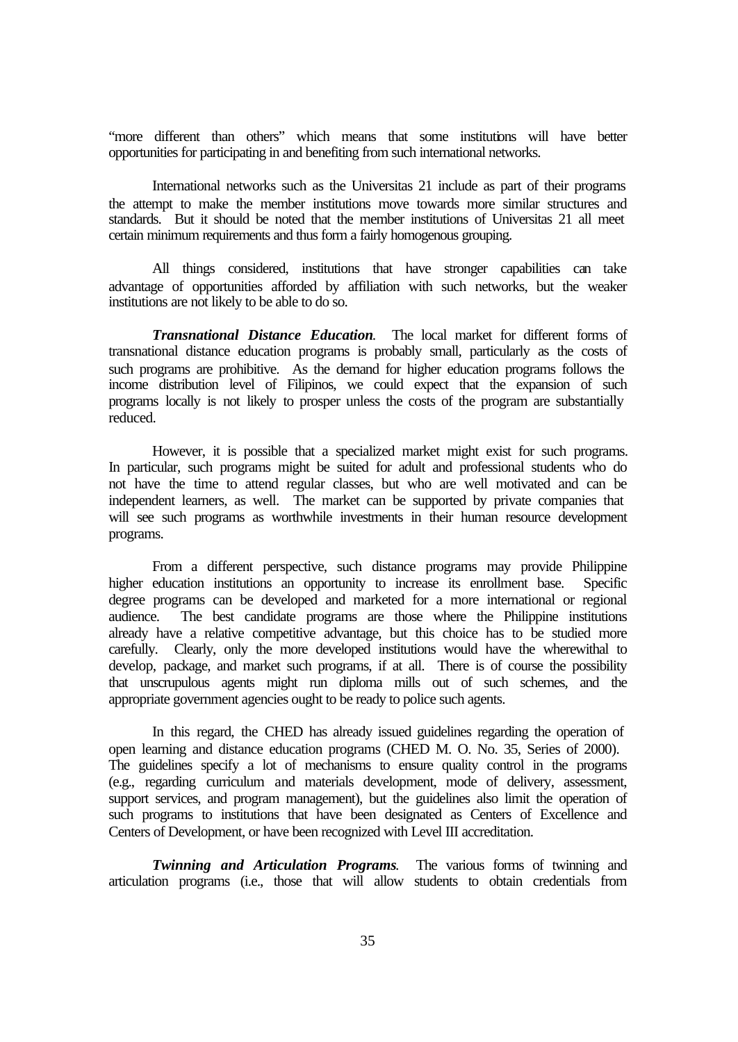"more different than others" which means that some institutions will have better opportunities for participating in and benefiting from such international networks.

International networks such as the Universitas 21 include as part of their programs the attempt to make the member institutions move towards more similar structures and standards. But it should be noted that the member institutions of Universitas 21 all meet certain minimum requirements and thus form a fairly homogenous grouping.

All things considered, institutions that have stronger capabilities can take advantage of opportunities afforded by affiliation with such networks, but the weaker institutions are not likely to be able to do so.

***Transnational Distance Education.*** The local market for different forms of transnational distance education programs is probably small, particularly as the costs of such programs are prohibitive. As the demand for higher education programs follows the income distribution level of Filipinos, we could expect that the expansion of such programs locally is not likely to prosper unless the costs of the program are substantially reduced.

However, it is possible that a specialized market might exist for such programs. In particular, such programs might be suited for adult and professional students who do not have the time to attend regular classes, but who are well motivated and can be independent learners, as well. The market can be supported by private companies that will see such programs as worthwhile investments in their human resource development programs.

From a different perspective, such distance programs may provide Philippine higher education institutions an opportunity to increase its enrollment base. Specific degree programs can be developed and marketed for a more international or regional audience. The best candidate programs are those where the Philippine institutions already have a relative competitive advantage, but this choice has to be studied more carefully. Clearly, only the more developed institutions would have the wherewithal to develop, package, and market such programs, if at all. There is of course the possibility that unscrupulous agents might run diploma mills out of such schemes, and the appropriate government agencies ought to be ready to police such agents.

In this regard, the CHED has already issued guidelines regarding the operation of open learning and distance education programs (CHED M. O. No. 35, Series of 2000). The guidelines specify a lot of mechanisms to ensure quality control in the programs (e.g., regarding curriculum and materials development, mode of delivery, assessment, support services, and program management), but the guidelines also limit the operation of such programs to institutions that have been designated as Centers of Excellence and Centers of Development, or have been recognized with Level III accreditation.

***Twinning and Articulation Programs.*** The various forms of twinning and articulation programs (i.e., those that will allow students to obtain credentials from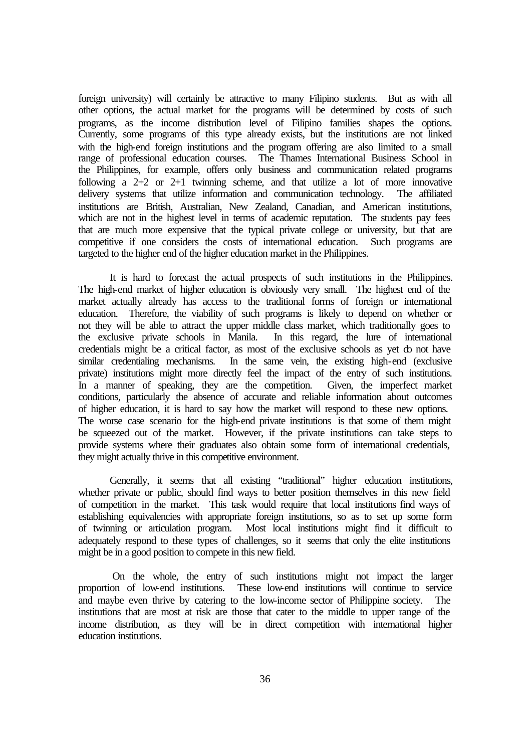foreign university) will certainly be attractive to many Filipino students. But as with all other options, the actual market for the programs will be determined by costs of such programs, as the income distribution level of Filipino families shapes the options. Currently, some programs of this type already exists, but the institutions are not linked with the high-end foreign institutions and the program offering are also limited to a small range of professional education courses. The Thames International Business School in the Philippines, for example, offers only business and communication related programs following a 2+2 or 2+1 twinning scheme, and that utilize a lot of more innovative delivery systems that utilize information and communication technology. The affiliated institutions are British, Australian, New Zealand, Canadian, and American institutions, which are not in the highest level in terms of academic reputation. The students pay fees that are much more expensive that the typical private college or university, but that are competitive if one considers the costs of international education. Such programs are targeted to the higher end of the higher education market in the Philippines.

It is hard to forecast the actual prospects of such institutions in the Philippines. The high-end market of higher education is obviously very small. The highest end of the market actually already has access to the traditional forms of foreign or international education. Therefore, the viability of such programs is likely to depend on whether or not they will be able to attract the upper middle class market, which traditionally goes to the exclusive private schools in Manila. In this regard, the lure of international credentials might be a critical factor, as most of the exclusive schools as yet do not have similar credentialing mechanisms. In the same vein, the existing high-end (exclusive private) institutions might more directly feel the impact of the entry of such institutions. In a manner of speaking, they are the competition. Given, the imperfect market conditions, particularly the absence of accurate and reliable information about outcomes of higher education, it is hard to say how the market will respond to these new options. The worse case scenario for the high-end private institutions is that some of them might be squeezed out of the market. However, if the private institutions can take steps to provide systems where their graduates also obtain some form of international credentials, they might actually thrive in this competitive environment.

Generally, it seems that all existing "traditional" higher education institutions, whether private or public, should find ways to better position themselves in this new field of competition in the market. This task would require that local institutions find ways of establishing equivalencies with appropriate foreign institutions, so as to set up some form of twinning or articulation program. Most local institutions might find it difficult to adequately respond to these types of challenges, so it seems that only the elite institutions might be in a good position to compete in this new field.

On the whole, the entry of such institutions might not impact the larger proportion of low-end institutions. These low-end institutions will continue to service and maybe even thrive by catering to the low-income sector of Philippine society. The institutions that are most at risk are those that cater to the middle to upper range of the income distribution, as they will be in direct competition with international higher education institutions.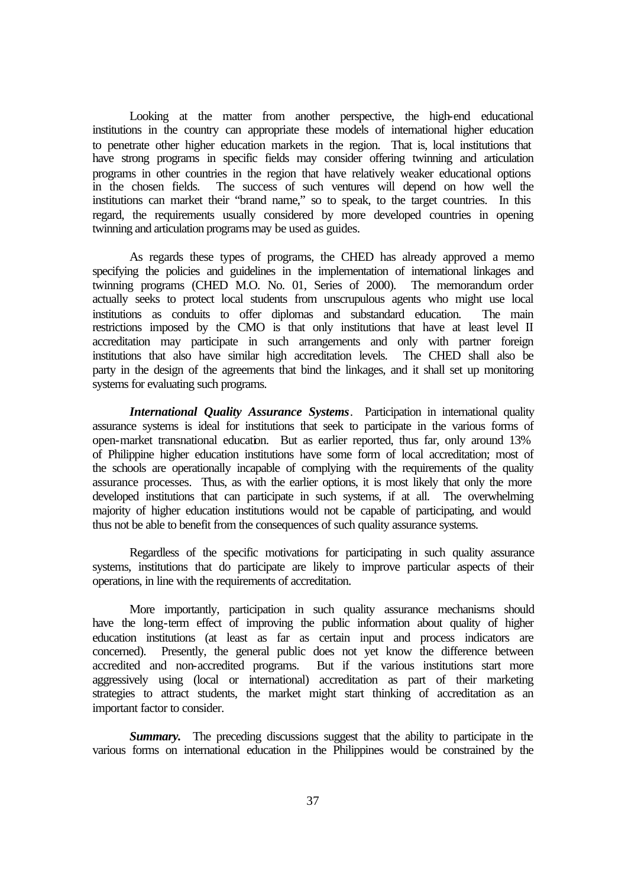Looking at the matter from another perspective, the high-end educational institutions in the country can appropriate these models of international higher education to penetrate other higher education markets in the region. That is, local institutions that have strong programs in specific fields may consider offering twinning and articulation programs in other countries in the region that have relatively weaker educational options in the chosen fields. The success of such ventures will depend on how well the institutions can market their "brand name," so to speak, to the target countries. In this regard, the requirements usually considered by more developed countries in opening twinning and articulation programs may be used as guides.

As regards these types of programs, the CHED has already approved a memo specifying the policies and guidelines in the implementation of international linkages and twinning programs (CHED M.O. No. 01, Series of 2000). The memorandum order actually seeks to protect local students from unscrupulous agents who might use local institutions as conduits to offer diplomas and substandard education. The main restrictions imposed by the CMO is that only institutions that have at least level II accreditation may participate in such arrangements and only with partner foreign institutions that also have similar high accreditation levels. The CHED shall also be party in the design of the agreements that bind the linkages, and it shall set up monitoring systems for evaluating such programs.

***International Quality Assurance Systems***. Participation in international quality assurance systems is ideal for institutions that seek to participate in the various forms of open-market transnational education. But as earlier reported, thus far, only around 13% of Philippine higher education institutions have some form of local accreditation; most of the schools are operationally incapable of complying with the requirements of the quality assurance processes. Thus, as with the earlier options, it is most likely that only the more developed institutions that can participate in such systems, if at all. The overwhelming majority of higher education institutions would not be capable of participating, and would thus not be able to benefit from the consequences of such quality assurance systems.

Regardless of the specific motivations for participating in such quality assurance systems, institutions that do participate are likely to improve particular aspects of their operations, in line with the requirements of accreditation.

More importantly, participation in such quality assurance mechanisms should have the long-term effect of improving the public information about quality of higher education institutions (at least as far as certain input and process indicators are concerned). Presently, the general public does not yet know the difference between accredited and non-accredited programs. But if the various institutions start more aggressively using (local or international) accreditation as part of their marketing strategies to attract students, the market might start thinking of accreditation as an important factor to consider.

***Summary.*** The preceding discussions suggest that the ability to participate in the various forms on international education in the Philippines would be constrained by the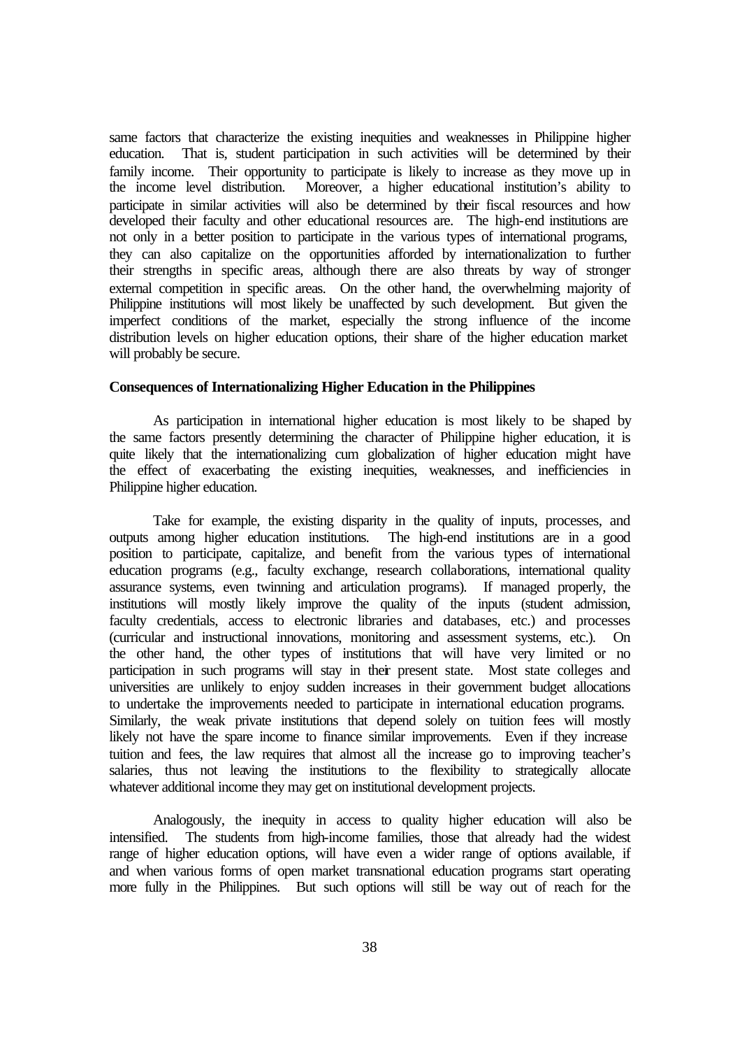same factors that characterize the existing inequities and weaknesses in Philippine higher education. That is, student participation in such activities will be determined by their family income. Their opportunity to participate is likely to increase as they move up in the income level distribution. Moreover, a higher educational institution's ability to participate in similar activities will also be determined by their fiscal resources and how developed their faculty and other educational resources are. The high-end institutions are not only in a better position to participate in the various types of international programs, they can also capitalize on the opportunities afforded by internationalization to further their strengths in specific areas, although there are also threats by way of stronger external competition in specific areas. On the other hand, the overwhelming majority of Philippine institutions will most likely be unaffected by such development. But given the imperfect conditions of the market, especially the strong influence of the income distribution levels on higher education options, their share of the higher education market will probably be secure.

**Consequences of Internationalizing Higher Education in the Philippines**

As participation in international higher education is most likely to be shaped by the same factors presently determining the character of Philippine higher education, it is quite likely that the internationalizing cum globalization of higher education might have the effect of exacerbating the existing inequities, weaknesses, and inefficiencies in Philippine higher education.

Take for example, the existing disparity in the quality of inputs, processes, and outputs among higher education institutions. The high-end institutions are in a good position to participate, capitalize, and benefit from the various types of international education programs (e.g., faculty exchange, research collaborations, international quality assurance systems, even twinning and articulation programs). If managed properly, the institutions will mostly likely improve the quality of the inputs (student admission, faculty credentials, access to electronic libraries and databases, etc.) and processes (curricular and instructional innovations, monitoring and assessment systems, etc.). On the other hand, the other types of institutions that will have very limited or no participation in such programs will stay in their present state. Most state colleges and universities are unlikely to enjoy sudden increases in their government budget allocations to undertake the improvements needed to participate in international education programs. Similarly, the weak private institutions that depend solely on tuition fees will mostly likely not have the spare income to finance similar improvements. Even if they increase tuition and fees, the law requires that almost all the increase go to improving teacher's salaries, thus not leaving the institutions to the flexibility to strategically allocate whatever additional income they may get on institutional development projects.

Analogously, the inequity in access to quality higher education will also be intensified. The students from high-income families, those that already had the widest range of higher education options, will have even a wider range of options available, if and when various forms of open market transnational education programs start operating more fully in the Philippines. But such options will still be way out of reach for the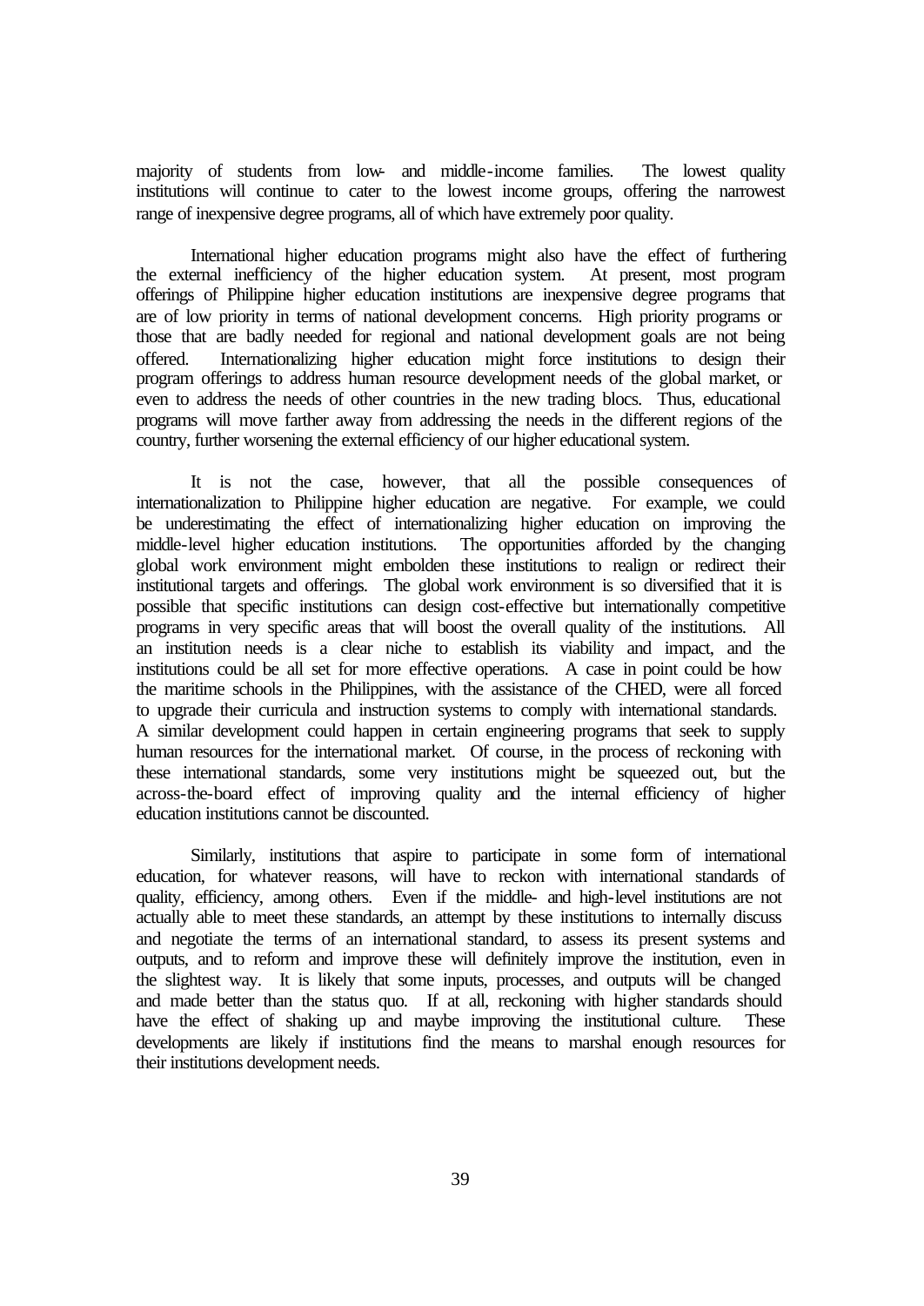majority of students from low- and middle-income families. The lowest quality institutions will continue to cater to the lowest income groups, offering the narrowest range of inexpensive degree programs, all of which have extremely poor quality.

International higher education programs might also have the effect of furthering the external inefficiency of the higher education system. At present, most program offerings of Philippine higher education institutions are inexpensive degree programs that are of low priority in terms of national development concerns. High priority programs or those that are badly needed for regional and national development goals are not being offered. Internationalizing higher education might force institutions to design their program offerings to address human resource development needs of the global market, or even to address the needs of other countries in the new trading blocs. Thus, educational programs will move farther away from addressing the needs in the different regions of the country, further worsening the external efficiency of our higher educational system.

It is not the case, however, that all the possible consequences of internationalization to Philippine higher education are negative. For example, we could be underestimating the effect of internationalizing higher education on improving the middle-level higher education institutions. The opportunities afforded by the changing global work environment might embolden these institutions to realign or redirect their institutional targets and offerings. The global work environment is so diversified that it is possible that specific institutions can design cost-effective but internationally competitive programs in very specific areas that will boost the overall quality of the institutions. All an institution needs is a clear niche to establish its viability and impact, and the institutions could be all set for more effective operations. A case in point could be how the maritime schools in the Philippines, with the assistance of the CHED, were all forced to upgrade their curricula and instruction systems to comply with international standards. A similar development could happen in certain engineering programs that seek to supply human resources for the international market. Of course, in the process of reckoning with these international standards, some very institutions might be squeezed out, but the across-the-board effect of improving quality and the internal efficiency of higher education institutions cannot be discounted.

Similarly, institutions that aspire to participate in some form of international education, for whatever reasons, will have to reckon with international standards of quality, efficiency, among others. Even if the middle- and high-level institutions are not actually able to meet these standards, an attempt by these institutions to internally discuss and negotiate the terms of an international standard, to assess its present systems and outputs, and to reform and improve these will definitely improve the institution, even in the slightest way. It is likely that some inputs, processes, and outputs will be changed and made better than the status quo. If at all, reckoning with higher standards should have the effect of shaking up and maybe improving the institutional culture. These developments are likely if institutions find the means to marshal enough resources for their institutions development needs.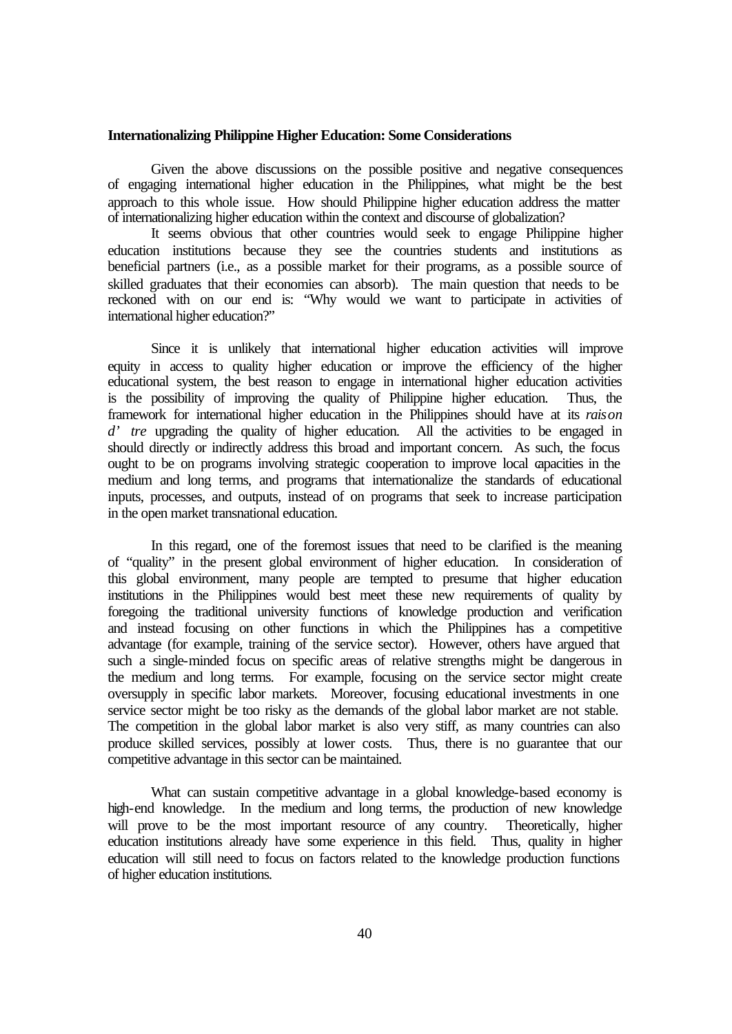**Internationalizing Philippine Higher Education: Some Considerations**

Given the above discussions on the possible positive and negative consequences of engaging international higher education in the Philippines, what might be the best approach to this whole issue. How should Philippine higher education address the matter of internationalizing higher education within the context and discourse of globalization?

It seems obvious that other countries would seek to engage Philippine higher education institutions because they see the countries students and institutions as beneficial partners (i.e., as a possible market for their programs, as a possible source of skilled graduates that their economies can absorb). The main question that needs to be reckoned with on our end is: "Why would we want to participate in activities of international higher education?"

Since it is unlikely that international higher education activities will improve equity in access to quality higher education or improve the efficiency of the higher educational system, the best reason to engage in international higher education activities is the possibility of improving the quality of Philippine higher education. Thus, the framework for international higher education in the Philippines should have at its *raison d' tre* upgrading the quality of higher education. All the activities to be engaged in should directly or indirectly address this broad and important concern. As such, the focus ought to be on programs involving strategic cooperation to improve local capacities in the medium and long terms, and programs that internationalize the standards of educational inputs, processes, and outputs, instead of on programs that seek to increase participation in the open market transnational education.

In this regard, one of the foremost issues that need to be clarified is the meaning of "quality" in the present global environment of higher education. In consideration of this global environment, many people are tempted to presume that higher education institutions in the Philippines would best meet these new requirements of quality by foregoing the traditional university functions of knowledge production and verification and instead focusing on other functions in which the Philippines has a competitive advantage (for example, training of the service sector). However, others have argued that such a single-minded focus on specific areas of relative strengths might be dangerous in the medium and long terms. For example, focusing on the service sector might create oversupply in specific labor markets. Moreover, focusing educational investments in one service sector might be too risky as the demands of the global labor market are not stable. The competition in the global labor market is also very stiff, as many countries can also produce skilled services, possibly at lower costs. Thus, there is no guarantee that our competitive advantage in this sector can be maintained.

What can sustain competitive advantage in a global knowledge-based economy is high-end knowledge. In the medium and long terms, the production of new knowledge will prove to be the most important resource of any country. Theoretically, higher education institutions already have some experience in this field. Thus, quality in higher education will still need to focus on factors related to the knowledge production functions of higher education institutions.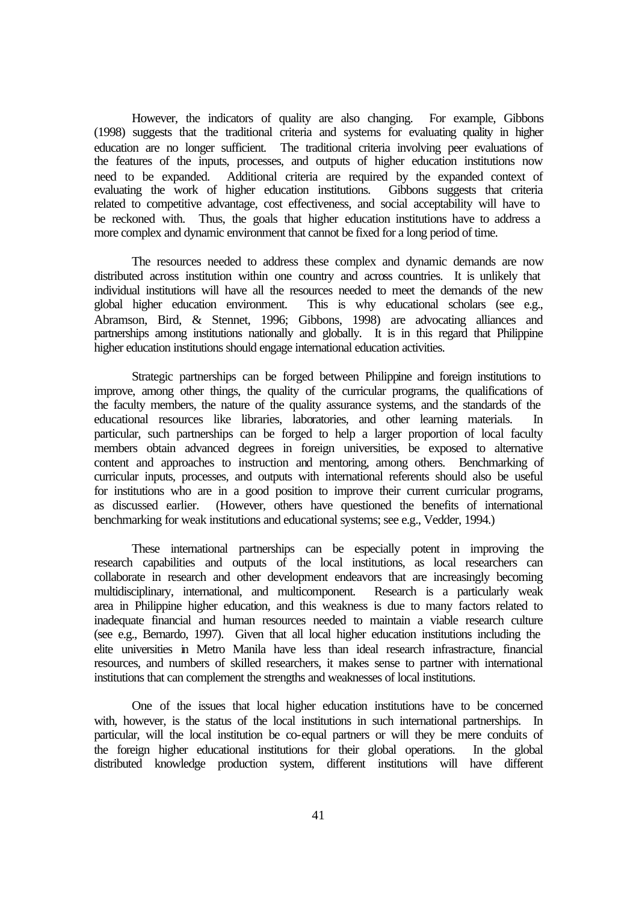However, the indicators of quality are also changing. For example, Gibbons (1998) suggests that the traditional criteria and systems for evaluating quality in higher education are no longer sufficient. The traditional criteria involving peer evaluations of the features of the inputs, processes, and outputs of higher education institutions now need to be expanded. Additional criteria are required by the expanded context of evaluating the work of higher education institutions. Gibbons suggests that criteria related to competitive advantage, cost effectiveness, and social acceptability will have to be reckoned with. Thus, the goals that higher education institutions have to address a more complex and dynamic environment that cannot be fixed for a long period of time.

The resources needed to address these complex and dynamic demands are now distributed across institution within one country and across countries. It is unlikely that individual institutions will have all the resources needed to meet the demands of the new global higher education environment. This is why educational scholars (see e.g., Abramson, Bird, & Stennet, 1996; Gibbons, 1998) are advocating alliances and partnerships among institutions nationally and globally. It is in this regard that Philippine higher education institutions should engage international education activities.

Strategic partnerships can be forged between Philippine and foreign institutions to improve, among other things, the quality of the curricular programs, the qualifications of the faculty members, the nature of the quality assurance systems, and the standards of the educational resources like libraries, laboratories, and other learning materials. In particular, such partnerships can be forged to help a larger proportion of local faculty members obtain advanced degrees in foreign universities, be exposed to alternative content and approaches to instruction and mentoring, among others. Benchmarking of curricular inputs, processes, and outputs with international referents should also be useful for institutions who are in a good position to improve their current curricular programs, as discussed earlier. (However, others have questioned the benefits of international benchmarking for weak institutions and educational systems; see e.g., Vedder, 1994.)

These international partnerships can be especially potent in improving the research capabilities and outputs of the local institutions, as local researchers can collaborate in research and other development endeavors that are increasingly becoming multidisciplinary, international, and multicomponent. Research is a particularly weak area in Philippine higher education, and this weakness is due to many factors related to inadequate financial and human resources needed to maintain a viable research culture (see e.g., Bernardo, 1997). Given that all local higher education institutions including the elite universities in Metro Manila have less than ideal research infrastructure, financial resources, and numbers of skilled researchers, it makes sense to partner with international institutions that can complement the strengths and weaknesses of local institutions.

One of the issues that local higher education institutions have to be concerned with, however, is the status of the local institutions in such international partnerships. In particular, will the local institution be co-equal partners or will they be mere conduits of the foreign higher educational institutions for their global operations. In the global distributed knowledge production system, different institutions will have different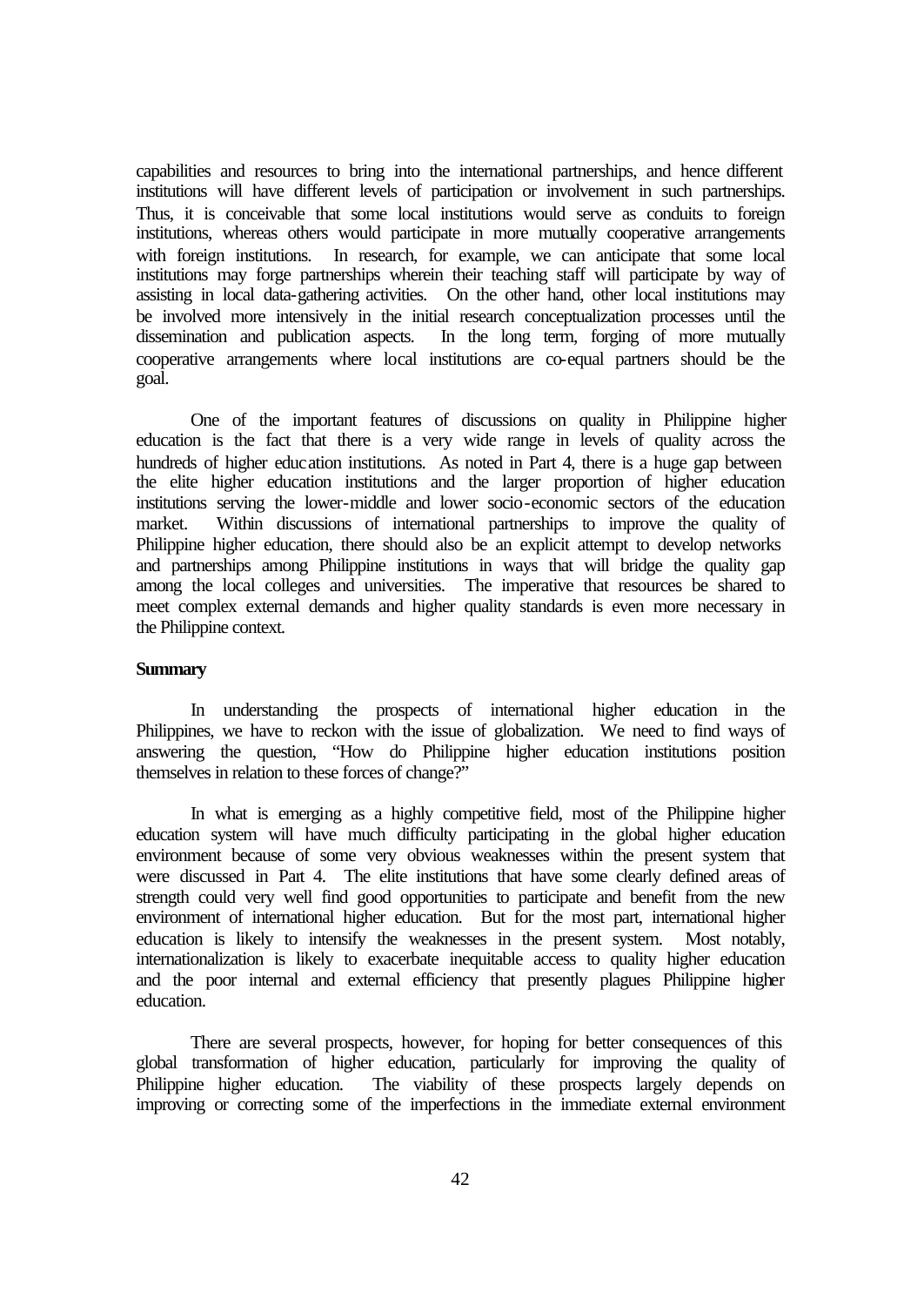capabilities and resources to bring into the international partnerships, and hence different institutions will have different levels of participation or involvement in such partnerships. Thus, it is conceivable that some local institutions would serve as conduits to foreign institutions, whereas others would participate in more mutually cooperative arrangements with foreign institutions. In research, for example, we can anticipate that some local institutions may forge partnerships wherein their teaching staff will participate by way of assisting in local data-gathering activities. On the other hand, other local institutions may be involved more intensively in the initial research conceptualization processes until the dissemination and publication aspects. In the long term, forging of more mutually cooperative arrangements where local institutions are co-equal partners should be the goal.

One of the important features of discussions on quality in Philippine higher education is the fact that there is a very wide range in levels of quality across the hundreds of higher education institutions. As noted in Part 4, there is a huge gap between the elite higher education institutions and the larger proportion of higher education institutions serving the lower-middle and lower socio-economic sectors of the education market. Within discussions of international partnerships to improve the quality of Philippine higher education, there should also be an explicit attempt to develop networks and partnerships among Philippine institutions in ways that will bridge the quality gap among the local colleges and universities. The imperative that resources be shared to meet complex external demands and higher quality standards is even more necessary in the Philippine context.

**Summary**

In understanding the prospects of international higher education in the Philippines, we have to reckon with the issue of globalization. We need to find ways of answering the question, "How do Philippine higher education institutions position themselves in relation to these forces of change?"

In what is emerging as a highly competitive field, most of the Philippine higher education system will have much difficulty participating in the global higher education environment because of some very obvious weaknesses within the present system that were discussed in Part 4. The elite institutions that have some clearly defined areas of strength could very well find good opportunities to participate and benefit from the new environment of international higher education. But for the most part, international higher education is likely to intensify the weaknesses in the present system. Most notably, internationalization is likely to exacerbate inequitable access to quality higher education and the poor internal and external efficiency that presently plagues Philippine higher education.

There are several prospects, however, for hoping for better consequences of this global transformation of higher education, particularly for improving the quality of Philippine higher education. The viability of these prospects largely depends on improving or correcting some of the imperfections in the immediate external environment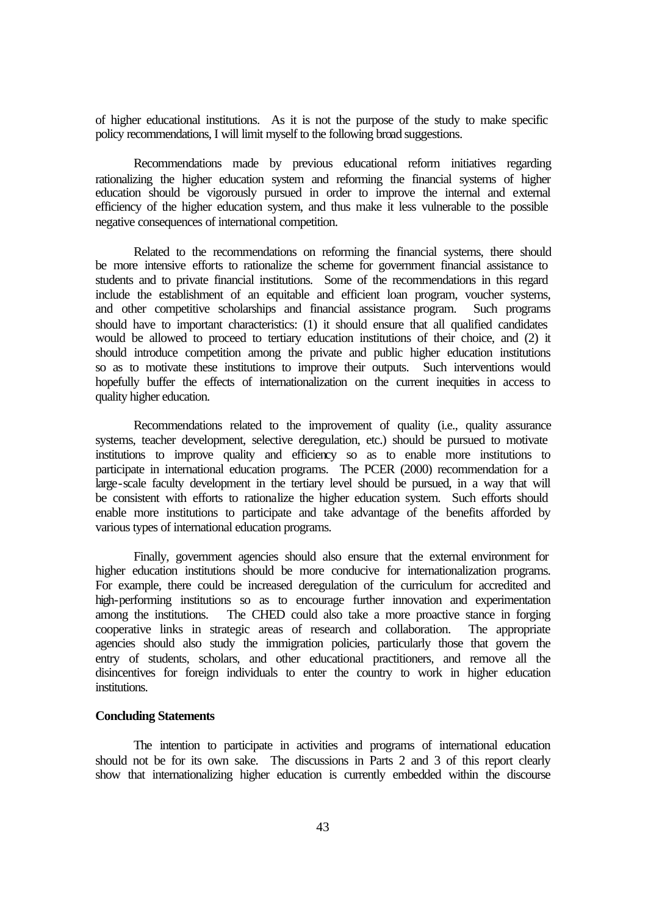of higher educational institutions. As it is not the purpose of the study to make specific policy recommendations, I will limit myself to the following broad suggestions.

Recommendations made by previous educational reform initiatives regarding rationalizing the higher education system and reforming the financial systems of higher education should be vigorously pursued in order to improve the internal and external efficiency of the higher education system, and thus make it less vulnerable to the possible negative consequences of international competition.

Related to the recommendations on reforming the financial systems, there should be more intensive efforts to rationalize the scheme for government financial assistance to students and to private financial institutions. Some of the recommendations in this regard include the establishment of an equitable and efficient loan program, voucher systems, and other competitive scholarships and financial assistance program. Such programs should have to important characteristics: (1) it should ensure that all qualified candidates would be allowed to proceed to tertiary education institutions of their choice, and (2) it should introduce competition among the private and public higher education institutions so as to motivate these institutions to improve their outputs. Such interventions would hopefully buffer the effects of internationalization on the current inequities in access to quality higher education.

Recommendations related to the improvement of quality (i.e., quality assurance systems, teacher development, selective deregulation, etc.) should be pursued to motivate institutions to improve quality and efficiency so as to enable more institutions to participate in international education programs. The PCER (2000) recommendation for a large-scale faculty development in the tertiary level should be pursued, in a way that will be consistent with efforts to rationalize the higher education system. Such efforts should enable more institutions to participate and take advantage of the benefits afforded by various types of international education programs.

Finally, government agencies should also ensure that the external environment for higher education institutions should be more conducive for internationalization programs. For example, there could be increased deregulation of the curriculum for accredited and high-performing institutions so as to encourage further innovation and experimentation among the institutions. The CHED could also take a more proactive stance in forging cooperative links in strategic areas of research and collaboration. The appropriate agencies should also study the immigration policies, particularly those that govern the entry of students, scholars, and other educational practitioners, and remove all the disincentives for foreign individuals to enter the country to work in higher education institutions.

**Concluding Statements**

The intention to participate in activities and programs of international education should not be for its own sake. The discussions in Parts 2 and 3 of this report clearly show that internationalizing higher education is currently embedded within the discourse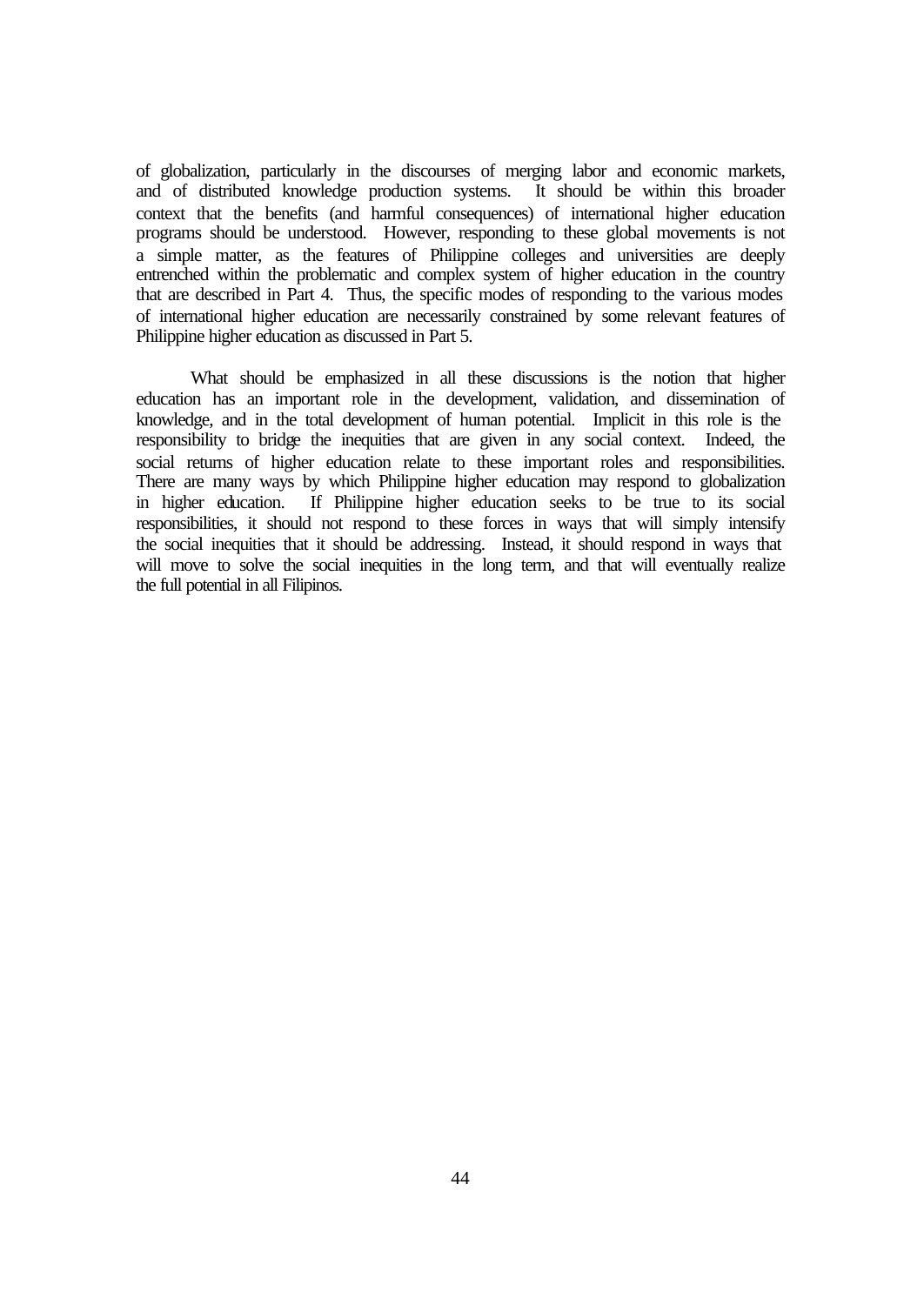of globalization, particularly in the discourses of merging labor and economic markets, and of distributed knowledge production systems. It should be within this broader context that the benefits (and harmful consequences) of international higher education programs should be understood. However, responding to these global movements is not a simple matter, as the features of Philippine colleges and universities are deeply entrenched within the problematic and complex system of higher education in the country that are described in Part 4. Thus, the specific modes of responding to the various modes of international higher education are necessarily constrained by some relevant features of Philippine higher education as discussed in Part 5.

What should be emphasized in all these discussions is the notion that higher education has an important role in the development, validation, and dissemination of knowledge, and in the total development of human potential. Implicit in this role is the responsibility to bridge the inequities that are given in any social context. Indeed, the social returns of higher education relate to these important roles and responsibilities. There are many ways by which Philippine higher education may respond to globalization in higher education. If Philippine higher education seeks to be true to its social responsibilities, it should not respond to these forces in ways that will simply intensify the social inequities that it should be addressing. Instead, it should respond in ways that will move to solve the social inequities in the long term, and that will eventually realize the full potential in all Filipinos.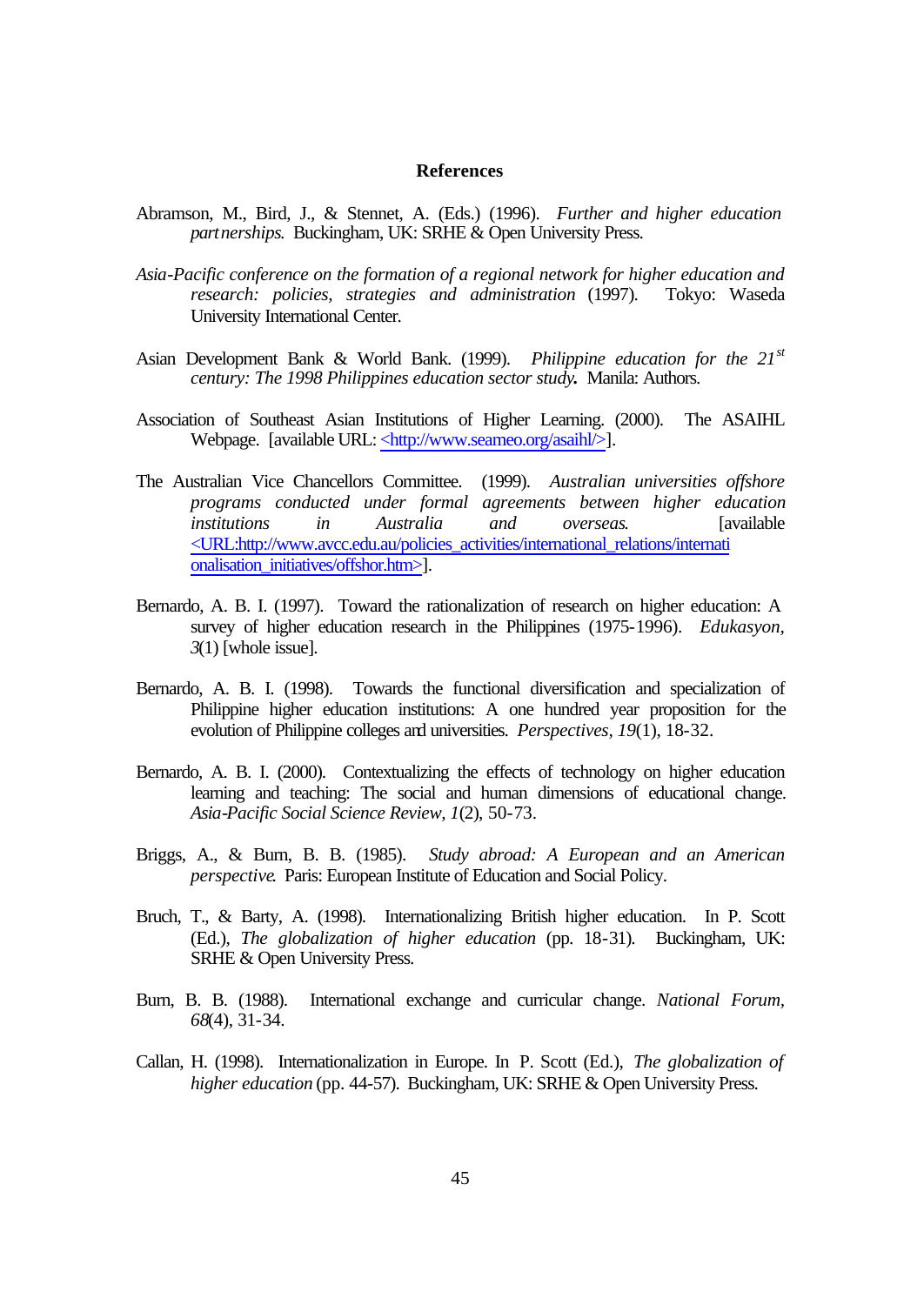## References

Abramson, M., Bird, J., & Stennet, A. (Eds.) (1996). *Further and higher education partnerships*. Buckingham, UK: SRHE & Open University Press.

*Asia-Pacific conference on the formation of a regional network for higher education and research: policies, strategies and administration* (1997). Tokyo: Waseda University International Center.

Asian Development Bank & World Bank. (1999). *Philippine education for the 21st century: The 1998 Philippines education sector study.* Manila: Authors.

Association of Southeast Asian Institutions of Higher Learning. (2000). The ASAIHL Webpage. [available URL: <http://www.seameo.org/asaihl/>].

The Australian Vice Chancellors Committee. (1999). *Australian universities offshore programs conducted under formal agreements between higher education institutions in Australia and overseas.* [available <URL:http://www.avcc.edu.au/policies_activities/international_relations/internationalisation_initiatives/offshor.htm>].

Bernardo, A. B. I. (1997). Toward the rationalization of research on higher education: A survey of higher education research in the Philippines (1975-1996). *Edukasyon, 3*(1) [whole issue].

Bernardo, A. B. I. (1998). Towards the functional diversification and specialization of Philippine higher education institutions: A one hundred year proposition for the evolution of Philippine colleges and universities. *Perspectives, 19*(1), 18-32.

Bernardo, A. B. I. (2000). Contextualizing the effects of technology on higher education learning and teaching: The social and human dimensions of educational change. *Asia-Pacific Social Science Review, 1*(2), 50-73.

Briggs, A., & Burn, B. B. (1985). *Study abroad: A European and an American perspective*. Paris: European Institute of Education and Social Policy.

Bruch, T., & Barty, A. (1998). Internationalizing British higher education. In P. Scott (Ed.), *The globalization of higher education* (pp. 18-31). Buckingham, UK: SRHE & Open University Press.

Burn, B. B. (1988). International exchange and curricular change. *National Forum, 68*(4), 31-34.

Callan, H. (1998). Internationalization in Europe. In P. Scott (Ed.), *The globalization of higher education* (pp. 44-57). Buckingham, UK: SRHE & Open University Press.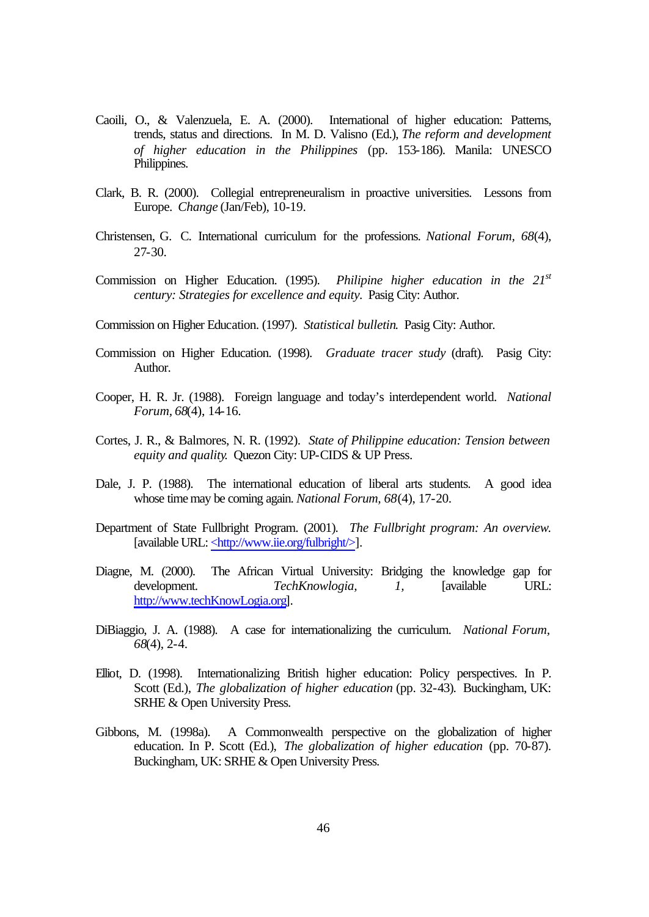Caoili, O., & Valenzuela, E. A. (2000). International of higher education: Patterns, trends, status and directions. In M. D. Valisno (Ed.), *The reform and development of higher education in the Philippines* (pp. 153-186). Manila: UNESCO Philippines.

Clark, B. R. (2000). Collegial entrepreneuralism in proactive universities. Lessons from Europe. *Change* (Jan/Feb), 10-19.

Christensen, G. C. International curriculum for the professions. *National Forum, 68*(4), 27-30.

Commission on Higher Education. (1995). *Philipine higher education in the 21st century: Strategies for excellence and equity.* Pasig City: Author.

Commission on Higher Education. (1997). *Statistical bulletin.* Pasig City: Author.

Commission on Higher Education. (1998). *Graduate tracer study* (draft). Pasig City: Author.

Cooper, H. R. Jr. (1988). Foreign language and today's interdependent world. *National Forum, 68*(4), 14-16.

Cortes, J. R., & Balmores, N. R. (1992). *State of Philippine education: Tension between equity and quality.* Quezon City: UP-CIDS & UP Press.

Dale, J. P. (1988). The international education of liberal arts students. A good idea whose time may be coming again. *National Forum, 68*(4), 17-20.

Department of State Fullbright Program. (2001). *The Fullbright program: An overview.* [available URL: <http://www.iie.org/fulbright/>].

Diagne, M. (2000). The African Virtual University: Bridging the knowledge gap for development. *TechKnowlogia, 1*, [available URL: http://www.techKnowLogia.org].

DiBiaggio, J. A. (1988). A case for internationalizing the curriculum. *National Forum, 68*(4), 2-4.

Elliot, D. (1998). Internationalizing British higher education: Policy perspectives. In P. Scott (Ed.), *The globalization of higher education* (pp. 32-43). Buckingham, UK: SRHE & Open University Press.

Gibbons, M. (1998a). A Commonwealth perspective on the globalization of higher education. In P. Scott (Ed.), *The globalization of higher education* (pp. 70-87). Buckingham, UK: SRHE & Open University Press.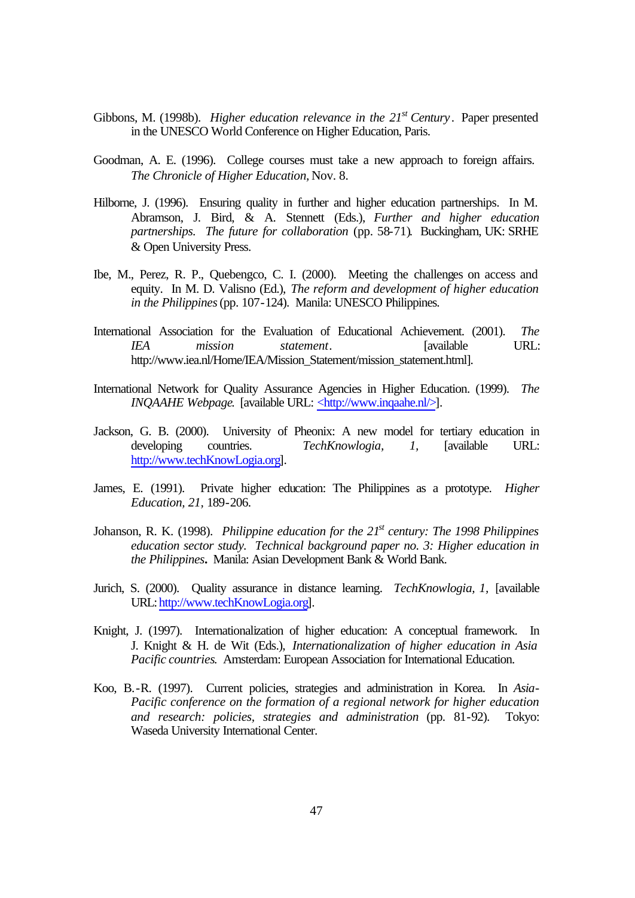Gibbons, M. (1998b). *Higher education relevance in the 21st Century*. Paper presented in the UNESCO World Conference on Higher Education, Paris.

Goodman, A. E. (1996). College courses must take a new approach to foreign affairs. *The Chronicle of Higher Education*, Nov. 8.

Hilborne, J. (1996). Ensuring quality in further and higher education partnerships. In M. Abramson, J. Bird, & A. Stennett (Eds.), *Further and higher education partnerships. The future for collaboration* (pp. 58-71). Buckingham, UK: SRHE & Open University Press.

Ibe, M., Perez, R. P., Quebengco, C. I. (2000). Meeting the challenges on access and equity. In M. D. Valisno (Ed.), *The reform and development of higher education in the Philippines* (pp. 107-124). Manila: UNESCO Philippines.

International Association for the Evaluation of Educational Achievement. (2001). *The IEA mission statement*. [available URL: http://www.iea.nl/Home/IEA/Mission_Statement/mission_statement.html].

International Network for Quality Assurance Agencies in Higher Education. (1999). *The INQAAHE Webpage*. [available URL: <http://www.inqaahe.nl/>].

Jackson, G. B. (2000). University of Pheonix: A new model for tertiary education in developing countries. *TechKnowlogia, 1,* [available URL: http://www.techKnowLogia.org].

James, E. (1991). Private higher education: The Philippines as a prototype. *Higher Education, 21,* 189-206.

Johanson, R. K. (1998). *Philippine education for the 21st century: The 1998 Philippines education sector study. Technical background paper no. 3: Higher education in the Philippines*. Manila: Asian Development Bank & World Bank.

Jurich, S. (2000). Quality assurance in distance learning. *TechKnowlogia, 1,* [available URL: http://www.techKnowLogia.org].

Knight, J. (1997). Internationalization of higher education: A conceptual framework. In J. Knight & H. de Wit (Eds.), *Internationalization of higher education in Asia Pacific countries*. Amsterdam: European Association for International Education.

Koo, B.-R. (1997). Current policies, strategies and administration in Korea. In *Asia-Pacific conference on the formation of a regional network for higher education and research: policies, strategies and administration* (pp. 81-92). Tokyo: Waseda University International Center.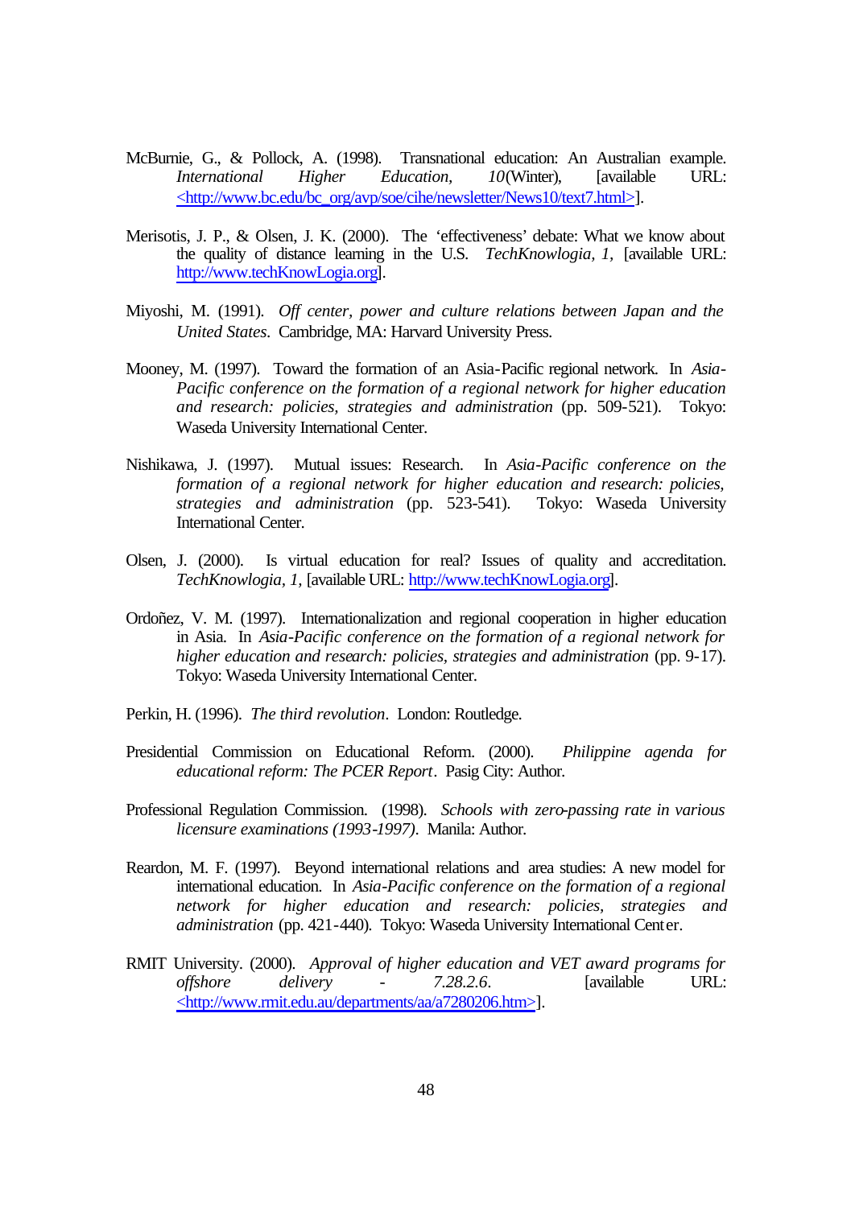McBurnie, G., & Pollock, A. (1998). Transnational education: An Australian example. *International Higher Education, 10*(Winter), [available URL: <http://www.bc.edu/bc_org/avp/soe/cihe/newsletter/News10/text7.html>].

Merisotis, J. P., & Olsen, J. K. (2000). The 'effectiveness' debate: What we know about the quality of distance learning in the U.S. *TechKnowlogia, 1,* [available URL: http://www.techKnowLogia.org].

Miyoshi, M. (1991). *Off center, power and culture relations between Japan and the United States*. Cambridge, MA: Harvard University Press.

Mooney, M. (1997). Toward the formation of an Asia-Pacific regional network. In *Asia-Pacific conference on the formation of a regional network for higher education and research: policies, strategies and administration* (pp. 509-521). Tokyo: Waseda University International Center.

Nishikawa, J. (1997). Mutual issues: Research. In *Asia-Pacific conference on the formation of a regional network for higher education and research: policies, strategies and administration* (pp. 523-541). Tokyo: Waseda University International Center.

Olsen, J. (2000). Is virtual education for real? Issues of quality and accreditation. *TechKnowlogia, 1,* [available URL: http://www.techKnowLogia.org].

Ordoñez, V. M. (1997). Internationalization and regional cooperation in higher education in Asia. In *Asia-Pacific conference on the formation of a regional network for higher education and research: policies, strategies and administration* (pp. 9-17). Tokyo: Waseda University International Center.

Perkin, H. (1996). *The third revolution*. London: Routledge.

Presidential Commission on Educational Reform. (2000). *Philippine agenda for educational reform: The PCER Report*. Pasig City: Author.

Professional Regulation Commission. (1998). *Schools with zero-passing rate in various licensure examinations (1993-1997)*. Manila: Author.

Reardon, M. F. (1997). Beyond international relations and area studies: A new model for international education. In *Asia-Pacific conference on the formation of a regional network for higher education and research: policies, strategies and administration* (pp. 421-440). Tokyo: Waseda University International Center.

RMIT University. (2000). *Approval of higher education and VET award programs for offshore delivery - 7.28.2.6*. [available URL: <http://www.rmit.edu.au/departments/aa/a7280206.htm>].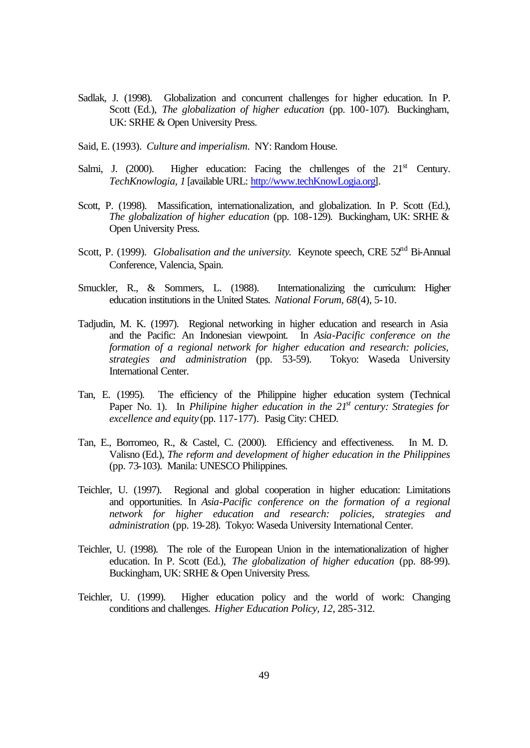Sadlak, J. (1998). Globalization and concurrent challenges for higher education. In P. Scott (Ed.), *The globalization of higher education* (pp. 100-107). Buckingham, UK: SRHE & Open University Press.

Said, E. (1993). *Culture and imperialism*. NY: Random House.

Salmi, J. (2000). Higher education: Facing the challenges of the 21st Century. *TechKnowlogia, 1* [available URL: http://www.techKnowLogia.org].

Scott, P. (1998). Massification, internationalization, and globalization. In P. Scott (Ed.), *The globalization of higher education* (pp. 108-129). Buckingham, UK: SRHE & Open University Press.

Scott, P. (1999). *Globalisation and the university.* Keynote speech, CRE 52nd Bi-Annual Conference, Valencia, Spain.

Smuckler, R., & Sommers, L. (1988). Internationalizing the curriculum: Higher education institutions in the United States. *National Forum, 68*(4), 5-10.

Tadjudin, M. K. (1997). Regional networking in higher education and research in Asia and the Pacific: An Indonesian viewpoint. In *Asia-Pacific conference on the formation of a regional network for higher education and research: policies, strategies and administration* (pp. 53-59). Tokyo: Waseda University International Center.

Tan, E. (1995). The efficiency of the Philippine higher education system (Technical Paper No. 1). In *Philipine higher education in the 21st century: Strategies for excellence and equity* (pp. 117-177). Pasig City: CHED.

Tan, E., Borromeo, R., & Castel, C. (2000). Efficiency and effectiveness. In M. D. Valisno (Ed.), *The reform and development of higher education in the Philippines* (pp. 73-103). Manila: UNESCO Philippines.

Teichler, U. (1997). Regional and global cooperation in higher education: Limitations and opportunities. In *Asia-Pacific conference on the formation of a regional network for higher education and research: policies, strategies and administration* (pp. 19-28). Tokyo: Waseda University International Center.

Teichler, U. (1998). The role of the European Union in the internationalization of higher education. In P. Scott (Ed.), *The globalization of higher education* (pp. 88-99). Buckingham, UK: SRHE & Open University Press.

Teichler, U. (1999). Higher education policy and the world of work: Changing conditions and challenges. *Higher Education Policy, 12*, 285-312.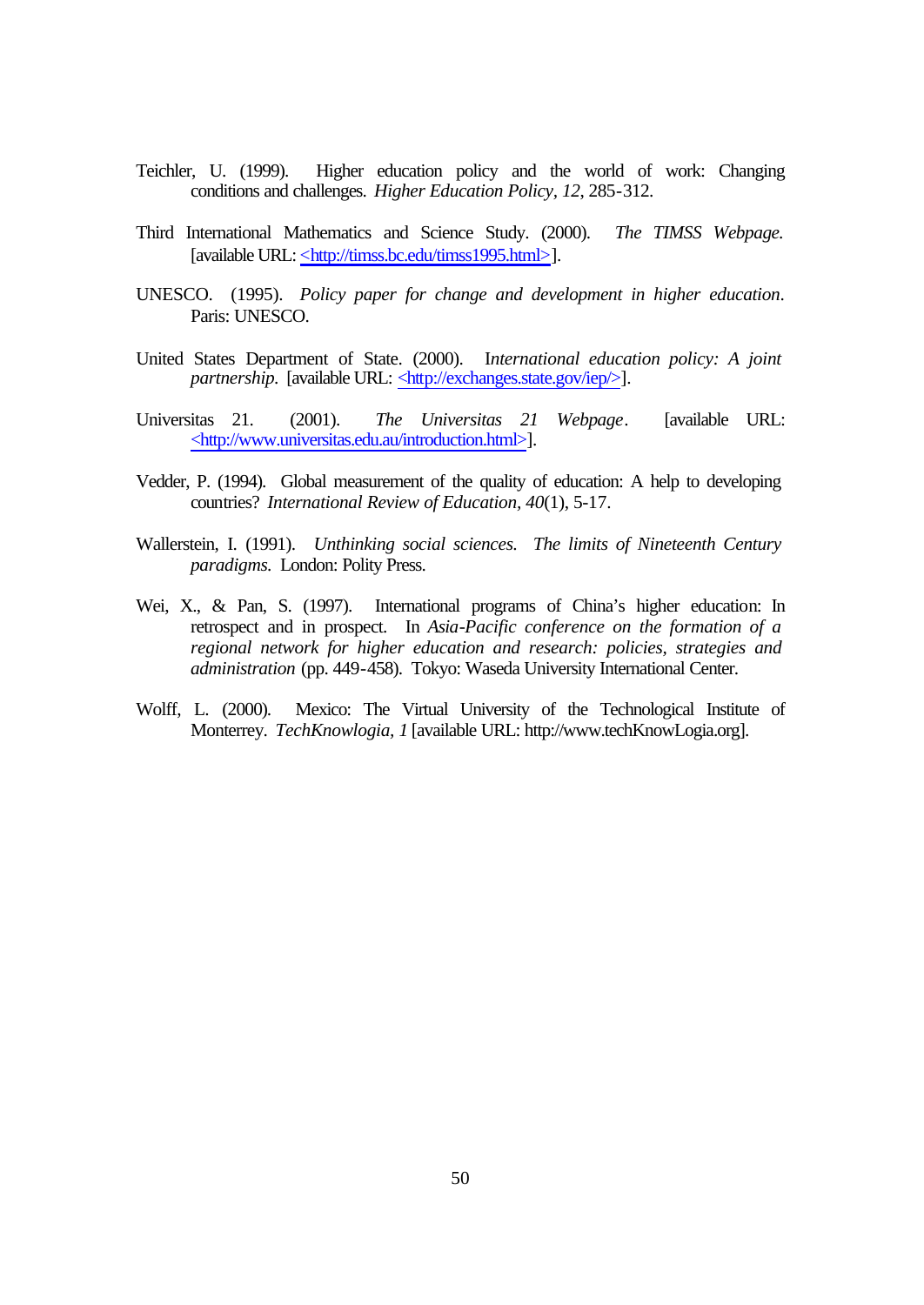Teichler, U. (1999). Higher education policy and the world of work: Changing conditions and challenges. *Higher Education Policy*, *12*, 285-312.

Third International Mathematics and Science Study. (2000). *The TIMSS Webpage.* [available URL: <http://timss.bc.edu/timss1995.html>].

UNESCO. (1995). *Policy paper for change and development in higher education*. Paris: UNESCO.

United States Department of State. (2000). I*nternational education policy: A joint partnership.* [available URL: <http://exchanges.state.gov/iep/>].

Universitas 21. (2001). *The Universitas 21 Webpage*. [available URL: <http://www.universitas.edu.au/introduction.html>].

Vedder, P. (1994). Global measurement of the quality of education: A help to developing countries? *International Review of Education*, *40*(1), 5-17.

Wallerstein, I. (1991). *Unthinking social sciences. The limits of Nineteenth Century paradigms.* London: Polity Press.

Wei, X., & Pan, S. (1997). International programs of China's higher education: In retrospect and in prospect. In *Asia-Pacific conference on the formation of a regional network for higher education and research: policies, strategies and administration* (pp. 449-458). Tokyo: Waseda University International Center.

Wolff, L. (2000). Mexico: The Virtual University of the Technological Institute of Monterrey. *TechKnowlogia, 1* [available URL: http://www.techKnowLogia.org].